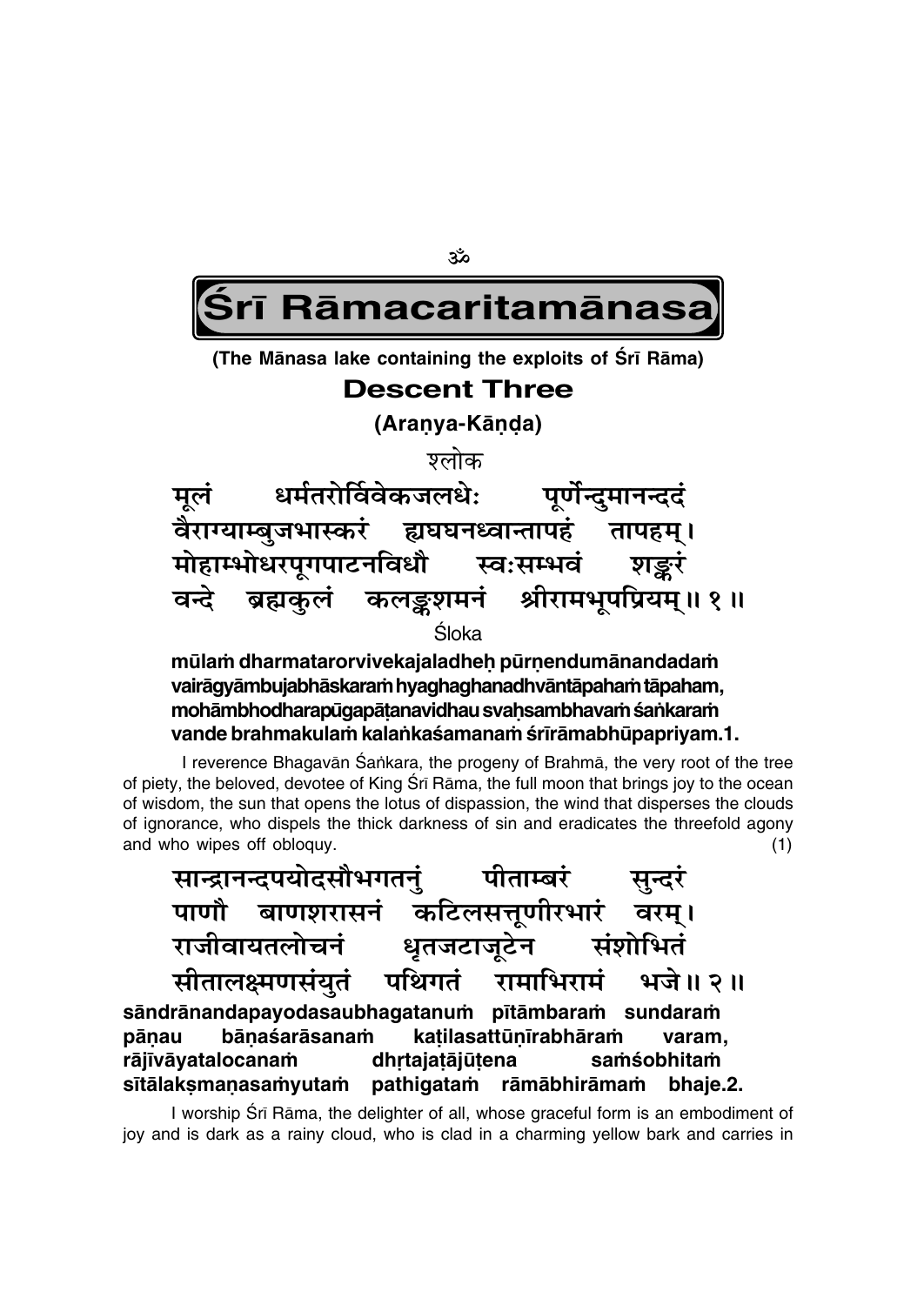ॐ

# Śrī Rāmacaritamānasa

**(The Mānasa lake containing the exploits of Śrī Rāma)**

## Descent Three

### (Araṇya-Kāṇḍa)

श्लोक

मूलं धर्मतरोर्विवेकजलधेः पूर्णेन्दुमानन्ददं
वैराग्याम्बुजभास्करं ह्यघघनध्वान्तापहं तापहम्।
मोहाम्भोधरपूगपाटनविधौ स्वःसम्भवं शङ्करं
वन्दे ब्रह्मकुलं कलङ्कशमनं श्रीरामभूपप्रियम्॥ १॥

Śloka

**mūlaṁ dharmatarorvivekajaladheḥ pūrṇendumānandadaṁ**
**vairāgyāmbujabhāskaraṁ hyaghaghanadhvāntāpahaṁ tāpaham,**
**mohāmbhodharapūgapāṭanavidhau svaḥsambhavaṁ śaṅkaraṁ**
**vande brahmakulaṁ kalaṅkaśamanaṁ śrīrāmabhūpapriyam.1.**

I reverence Bhagavān Śaṅkara, the progeny of Brahmā, the very root of the tree of piety, the beloved, devotee of King Śrī Rāma, the full moon that brings joy to the ocean of wisdom, the sun that opens the lotus of dispassion, the wind that disperses the clouds of ignorance, who dispels the thick darkness of sin and eradicates the threefold agony and who wipes off obloquy. (1)

सान्द्रानन्दपयोदसौभगतनुं पीताम्बरं सुन्दरं
पाणौ बाणशरासनं कटिलसत्तूणीरभारं वरम्।
राजीवायतलोचनं धृतजटाजूटेन संशोभितं
सीतालक्ष्मणसंयुतं पथिगतं रामाभिरामं भजे॥ २॥

**sāndrānandapayodasaubhagatanuṁ pītāmbaraṁ sundaraṁ**
**pāṇau bāṇaśarāsanaṁ kaṭilasattūṇīrabhāraṁ varam,**
**rājīvāyatalocanaṁ dhṛtajaṭājūṭena saṁśobhitaṁ**
**sītālakṣmaṇasaṁyutaṁ pathigataṁ rāmābhirāmaṁ bhaje.2.**

I worship Śrī Rāma, the delighter of all, whose graceful form is an embodiment of joy and is dark as a rainy cloud, who is clad in a charming yellow bark and carries in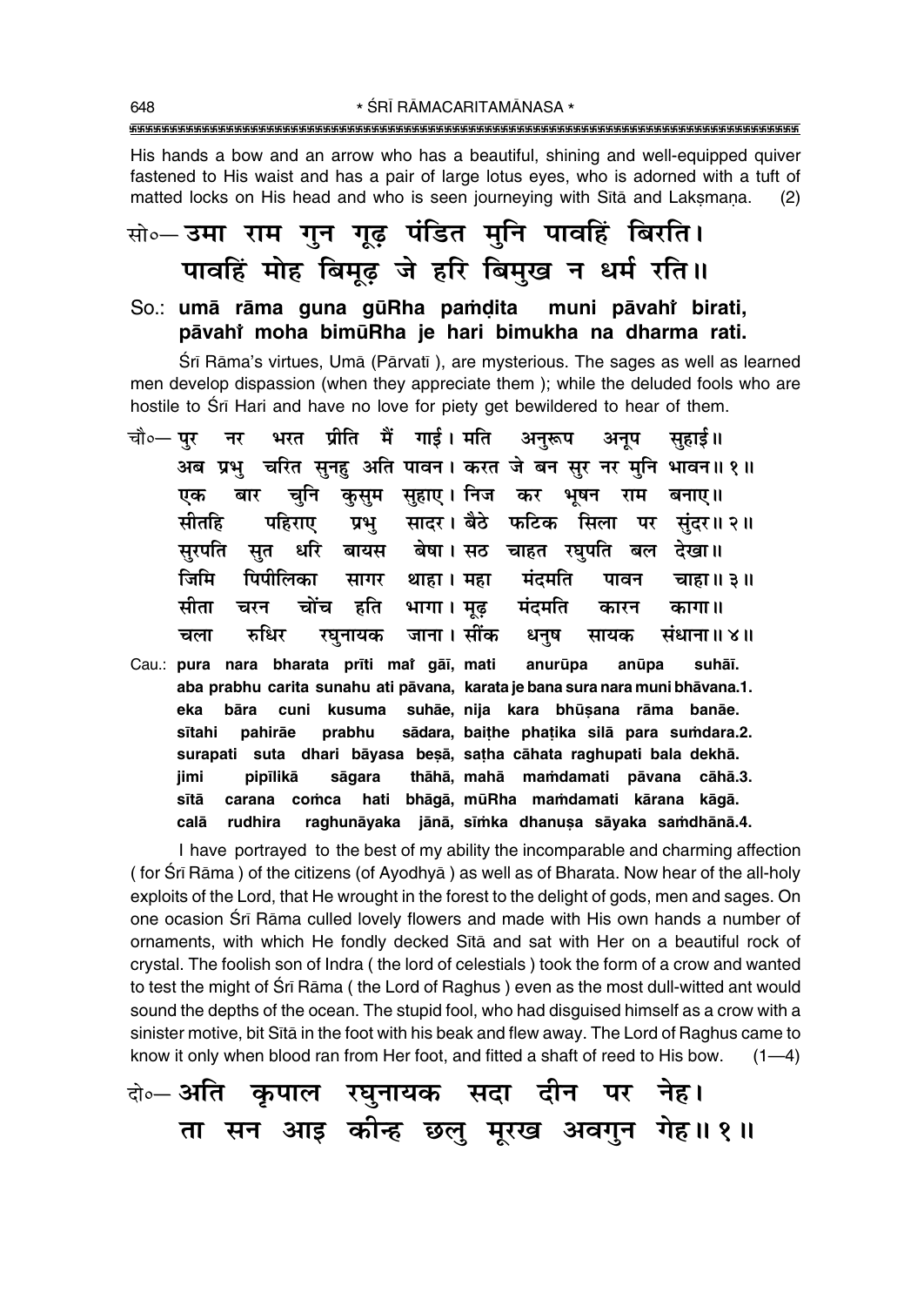His hands a bow and an arrow who has a beautiful, shining and well-equipped quiver fastened to His waist and has a pair of large lotus eyes, who is adorned with a tuft of matted locks on His head and who is seen journeying with Sītā and Lakṣmaṇa. (2)

**सो०— उमा राम गुन गूढ़ पंडित मुनि पावहिं बिरति।**
**पावहिं मोह बिमूढ़ जे हरि बिमुख न धर्म रति॥**

**So.: umā rāma guna gūRha paṁḍita muni pāvahiṁ birati,**
**pāvahiṁ moha bimūRha je hari bimukha na dharma rati.**

Śrī Rāma's virtues, Umā (Pārvatī ), are mysterious. The sages as well as learned men develop dispassion (when they appreciate them ); while the deluded fools who are hostile to Śrī Hari and have no love for piety get bewildered to hear of them.

चौ०— पुर नर भरत प्रीति मैं गाई। मति अनुरूप अनूप सुहाई॥
अब प्रभु चरित सुनहु अति पावन। करत जे बन सुर नर मुनि भावन॥ १॥
एक बार चुनि कुसुम सुहाए। निज कर भूषन राम बनाए॥
सीतहि पहिराए प्रभु सादर। बैठे फटिक सिला पर सुंदर॥ २॥
सुरपति सुत धरि बायस बेषा। सठ चाहत रघुपति बल देखा॥
जिमि पिपीलिका सागर थाहा। महा मंदमति पावन चाहा॥ ३॥
सीता चरन चोंच हति भागा। मूढ़ मंदमति कारन कागा॥
चला रुधिर रघुनायक जाना। सींक धनुष सायक संधाना॥ ४॥

Cau.: **pura nara bharata prīti maiṁ gāī, mati anurūpa anūpa suhāī.**
**aba prabhu carita sunahu ati pāvana, karata je bana sura nara muni bhāvana.1.**
**eka bāra cuni kusuma suhāe, nija kara bhūṣana rāma banāe.**
**sītahi pahirāe prabhu sādara, baiṭhe phaṭika silā para suṁdara.2.**
**surapati suta dhari bāyasa beṣā, saṭha cāhata raghupati bala dekhā.**
**jimi pipīlikā sāgara thāhā, mahā maṁdamati pāvana cāhā.3.**
**sītā carana coṁca hati bhāgā, mūRha maṁdamati kārana kāgā.**
**calā rudhira raghunāyaka jānā, sīṁka dhanuṣa sāyaka saṁdhānā.4.**

I have portrayed to the best of my ability the incomparable and charming affection ( for Śrī Rāma ) of the citizens (of Ayodhyā ) as well as of Bharata. Now hear of the all-holy exploits of the Lord, that He wrought in the forest to the delight of gods, men and sages. On one ocasion Śrī Rāma culled lovely flowers and made with His own hands a number of ornaments, with which He fondly decked Sītā and sat with Her on a beautiful rock of crystal. The foolish son of Indra ( the lord of celestials ) took the form of a crow and wanted to test the might of Śrī Rāma ( the Lord of Raghus ) even as the most dull-witted ant would sound the depths of the ocean. The stupid fool, who had disguised himself as a crow with a sinister motive, bit Sītā in the foot with his beak and flew away. The Lord of Raghus came to know it only when blood ran from Her foot, and fitted a shaft of reed to His bow. (1—4)

**दो०— अति कृपाल रघुनायक सदा दीन पर नेह।**
**ता सन आइ कीन्ह छलु मूरख अवगुन गेह॥ १॥**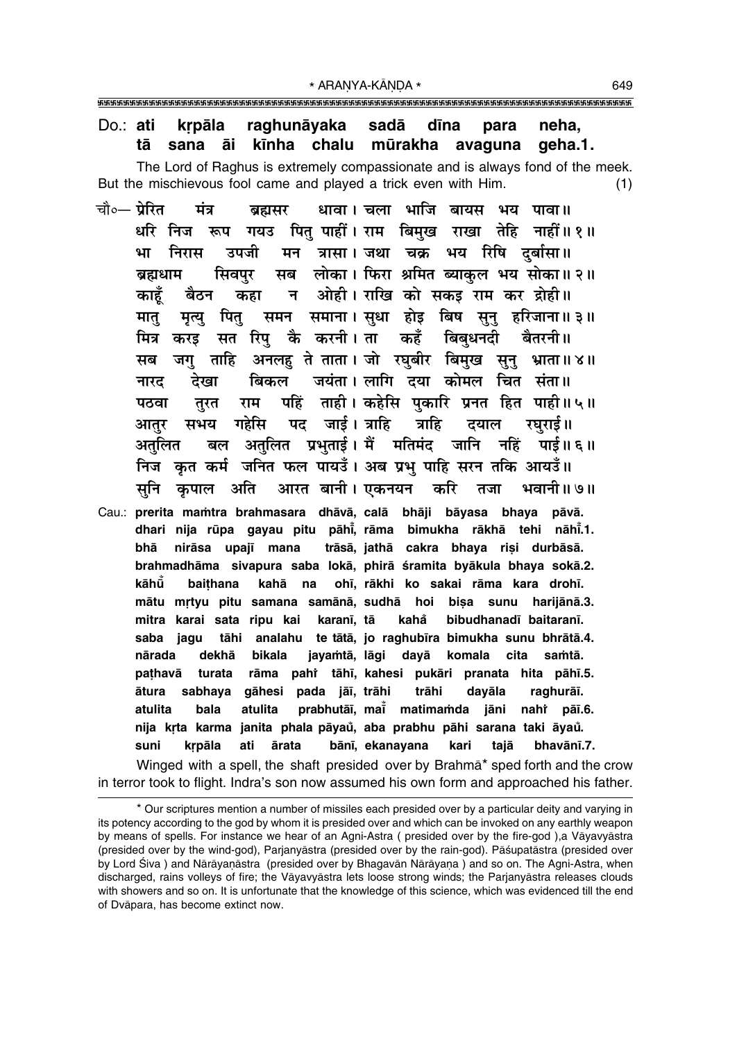Do.: **ati kṛpāla raghunāyaka sadā dīna para neha,**
**tā sana āi kīnha chalu mūrakha avaguna geha.1.**

The Lord of Raghus is extremely compassionate and is always fond of the meek. But the mischievous fool came and played a trick even with Him. (1)

चौ०— प्रेरित मंत्र ब्रह्मसर धावा। चला भाजि बायस भय पावा॥
धरि निज रूप गयउ पितु पाहीं। राम बिमुख राखा तेहि नाहीं॥ १॥
भा निरास उपजी मन त्रासा। जथा चक्र भय रिषि दुर्बासा॥
ब्रह्मधाम सिवपुर सब लोका। फिरा श्रमित ब्याकुल भय सोका॥ २॥
काहूँ बैठन कहा न ओही। राखि को सकइ राम कर द्रोही॥
मातु मृत्यु पितु समन समाना। सुधा होइ बिष सुनु हरिजाना॥ ३॥
मित्र करइ सत रिपु कै करनी। ता कहँ बिबुधनदी बैतरनी॥
सब जगु ताहि अनलहु ते ताता। जो रघुबीर बिमुख सुनु भ्राता॥ ४॥
नारद देखा बिकल जयंता। लागि दया कोमल चित संता॥
पठवा तुरत राम पहिं ताही। कहेसि पुकारि प्रनत हित पाही॥ ५॥
आतुर सभय गहेसि पद जाई। त्राहि त्राहि दयाल रघुराई॥
अतुलित बल अतुलित प्रभुताई। मैं मतिमंद जानि नहिं पाई॥ ६॥
निज कृत कर्म जनित फल पायउँ। अब प्रभु पाहि सरन तकि आयउँ॥
सुनि कृपाल अति आरत बानी। एकनयन करि तजा भवानी॥ ७॥

Cau.: **prerita maṁtra brahmasara dhāvā, calā bhāji bāyasa bhaya pāvā.**
**dhari nija rūpa gayau pitu pāhī̐, rāma bimukha rākhā tehi nāhī̐.1.**
**bhā nirāsa upajī mana trāsā, jathā cakra bhaya riṣi durbāsā.**
**brahmadhāma sivapura saba lokā, phirā śramita byākula bhaya sokā.2.**
**kāhū̐ baiṭhana kahā na ohī, rākhi ko sakai rāma kara drohī.**
**mātu mṛtyu pitu samana samānā, sudhā hoi biṣa sunu harijānā.3.**
**mitra karai sata ripu kai karanī, tā kahå bibudhanadī baitaranī.**
**saba jagu tāhi analahu te tātā, jo raghubīra bimukha sunu bhrātā.4.**
**nārada dekhā bikala jayaṁtā, lāgi dayā komala cita saṁtā.**
**paṭhavā turata rāma pahiṁ tāhī, kahesi pukāri pranata hita pāhī.5.**
**ātura sabhaya gāhesi pada jāī, trāhi trāhi dayāla raghurāī.**
**atulita bala atulita prabhutāī, maĩ matimaṁda jāni nahiṁ pāī.6.**
**nija kṛta karma janita phala pāyaů, aba prabhu pāhi sarana taki āyaů.**
**suni kṛpāla ati ārata bānī, ekanayana kari tajā bhavānī.7.**

Winged with a spell, the shaft presided over by Brahmā* sped forth and the crow in terror took to flight. Indra's son now assumed his own form and approached his father.

---

* Our scriptures mention a number of missiles each presided over by a particular deity and varying in its potency according to the god by whom it is presided over and which can be invoked on any earthly weapon by means of spells. For instance we hear of an Agni-Astra ( presided over by the fire-god ),a Vāyavyāstra (presided over by the wind-god), Parjanyāstra (presided over by the rain-god). Pāśupatāstra (presided over by Lord Śiva ) and Nārāyaṇāstra (presided over by Bhagavān Nārāyaṇa ) and so on. The Agni-Astra, when discharged, rains volleys of fire; the Vāyavyāstra lets loose strong winds; the Parjanyāstra releases clouds with showers and so on. It is unfortunate that the knowledge of this science, which was evidenced till the end of Dvāpara, has become extinct now.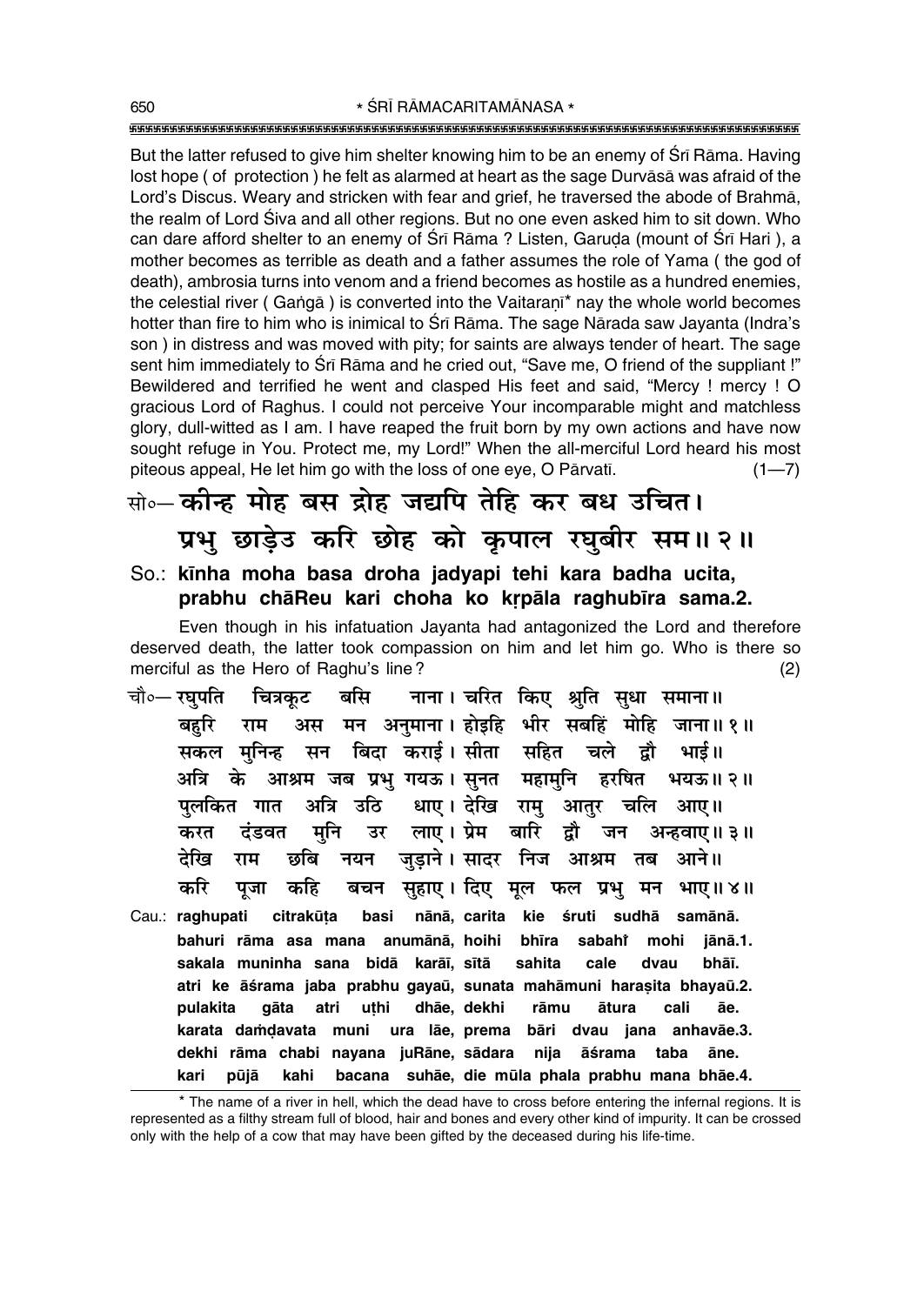But the latter refused to give him shelter knowing him to be an enemy of Śrī Rāma. Having lost hope ( of protection ) he felt as alarmed at heart as the sage Durvāsā was afraid of the Lord's Discus. Weary and stricken with fear and grief, he traversed the abode of Brahmā, the realm of Lord Śiva and all other regions. But no one even asked him to sit down. Who can dare afford shelter to an enemy of Śrī Rāma ? Listen, Garuḍa (mount of Śrī Hari ), a mother becomes as terrible as death and a father assumes the role of Yama ( the god of death), ambrosia turns into venom and a friend becomes as hostile as a hundred enemies, the celestial river ( Gaṅgā ) is converted into the Vaitaraṇī* nay the whole world becomes hotter than fire to him who is inimical to Śrī Rāma. The sage Nārada saw Jayanta (Indra's son ) in distress and was moved with pity; for saints are always tender of heart. The sage sent him immediately to Śrī Rāma and he cried out, "Save me, O friend of the suppliant !" Bewildered and terrified he went and clasped His feet and said, "Mercy ! mercy ! O gracious Lord of Raghus. I could not perceive Your incomparable might and matchless glory, dull-witted as I am. I have reaped the fruit born by my own actions and have now sought refuge in You. Protect me, my Lord!" When the all-merciful Lord heard his most piteous appeal, He let him go with the loss of one eye, O Pārvatī. (1—7)

**सो०— कीन्ह मोह बस द्रोह जद्यपि तेहि कर बध उचित।**
**प्रभु छाड़ेउ करि छोह को कृपाल रघुबीर सम॥ २॥**

**So.: kīnha moha basa droha jadyapi tehi kara badha ucita,**
**prabhu chāReu kari choha ko kṛpāla raghubīra sama.2.**

Even though in his infatuation Jayanta had antagonized the Lord and therefore deserved death, the latter took compassion on him and let him go. Who is there so merciful as the Hero of Raghu's line? (2)

चौ०— रघुपति चित्रकूट बसि नाना। चरित किए श्रुति सुधा समाना॥
बहुरि राम अस मन अनुमाना। होइहि भीर सबहिं मोहि जाना॥ १॥
सकल मुनिन्ह सन बिदा कराई। सीता सहित चले द्वौ भाई॥
अत्रि के आश्रम जब प्रभु गयऊ। सुनत महामुनि हरषित भयऊ॥ २॥
पुलकित गात अत्रि उठि धाए। देखि रामु आतुर चलि आए॥
करत दंडवत मुनि उर लाए। प्रेम बारि द्वौ जन अन्हवाए॥ ३॥
देखि राम छबि नयन जुड़ाने। सादर निज आश्रम तब आने॥
करि पूजा कहि बचन सुहाए। दिए मूल फल प्रभु मन भाए॥ ४॥

**Cau.: raghupati citrakūṭa basi nānā, carita kie śruti sudhā samānā.**
**bahuri rāma asa mana anumānā, hoihi bhīra sabahi̐ mohi jānā.1.**
**sakala muninha sana bidā karāī, sītā sahita cale dvau bhāī.**
**atri ke āśrama jaba prabhu gayaū, sunata mahāmuni haraṣita bhayaū.2.**
**pulakita gāta atri uṭhi dhāe, dekhi rāmu ātura cali āe.**
**karata daṁḍavata muni ura lāe, prema bāri dvau jana anhavāe.3.**
**dekhi rāma chabi nayana juRāne, sādara nija āśrama taba āne.**
**kari pūjā kahi bacana suhāe, die mūla phala prabhu mana bhāe.4.**

---

* The name of a river in hell, which the dead have to cross before entering the infernal regions. It is represented as a filthy stream full of blood, hair and bones and every other kind of impurity. It can be crossed only with the help of a cow that may have been gifted by the deceased during his life-time.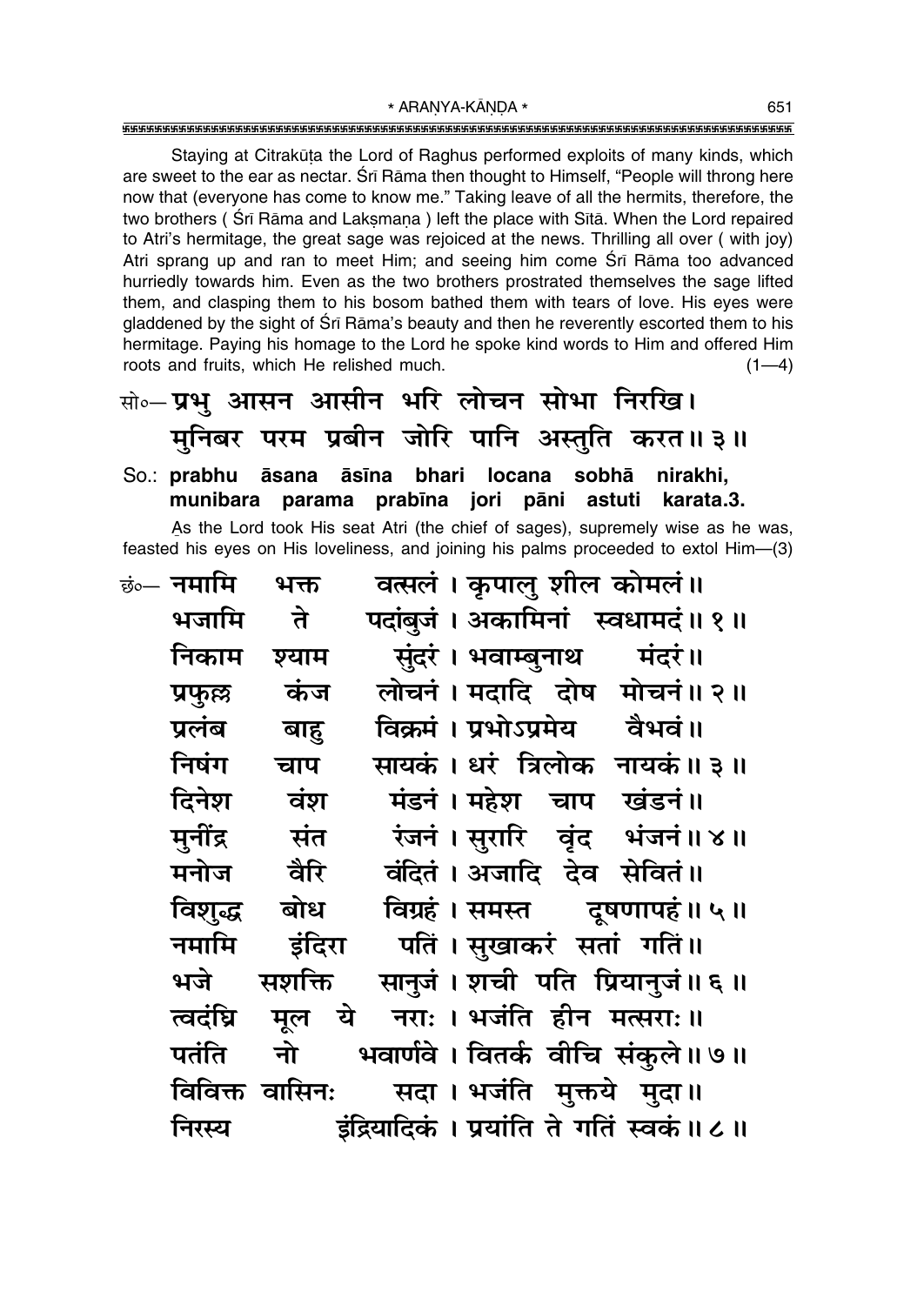Staying at Citrakūṭa the Lord of Raghus performed exploits of many kinds, which are sweet to the ear as nectar. Śrī Rāma then thought to Himself, "People will throng here now that (everyone has come to know me." Taking leave of all the hermits, therefore, the two brothers ( Śrī Rāma and Lakṣmaṇa ) left the place with Sītā. When the Lord repaired to Atri's hermitage, the great sage was rejoiced at the news. Thrilling all over ( with joy) Atri sprang up and ran to meet Him; and seeing him come Śrī Rāma too advanced hurriedly towards him. Even as the two brothers prostrated themselves the sage lifted them, and clasping them to his bosom bathed them with tears of love. His eyes were gladdened by the sight of Śrī Rāma's beauty and then he reverently escorted them to his hermitage. Paying his homage to the Lord he spoke kind words to Him and offered Him roots and fruits, which He relished much. (1—4)

सो०— **प्रभु आसन आसीन भरि लोचन सोभा निरखि।**
**मुनिबर परम प्रबीन जोरि पानि अस्तुति करत॥ ३॥**

So.: **prabhu āsana āsīna bhari locana sobhā nirakhi,**
**munibara parama prabīna jori pāni astuti karata.3.**

As the Lord took His seat Atri (the chief of sages), supremely wise as he was, feasted his eyes on His loveliness, and joining his palms proceeded to extol Him—(3)

छं०— **नमामि भक्त वत्सलं। कृपालु शील कोमलं॥**
**भजामि ते पदांबुजं। अकामिनां स्वधामदं॥ १॥**
**निकाम श्याम सुंदरं। भवाम्बुनाथ मंदरं॥**
**प्रफुल्ल कंज लोचनं। मदादि दोष मोचनं॥ २॥**
**प्रलंब बाहु विक्रमं। प्रभोऽप्रमेय वैभवं॥**
**निषंग चाप सायकं। धरं त्रिलोक नायकं॥ ३॥**
**दिनेश वंश मंडनं। महेश चाप खंडनं॥**
**मुनींद्र संत रंजनं। सुरारि वृंद भंजनं॥ ४॥**
**मनोज वैरि वंदितं। अजादि देव सेवितं॥**
**विशुद्ध बोध विग्रहं। समस्त दूषणापहं॥ ५॥**
**नमामि इंदिरा पतिं। सुखाकरं सतां गतिं॥**
**भजे सशक्ति सानुजं। शची पति प्रियानुजं॥ ६॥**
**त्वदंघ्रि मूल ये नराः। भजंति हीन मत्सराः॥**
**पतंति नो भवार्णवे। वितर्क वीचि संकुले॥ ७॥**
**विविक्त वासिनः सदा। भजंति मुक्तये मुदा॥**
**निरस्य इंद्रियादिकं। प्रयांति ते गतिं स्वकं॥ ८॥**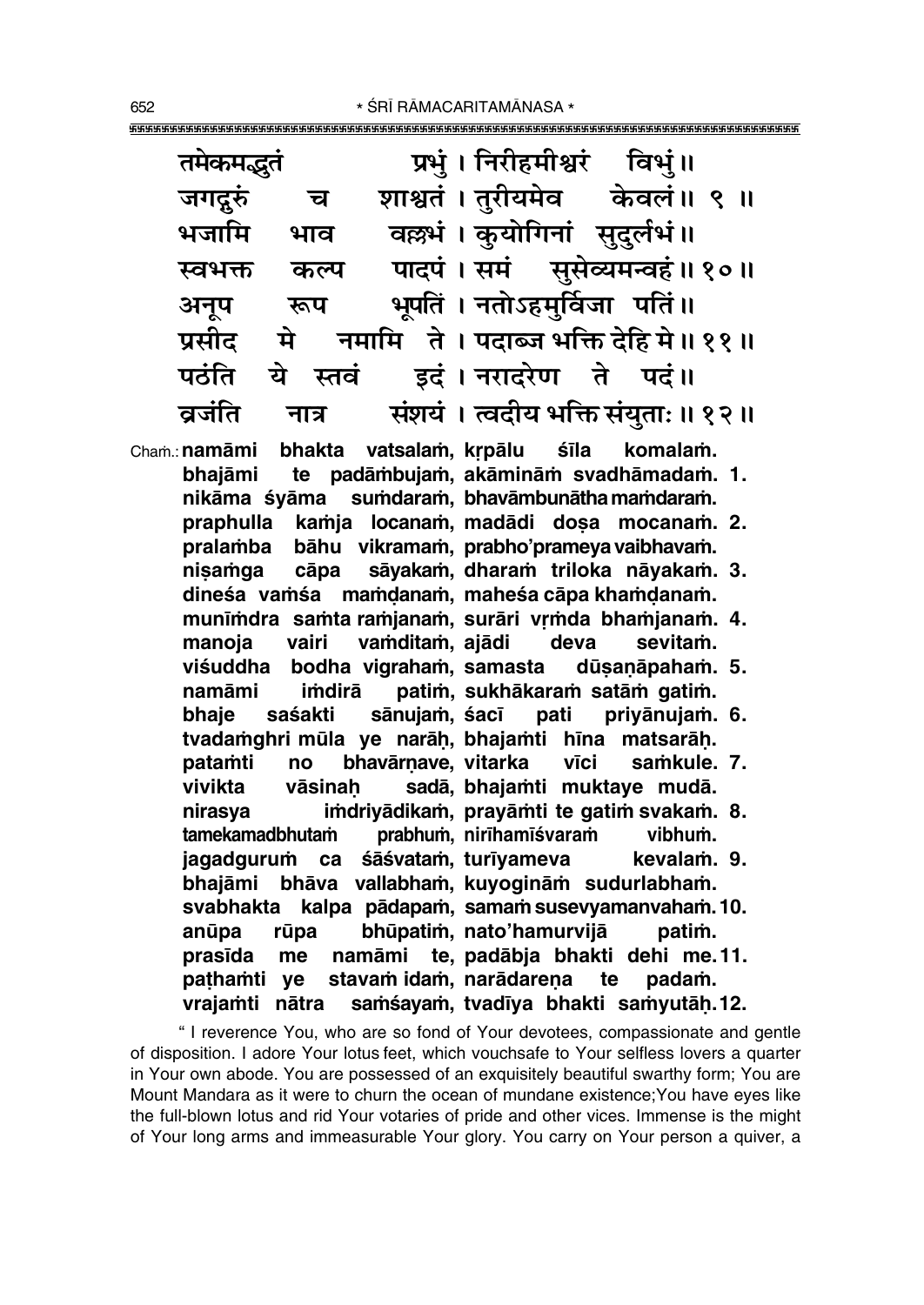तमेकमद्भुतं प्रभुं । निरीहमीश्वरं विभुं ॥
जगद्गुरुं च शाश्वतं । तुरीयमेव केवलं ॥ ९ ॥
भजामि भाव वल्लभं । कुयोगिनां सुदुर्लभं ॥
स्वभक्त कल्प पादपं । समं सुसेव्यमन्वहं ॥ १० ॥
अनूप रूप भूपतिं । नतोऽहमुर्विजा पतिं ॥
प्रसीद मे नमामि ते । पदाब्ज भक्ति देहि मे ॥ ११ ॥
पठंति ये स्तवं इदं । नरादरेण ते पदं ॥
व्रजंति नात्र संशयं । त्वदीय भक्ति संयुताः ॥ १२ ॥

Chaṁ.: **namāmi bhakta vatsalaṁ, kṛpālu śīla komalaṁ.**
**bhajāmi te padāmbujaṁ, akāmināṁ svadhāmadaṁ. 1.**
**nikāma śyāma suṁdaraṁ, bhavāmbunātha maṁdaraṁ.**
**praphulla kaṁja locanaṁ, madādi doṣa mocanaṁ. 2.**
**pralaṁba bāhu vikramaṁ, prabho'prameya vaibhavaṁ.**
**niṣaṁga cāpa sāyakaṁ, dharaṁ triloka nāyakaṁ. 3.**
**dineśa vaṁśa maṁḍanaṁ, maheśa cāpa khaṁḍanaṁ.**
**munīṁdra saṁta raṁjanaṁ, surāri vṛṁda bhaṁjanaṁ. 4.**
**manoja vairi vaṁditaṁ, ajādi deva sevitaṁ.**
**viśuddha bodha vigrahaṁ, samasta dūṣaṇāpahaṁ. 5.**
**namāmi iṁdirā patiṁ, sukhākaraṁ satāṁ gatiṁ.**
**bhaje saśakti sānujaṁ, śacī pati priyānujaṁ. 6.**
**tvadaṁghri mūla ye narāḥ, bhajaṁti hīna matsarāḥ.**
**pataṁti no bhavārṇave, vitarka vīci saṁkule. 7.**
**vivikta vāsinaḥ sadā, bhajaṁti muktaye mudā.**
**nirasya iṁdriyādikaṁ, prayāṁti te gatiṁ svakaṁ. 8.**
**tamekamadbhutaṁ prabhuṁ, nirīhamīśvaraṁ vibhuṁ.**
**jagadguruṁ ca śāśvataṁ, turīyameva kevalaṁ. 9.**
**bhajāmi bhāva vallabhaṁ, kuyogināṁ sudurlabhaṁ.**
**svabhakta kalpa pādapaṁ, samaṁ susevyamanvahaṁ. 10.**
**anūpa rūpa bhūpatiṁ, nato'hamurvijā patiṁ.**
**prasīda me namāmi te, padābja bhakti dehi me. 11.**
**paṭhaṁti ye stavaṁ idaṁ, narādareṇa te padaṁ.**
**vrajaṁti nātra saṁśayaṁ, tvadīya bhakti saṁyutāḥ. 12.**

"I reverence You, who are so fond of Your devotees, compassionate and gentle of disposition. I adore Your lotus feet, which vouchsafe to Your selfless lovers a quarter in Your own abode. You are possessed of an exquisitely beautiful swarthy form; You are Mount Mandara as it were to churn the ocean of mundane existence; You have eyes like the full-blown lotus and rid Your votaries of pride and other vices. Immense is the might of Your long arms and immeasurable Your glory. You carry on Your person a quiver, a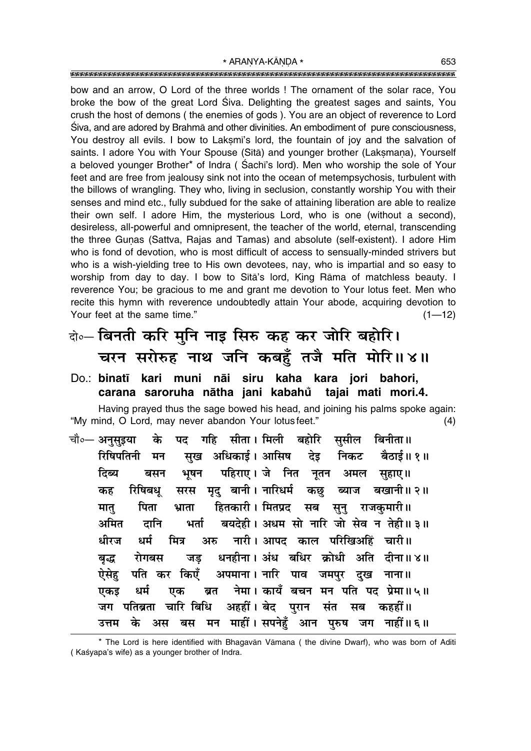bow and an arrow, O Lord of the three worlds ! The ornament of the solar race, You broke the bow of the great Lord Śiva. Delighting the greatest sages and saints, You crush the host of demons ( the enemies of gods ). You are an object of reverence to Lord Śiva, and are adored by Brahmā and other divinities. An embodiment of pure consciousness, You destroy all evils. I bow to Lakṣmī's lord, the fountain of joy and the salvation of saints. I adore You with Your Spouse (Sītā) and younger brother (Lakṣmaṇa), Yourself a beloved younger Brother* of Indra ( Śachī's lord). Men who worship the sole of Your feet and are free from jealousy sink not into the ocean of metempsychosis, turbulent with the billows of wrangling. They who, living in seclusion, constantly worship You with their senses and mind etc., fully subdued for the sake of attaining liberation are able to realize their own self. I adore Him, the mysterious Lord, who is one (without a second), desireless, all-powerful and omnipresent, the teacher of the world, eternal, transcending the three Guṇas (Sattva, Rajas and Tamas) and absolute (self-existent). I adore Him who is fond of devotion, who is most difficult of access to sensually-minded strivers but who is a wish-yielding tree to His own devotees, nay, who is impartial and so easy to worship from day to day. I bow to Sītā's lord, King Rāma of matchless beauty. I reverence You; be gracious to me and grant me devotion to Your lotus feet. Men who recite this hymn with reverence undoubtedly attain Your abode, acquiring devotion to Your feet at the same time." (1—12)

दो०— बिनती करि मुनि नाइ सिरु कह कर जोरि बहोरि।
चरन सरोरुह नाथ जनि कबहुँ तजै मति मोरि॥ ४॥

Do.: **binatī kari muni nāi siru kaha kara jori bahori,**
**carana saroruha nātha jani kabahũ tajai mati mori.4.**

Having prayed thus the sage bowed his head, and joining his palms spoke again: "My mind, O Lord, may never abandon Your lotus feet." (4)

चौ०— अनुसुइया के पद गहि सीता। मिली बहोरि सुसील बिनीता॥
रिषिपतिनी मन सुख अधिकाई। आसिष देइ निकट बैठाई॥ १॥
दिब्य बसन भूषन पहिराए। जे नित नूतन अमल सुहाए॥
कह रिषिबधू सरस मृदु बानी। नारिधर्म कछु ब्याज बखानी॥ २॥
मातु पिता भ्राता हितकारी। मितप्रद सब सुनु राजकुमारी॥
अमित दानि भर्ता बयदेही। अधम सो नारि जो सेव न तेही॥ ३॥
धीरज धर्म मित्र अरु नारी। आपद काल परिखिअहिं चारी॥
बृद्ध रोगबस जड़ धनहीना। अंध बधिर क्रोधी अति दीना॥ ४॥
ऐसेहु पति कर किएँ अपमाना। नारि पाव जमपुर दुख नाना॥
एकइ धर्म एक ब्रत नेमा। कायँ बचन मन पति पद प्रेमा॥ ५॥
जग पतिब्रता चारि बिधि अहहीं। बेद पुरान संत सब कहहीं॥
उत्तम के अस बस मन माहीं। सपनेहुँ आन पुरुष जग नाहीं॥ ६॥

* The Lord is here identified with Bhagavān Vāmana ( the divine Dwarf), who was born of Aditi ( Kaśyapa's wife) as a younger brother of Indra.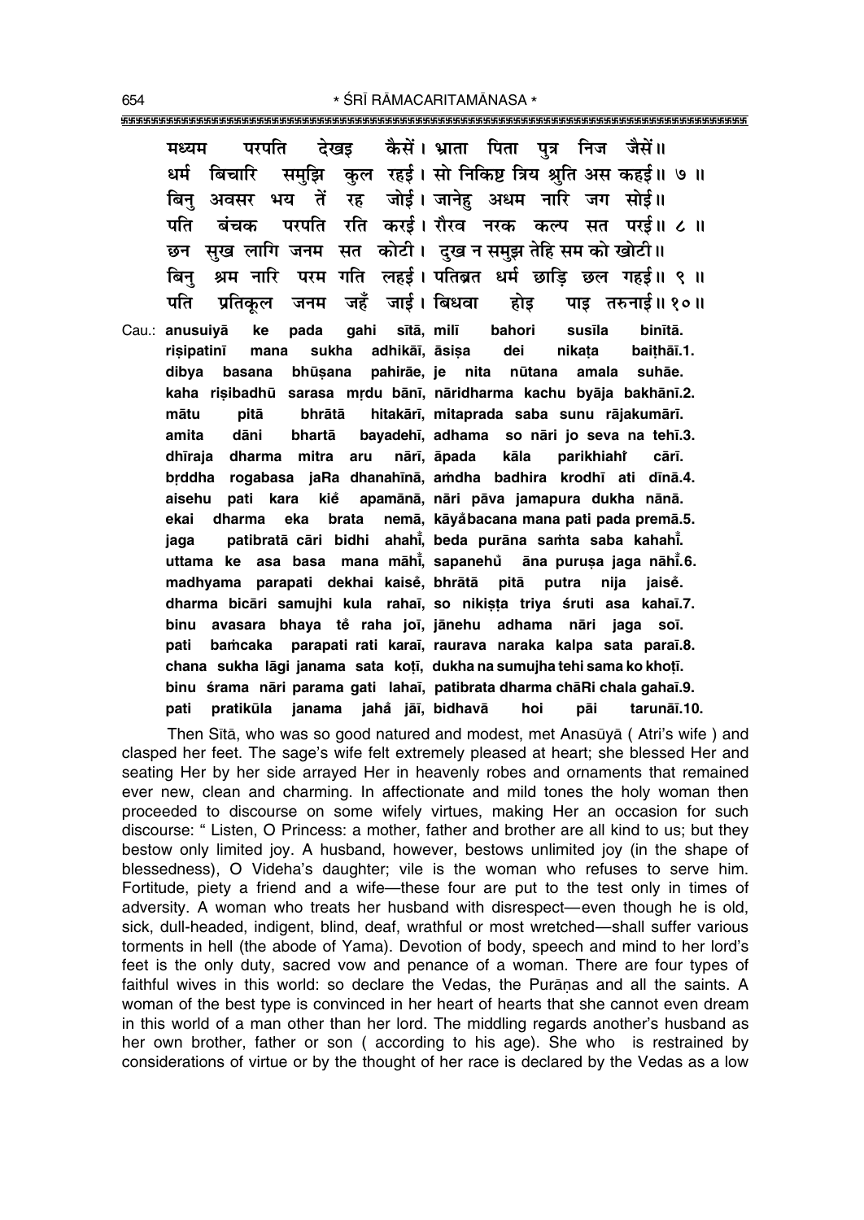मध्यम परपति देखइ कैसें। भ्राता पिता पुत्र निज जैसें॥
धर्म बिचारि समुझि कुल रहई। सो निकिष्ट त्रिय श्रुति अस कहई॥ ७ ॥
बिनु अवसर भय तें रह जोई। जानेहु अधम नारि जग सोई॥
पति बंचक परपति रति करई। रौरव नरक कल्प सत परई॥ ८ ॥
छन सुख लागि जनम सत कोटी। दुख न समुझ तेहि सम को खोटी॥
बिनु श्रम नारि परम गति लहई। पतिब्रत धर्म छाड़ि छल गहई॥ ९ ॥
पति प्रतिकूल जनम जहँ जाई। बिधवा होइ पाइ तरुनाई॥ १०॥

Cau.: anusuiyā ke pada gahi sītā, milī bahori susīla binītā.
riṣipatinī mana sukha adhikāī, āsiṣa dei nikaṭa baiṭhāī.1.
dibya basana bhūṣana pahirāe, je nita nūtana amala suhāe.
kaha riṣibadhū sarasa mṛdu bānī, nāridharma kachu byāja bakhānī.2.
mātu pitā bhrātā hitakārī, mitaprada saba sunu rājakumārī.
amita dāni bhartā bayadehī, adhama so nāri jo seva na tehī.3.
dhīraja dharma mitra aru nārī, āpada kāla parikhiahiṁ cārī.
bṛddha rogabasa jaRa dhanahīnā, aṁdha badhira krodhī ati dīnā.4.
aisehu pati kara kieँ apamānā, nāri pāva jamapura dukha nānā.
ekai dharma eka brata nemā, kāyaँbacana mana pati pada premā.5.
jaga patibratā cāri bidhi ahahiṁ, beda purāna saṁta saba kahahiṁ.
uttama ke asa basa mana māhīṁ, sapanehuँ āna puruṣa jaga nāhīṁ.6.
madhyama parapati dekhai kaiseँ, bhrātā pitā putra nija jaiseँ.
dharma bicāri samujhi kula rahaī, so nikiṣṭa triya śruti asa kahaī.7.
binu avasara bhaya teँ raha joī, jānehu adhama nāri jaga soī.
pati baṁcaka parapati rati karaī, raurava naraka kalpa sata paraī.8.
chana sukha lāgi janama sata koṭī, dukha na samujha tehi sama ko khoṭī.
binu śrama nāri parama gati lahaī, patibrata dharma chāRi chala gahaī.9.
pati pratikūla janama jahaँ jāī, bidhavā hoi pāi tarunāī.10.

Then Sītā, who was so good natured and modest, met Anasūyā ( Atri's wife ) and clasped her feet. The sage's wife felt extremely pleased at heart; she blessed Her and seating Her by her side arrayed Her in heavenly robes and ornaments that remained ever new, clean and charming. In affectionate and mild tones the holy woman then proceeded to discourse on some wifely virtues, making Her an occasion for such discourse: " Listen, O Princess: a mother, father and brother are all kind to us; but they bestow only limited joy. A husband, however, bestows unlimited joy (in the shape of blessedness), O Videha's daughter; vile is the woman who refuses to serve him. Fortitude, piety a friend and a wife—these four are put to the test only in times of adversity. A woman who treats her husband with disrespect—even though he is old, sick, dull-headed, indigent, blind, deaf, wrathful or most wretched—shall suffer various torments in hell (the abode of Yama). Devotion of body, speech and mind to her lord's feet is the only duty, sacred vow and penance of a woman. There are four types of faithful wives in this world: so declare the Vedas, the Purāṇas and all the saints. A woman of the best type is convinced in her heart of hearts that she cannot even dream in this world of a man other than her lord. The middling regards another's husband as her own brother, father or son ( according to his age). She who is restrained by considerations of virtue or by the thought of her race is declared by the Vedas as a low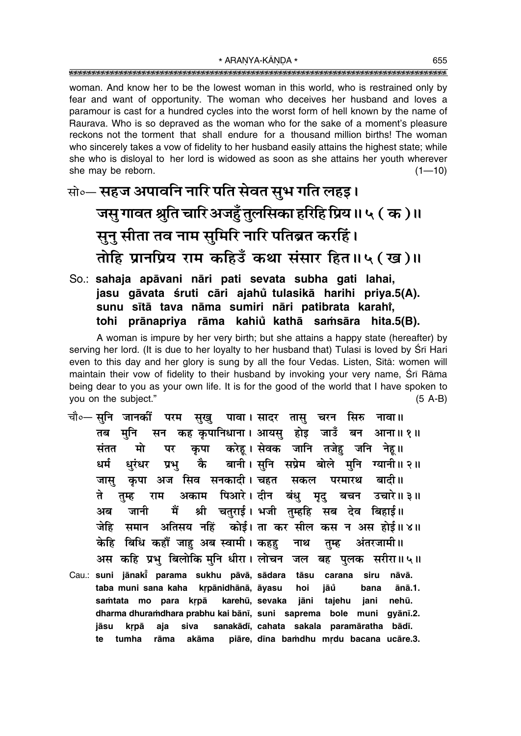woman. And know her to be the lowest woman in this world, who is restrained only by fear and want of opportunity. The woman who deceives her husband and loves a paramour is cast for a hundred cycles into the worst form of hell known by the name of Raurava. Who is so depraved as the woman who for the sake of a moment's pleasure reckons not the torment that shall endure for a thousand million births! The woman who sincerely takes a vow of fidelity to her husband easily attains the highest state; while she who is disloyal to her lord is widowed as soon as she attains her youth wherever she may be reborn. (1—10)

सो०— **सहज अपावनि नारि पति सेवत सुभ गति लहइ।**
**जसु गावत श्रुति चारि अजहुँ तुलसिका हरिहि प्रिय॥ ५ ( क )॥**
**सुनु सीता तव नाम सुमिरि नारि पतिब्रत करहिं।**
**तोहि प्रानप्रिय राम कहिउँ कथा संसार हित॥ ५ ( ख )॥**

So.: **sahaja apāvani nāri pati sevata subha gati lahai,**
**jasu gāvata śruti cāri ajahů̐ tulasikā harihi priya.5(A).**
**sunu sītā tava nāma sumiri nāri patibrata karahi̐,**
**tohi prānapriya rāma kahiů̐ kathā saṁsāra hita.5(B).**

A woman is impure by her very birth; but she attains a happy state (hereafter) by serving her lord. (It is due to her loyalty to her husband that) Tulasī is loved by Śrī Hari even to this day and her glory is sung by all the four Vedas. Listen, Sītā: women will maintain their vow of fidelity to their husband by invoking your very name, Śrī Rāma being dear to you as your own life. It is for the good of the world that I have spoken to you on the subject." (5 A-B)

चौ०— सुनि जानकीं परम सुखु पावा। सादर तासु चरन सिरु नावा॥
तब मुनि सन कह कृपानिधाना। आयसु होइ जाउँ बन आना॥ १॥
संतत मो पर कृपा करेहू। सेवक जानि तजेहु जनि नेहू॥
धर्म धुरंधर प्रभु कै बानी। सुनि सप्रेम बोले मुनि ग्यानी॥ २॥
जासु कृपा अज सिव सनकादी। चहत सकल परमारथ बादी॥
ते तुम्ह राम अकाम पिआरे। दीन बंधु मृदु बचन उचारे॥ ३॥
अब जानी मैं श्री चतुराई। भजी तुम्हहि सब देव बिहाई॥
जेहि समान अतिसय नहिं कोई। ता कर सील कस न अस होई॥ ४॥
केहि बिधि कहौं जाहु अब स्वामी। कहहु नाथ तुम्ह अंतरजामी॥
अस कहि प्रभु बिलोकि मुनि धीरा। लोचन जल बह पुलक सरीरा॥ ५॥

Cau.: **suni jānakī̐ parama sukhu pāvā, sādara tāsu carana siru nāvā.**
**taba muni sana kaha kṛpānidhānā, āyasu hoi jāů̐ bana ānā.1.**
**saṁtata mo para kṛpā karehū, sevaka jāni tajehu jani nehū.**
**dharma dhuraṁdhara prabhu kai bānī, suni saprema bole muni gyānī.2.**
**jāsu kṛpā aja siva sanakādī, cahata sakala paramāratha bādī.**
**te tumha rāma akāma piāre, dīna baṁdhu mṛdu bacana ucāre.3.**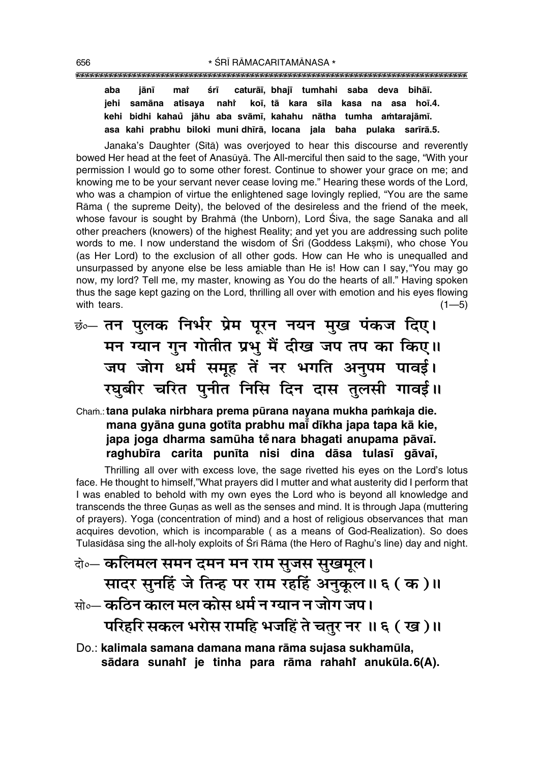**aba jānī maiṁ śrī caturāī, bhajī tumhahi saba deva bihāī.**
**jehi samāna atisaya nahiṁ koī, tā kara sīla kasa na asa hoī.4.**
**kehi bidhi kahauṁ jāhu aba svāmī, kahahu nātha tumha aṁtarajāmī.**
**asa kahi prabhu biloki muni dhīrā, locana jala baha pulaka sarīrā.5.**

Janaka's Daughter (Sītā) was overjoyed to hear this discourse and reverently bowed Her head at the feet of Anasūyā. The All-merciful then said to the sage, "With your permission I would go to some other forest. Continue to shower your grace on me; and knowing me to be your servant never cease loving me." Hearing these words of the Lord, who was a champion of virtue the enlightened sage lovingly replied, "You are the same Rāma ( the supreme Deity), the beloved of the desireless and the friend of the meek, whose favour is sought by Brahmā (the Unborn), Lord Śiva, the sage Sanaka and all other preachers (knowers) of the highest Reality; and yet you are addressing such polite words to me. I now understand the wisdom of Śrī (Goddess Lakṣmī), who chose You (as Her Lord) to the exclusion of all other gods. How can He who is unequalled and unsurpassed by anyone else be less amiable than He is! How can I say,"You may go now, my lord? Tell me, my master, knowing as You do the hearts of all." Having spoken thus the sage kept gazing on the Lord, thrilling all over with emotion and his eyes flowing with tears. (1—5)

छं०— तन पुलक निर्भर प्रेम पूरन नयन मुख पंकज दिए।
मन ग्यान गुन गोतीत प्रभु मैं दीख जप तप का किए॥
जप जोग धर्म समूह तें नर भगति अनुपम पावई।
रघुबीर चरित पुनीत निसि दिन दास तुलसी गावई॥

Chaṁ.: **tana pulaka nirbhara prema pūrana nayana mukha paṁkaja die.**
**mana gyāna guna gotīta prabhu maiṁ dīkha japa tapa kā kie,**
**japa joga dharma samūha teṁ nara bhagati anupama pāvaī.**
**raghubīra carita punīta nisi dina dāsa tulasī gāvaī,**

Thrilling all over with excess love, the sage rivetted his eyes on the Lord's lotus face. He thought to himself,"What prayers did I mutter and what austerity did I perform that I was enabled to behold with my own eyes the Lord who is beyond all knowledge and transcends the three Guṇas as well as the senses and mind. It is through Japa (muttering of prayers). Yoga (concentration of mind) and a host of religious observances that man acquires devotion, which is incomparable ( as a means of God-Realization). So does Tulasīdāsa sing the all-holy exploits of Śrī Rāma (the Hero of Raghu's line) day and night.

दो०— कलिमल समन दमन मन राम सुजस सुखमूल।
सादर सुनहिं जे तिन्ह पर राम रहहिं अनुकूल॥ ६ (क)॥

सो०— कठिन काल मल कोस धर्म न ग्यान न जोग जप।
परिहरि सकल भरोस रामहि भजहिं ते चतुर नर ॥ ६ (ख)॥

Do.: **kalimala samana damana mana rāma sujasa sukhamūla,**
**sādara sunahiṁ je tinha para rāma rahahiṁ anukūla.6(A).**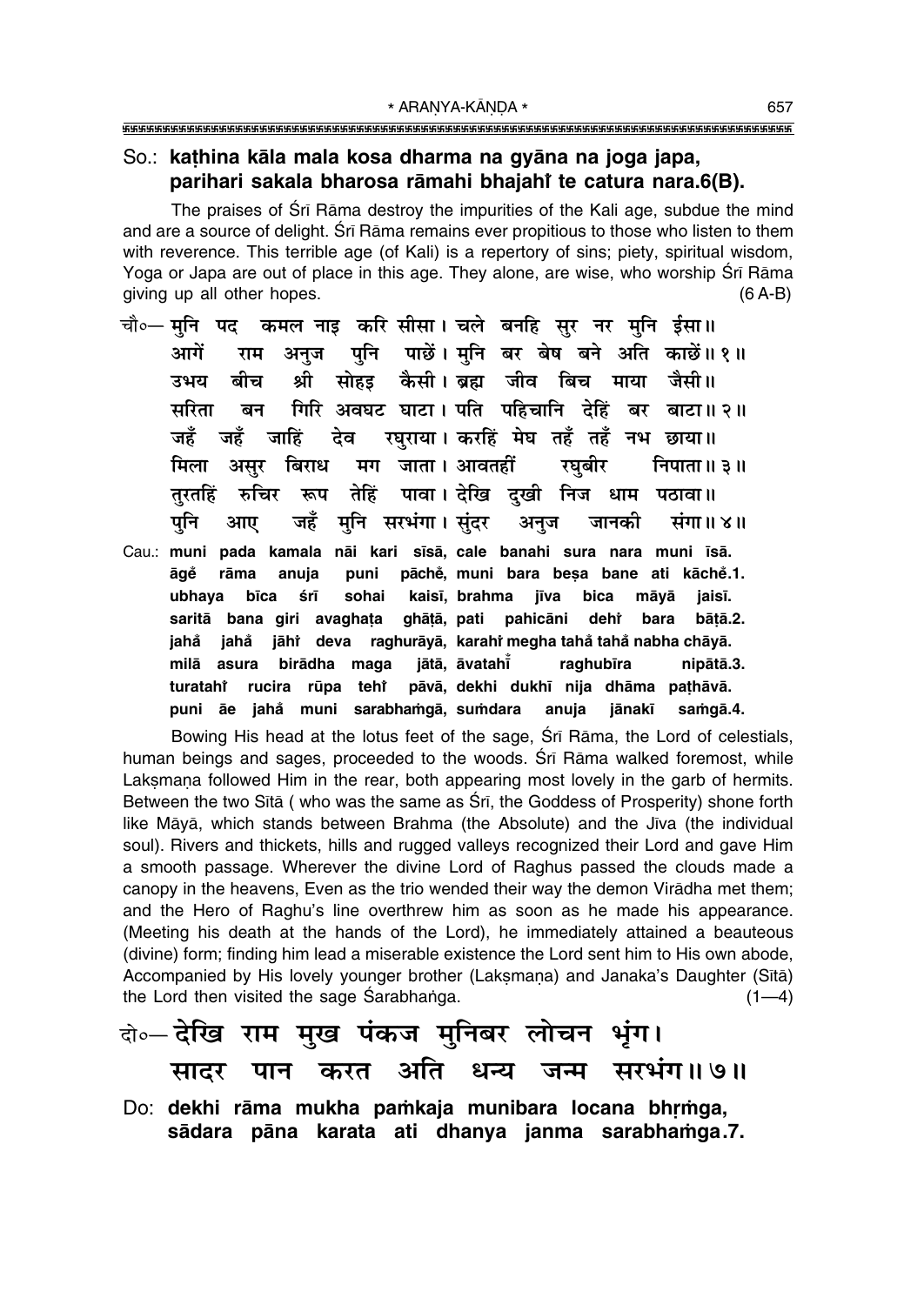So.: **kaṭhina kāla mala kosa dharma na gyāna na joga japa,**
**parihari sakala bharosa rāmahi bhajahiṁ te catura nara.6(B).**

The praises of Śrī Rāma destroy the impurities of the Kali age, subdue the mind and are a source of delight. Śrī Rāma remains ever propitious to those who listen to them with reverence. This terrible age (of Kali) is a repertory of sins; piety, spiritual wisdom, Yoga or Japa are out of place in this age. They alone, are wise, who worship Śrī Rāma giving up all other hopes. (6 A-B)

चौ०— मुनि पद कमल नाइ करि सीसा। चले बनहि सुर नर मुनि ईसा॥
आगें राम अनुज पुनि पाछें। मुनि बर बेष बने अति काछें॥ १॥
उभय बीच श्री सोहइ कैसी। ब्रह्म जीव बिच माया जैसी॥
सरिता बन गिरि अवघट घाटा। पति पहिचानि देहिं बर बाटा॥ २॥
जहँ जहँ जाहिं देव रघुराया। करहिं मेघ तहँ तहँ नभ छाया॥
मिला असुर बिराध मग जाता। आवतहीं रघुबीर निपाता॥ ३॥
तुरतहिं रुचिर रूप तेहिं पावा। देखि दुखी निज धाम पठावा॥
पुनि आए जहँ मुनि सरभंगा। सुंदर अनुज जानकी संगा॥ ४॥

Cau.: **muni pada kamala nāi kari sīsā, cale banahi sura nara muni īsā.**
**āgeṁ rāma anuja puni pācheṁ, muni bara beṣa bane ati kācheṁ.1.**
**ubhaya bīca śrī sohai kaisī, brahma jīva bica māyā jaisī.**
**saritā bana giri avaghaṭa ghāṭā, pati pahicāni dehiṁ bara bāṭā.2.**
**jahaṁ jahaṁ jāhiṁ deva raghurāyā, karahiṁ megha tahaṁ tahaṁ nabha chāyā.**
**milā asura birādha maga jātā, āvatahīṁ raghubīra nipātā.3.**
**turatahiṁ rucira rūpa tehiṁ pāvā, dekhi dukhī nija dhāma paṭhāvā.**
**puni āe jahaṁ muni sarabhaṁgā, suṁdara anuja jānakī saṁgā.4.**

Bowing His head at the lotus feet of the sage, Śrī Rāma, the Lord of celestials, human beings and sages, proceeded to the woods. Śrī Rāma walked foremost, while Lakṣmaṇa followed Him in the rear, both appearing most lovely in the garb of hermits. Between the two Sītā ( who was the same as Śrī, the Goddess of Prosperity) shone forth like Māyā, which stands between Brahma (the Absolute) and the Jīva (the individual soul). Rivers and thickets, hills and rugged valleys recognized their Lord and gave Him a smooth passage. Wherever the divine Lord of Raghus passed the clouds made a canopy in the heavens, Even as the trio wended their way the demon Virādha met them; and the Hero of Raghu's line overthrew him as soon as he made his appearance. (Meeting his death at the hands of the Lord), he immediately attained a beauteous (divine) form; finding him lead a miserable existence the Lord sent him to His own abode, Accompanied by His lovely younger brother (Lakṣmaṇa) and Janaka's Daughter (Sītā) the Lord then visited the sage Śarabhaṅga. (1—4)

दो०— देखि राम मुख पंकज मुनिबर लोचन भृंग।
सादर पान करत अति धन्य जन्म सरभंग॥ ७॥

Do: **dekhi rāma mukha paṁkaja munibara locana bhṛṁga,**
**sādara pāna karata ati dhanya janma sarabhaṁga.7.**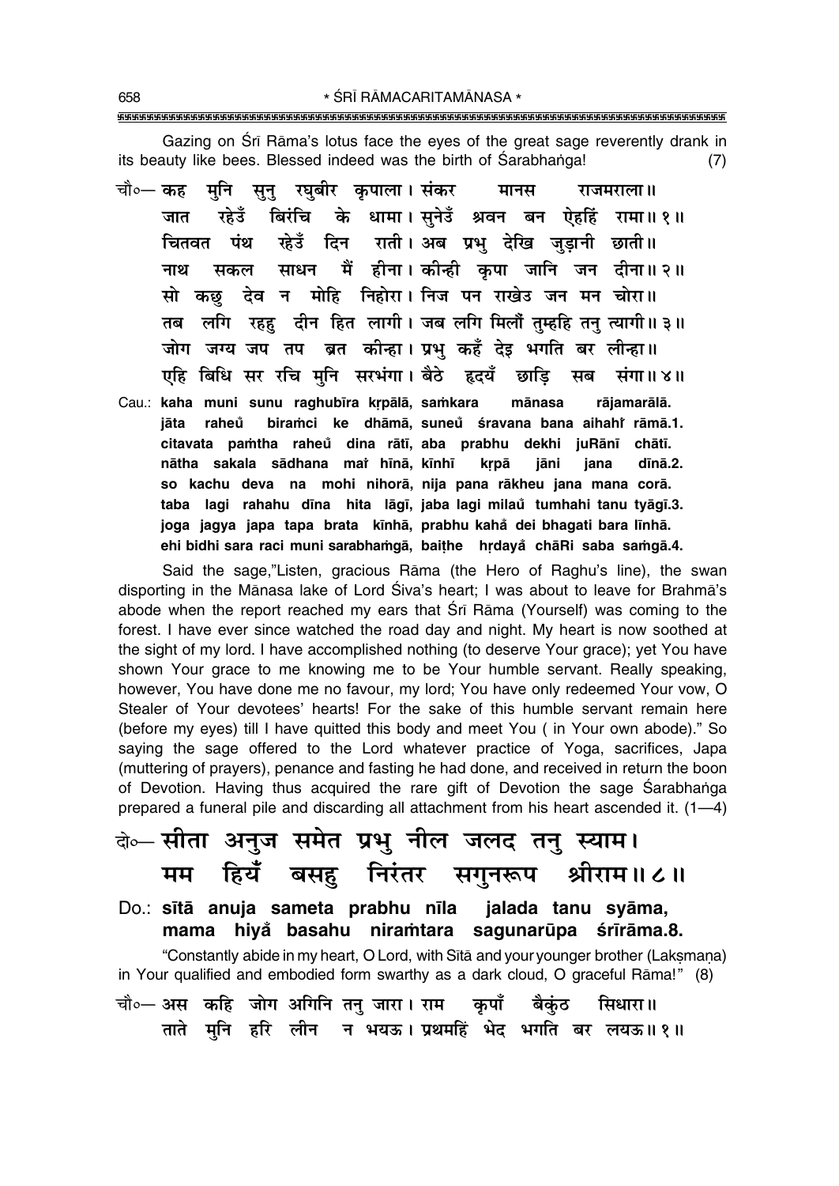Gazing on Śrī Rāma's lotus face the eyes of the great sage reverently drank in its beauty like bees. Blessed indeed was the birth of Śarabhaṅga! (7)

चौ०— कह मुनि सुनु रघुबीर कृपाला। संकर मानस राजमराला॥
जात रहेउँ बिरंचि के धामा। सुनेउँ श्रवन बन ऐहहिं रामा॥ १॥
चितवत पंथ रहेउँ दिन राती। अब प्रभु देखि जुड़ानी छाती॥
नाथ सकल साधन मैं हीना। कीन्ही कृपा जानि जन दीना॥ २॥
सो कछु देव न मोहि निहोरा। निज पन राखेउ जन मन चोरा॥
तब लगि रहहु दीन हित लागी। जब लगि मिलौं तुम्हहि तनु त्यागी॥ ३॥
जोग जग्य जप तप ब्रत कीन्हा। प्रभु कहँ देइ भगति बर लीन्हा॥
एहि बिधि सर रचि मुनि सरभंगा। बैठे हृदयँ छाड़ि सब संगा॥ ४॥

Cau.: kaha muni sunu raghubīra kṛpālā, saṁkara mānasa rājamarālā.
jāta raheů biraṁci ke dhāmā, suneů śravana bana aihahi̐ rāmā.1.
citavata paṁtha raheů dina rātī, aba prabhu dekhi juRānī chātī.
nātha sakala sādhana mai̐ hīnā, kīnhī kṛpā jāni jana dīnā.2.
so kachu deva na mohi nihorā, nija pana rākheu jana mana corā.
taba lagi rahahu dīna hita lāgī, jaba lagi milau̐ tumhahi tanu tyāgī.3.
joga jagya japa tapa brata kīnhā, prabhu kahå̐ dei bhagati bara līnhā.
ehi bidhi sara raci muni sarabhaṁgā, baiṭhe hṛdayå̐ chāRi saba saṁgā.4.

Said the sage,"Listen, gracious Rāma (the Hero of Raghu's line), the swan disporting in the Mānasa lake of Lord Śiva's heart; I was about to leave for Brahmā's abode when the report reached my ears that Śrī Rāma (Yourself) was coming to the forest. I have ever since watched the road day and night. My heart is now soothed at the sight of my lord. I have accomplished nothing (to deserve Your grace); yet You have shown Your grace to me knowing me to be Your humble servant. Really speaking, however, You have done me no favour, my lord; You have only redeemed Your vow, O Stealer of Your devotees' hearts! For the sake of this humble servant remain here (before my eyes) till I have quitted this body and meet You ( in Your own abode)." So saying the sage offered to the Lord whatever practice of Yoga, sacrifices, Japa (muttering of prayers), penance and fasting he had done, and received in return the boon of Devotion. Having thus acquired the rare gift of Devotion the sage Śarabhaṅga prepared a funeral pile and discarding all attachment from his heart ascended it. (1—4)

दो०— सीता अनुज समेत प्रभु नील जलद तनु स्याम।
मम हियँ बसहु निरंतर सगुनरूप श्रीराम॥ ८॥

Do.: sītā anuja sameta prabhu nīla jalada tanu syāma,
mama hiyå̐ basahu niraṁtara sagunarūpa śrīrāma.8.

"Constantly abide in my heart, O Lord, with Sītā and your younger brother (Lakṣmaṇa) in Your qualified and embodied form swarthy as a dark cloud, O graceful Rāma!" (8)

चौ०— अस कहि जोग अगिनि तनु जारा। राम कृपाँ बैकुंठ सिधारा॥
ताते मुनि हरि लीन न भयऊ। प्रथमहिं भेद भगति बर लयऊ॥ १॥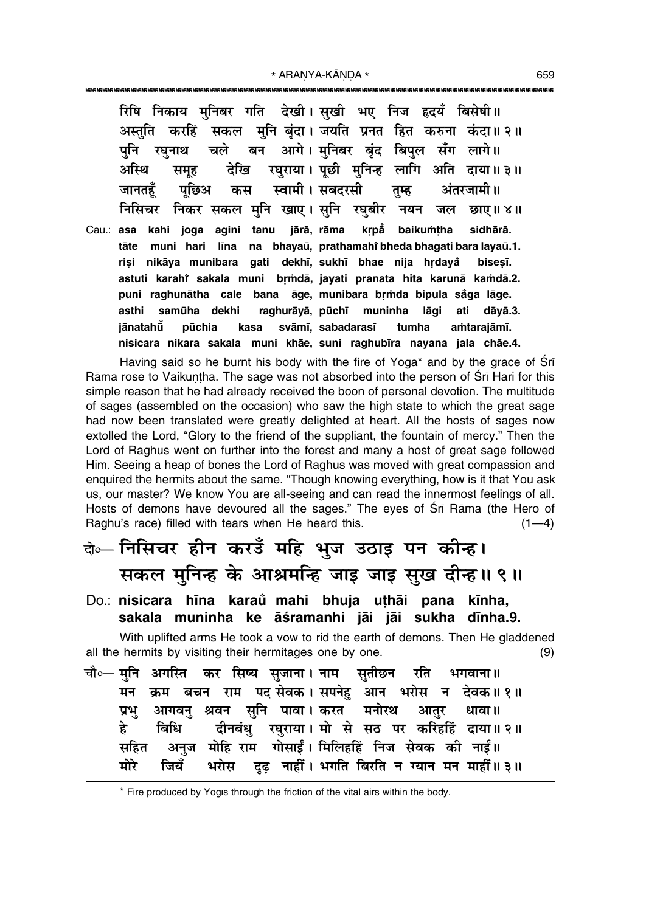रिषि निकाय मुनिबर गति देखी। सुखी भए निज हृदयँ बिसेषी॥
अस्तुति करहिं सकल मुनि बृंदा। जयति प्रनत हित करुना कंदा॥ २॥
पुनि रघुनाथ चले बन आगे। मुनिबर बृंद बिपुल सँग लागे॥
अस्थि समूह देखि रघुराया। पूछी मुनिन्ह लागि अति दाया॥ ३॥
जानतहूँ पूछिअ कस स्वामी। सबदरसी तुम्ह अंतरजामी॥
निसिचर निकर सकल मुनि खाए। सुनि रघुबीर नयन जल छाए॥ ४॥

Cau.: **asa kahi joga agini tanu jārā, rāma kṛpā̐ baikuṁṭha sidhārā.**
**tāte muni hari līna na bhayaū, prathamahi̐ bheda bhagati bara layaū.1.**
**riṣi nikāya munibara gati dekhī, sukhī bhae nija hṛdayā̐ biseṣī.**
**astuti karahi̐ sakala muni bṛṁdā, jayati pranata hita karunā kaṁdā.2.**
**puni raghunātha cale bana āge, munibara bṛṁda bipula sa̐ga lāge.**
**asthi samūha dekhi raghurāyā, pūchī muninha lāgi ati dāyā.3.**
**jānatahū̐ pūchia kasa svāmī, sabadarasī tumha aṁtarajāmī.**
**nisicara nikara sakala muni khāe, suni raghubīra nayana jala chāe.4.**

Having said so he burnt his body with the fire of Yoga* and by the grace of Śrī Rāma rose to Vaikuṇṭha. The sage was not absorbed into the person of Śrī Hari for this simple reason that he had already received the boon of personal devotion. The multitude of sages (assembled on the occasion) who saw the high state to which the great sage had now been translated were greatly delighted at heart. All the hosts of sages now extolled the Lord, "Glory to the friend of the suppliant, the fountain of mercy." Then the Lord of Raghus went on further into the forest and many a host of great sage followed Him. Seeing a heap of bones the Lord of Raghus was moved with great compassion and enquired the hermits about the same. "Though knowing everything, how is it that You ask us, our master? We know You are all-seeing and can read the innermost feelings of all. Hosts of demons have devoured all the sages." The eyes of Śrī Rāma (the Hero of Raghu's race) filled with tears when He heard this. (1—4)

दो०— निसिचर हीन करउँ महि भुज उठाइ पन कीन्ह।
सकल मुनिन्ह के आश्रमन्हि जाइ जाइ सुख दीन्ह॥ ९॥

Do.: **nisicara hīna karau̐ mahi bhuja uṭhāi pana kīnha,**
**sakala muninha ke āśramanhi jāi jāi sukha dīnha.9.**

With uplifted arms He took a vow to rid the earth of demons. Then He gladdened all the hermits by visiting their hermitages one by one. (9)

चौ०— मुनि अगस्ति कर सिष्य सुजाना। नाम सुतीछन रति भगवाना॥
मन क्रम बचन राम पद सेवक। सपनेहु आन भरोस न देवक॥ १॥
प्रभु आगवनु श्रवन सुनि पावा। करत मनोरथ आतुर धावा॥
हे बिधि दीनबंधु रघुराया। मो से सठ पर करिहहिं दाया॥ २॥
सहित अनुज मोहि राम गोसाईं। मिलिहहिं निज सेवक की नाईं॥
मोरे जियँ भरोस दृढ़ नाहीं। भगति बिरति न ग्यान मन माहीं॥ ३॥

* Fire produced by Yogīs through the friction of the vital airs within the body.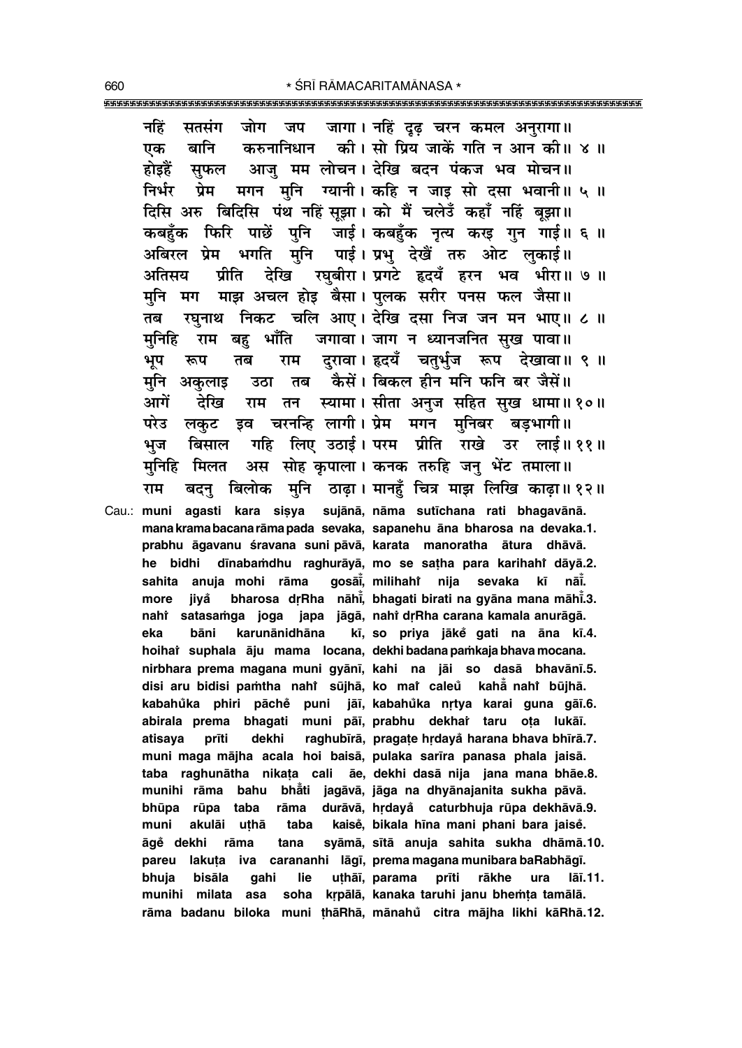नहिं सतसंग जोग जप जागा। नहिं दृढ़ चरन कमल अनुरागा॥
एक बानि करुनानिधान की। सो प्रिय जाकें गति न आन की॥ ४ ॥
होइहैं सुफल आजु मम लोचन। देखि बदन पंकज भव मोचन॥
निर्भर प्रेम मगन मुनि ग्यानी। कहि न जाइ सो दसा भवानी॥ ५ ॥
दिसि अरु बिदिसि पंथ नहिं सूझा। को मैं चलेउँ कहाँ नहिं बूझा॥
कबहुँक फिरि पाछें पुनि जाई। कबहुँक नृत्य करइ गुन गाई॥ ६ ॥
अबिरल प्रेम भगति मुनि पाई। प्रभु देखैं तरु ओट लुकाई॥
अतिसय प्रीति देखि रघुबीरा। प्रगटे हृदयँ हरन भव भीरा॥ ७ ॥
मुनि मग माझ अचल होइ बैसा। पुलक सरीर पनस फल जैसा॥
तब रघुनाथ निकट चलि आए। देखि दसा निज जन मन भाए॥ ८ ॥
मुनिहि राम बहु भाँति जगावा। जाग न ध्यानजनित सुख पावा॥
भूप रूप तब राम दुरावा। हृदयँ चतुर्भुज रूप देखावा॥ ९ ॥
मुनि अकुलाइ उठा तब कैसें। बिकल हीन मनि फनि बर जैसें॥
आगें देखि राम तन स्यामा। सीता अनुज सहित सुख धामा॥ १०॥
परेउ लकुट इव चरनन्हि लागी। प्रेम मगन मुनिबर बड़भागी॥
भुज बिसाल गहि लिए उठाई। परम प्रीति राखे उर लाई॥ ११॥
मुनिहि मिलत अस सोह कृपाला। कनक तरुहि जनु भेंट तमाला॥
राम बदनु बिलोक मुनि ठाढ़ा। मानहुँ चित्र माझ लिखि काढ़ा॥ १२॥

Cau.: **muni agasti kara siṣya sujānā, nāma sutīchana rati bhagavānā.**
**mana krama bacana rāma pada sevaka, sapanehu āna bharosa na devaka.1.**
**prabhu āgavanu śravana suni pāvā, karata manoratha ātura dhāvā.**
**he bidhi dīnabaṁdhu raghurāyā, mo se saṭha para karihahiṁ dāyā.2.**
**sahita anuja mohi rāma gosāīṁ, milihahiṁ nija sevaka kī nāīṁ.**
**more jiyaṁ bharosa dṛRha nāhīṁ, bhagati birati na gyāna mana māhīṁ.3.**
**nahiṁ satasaṁga joga japa jāgā, nahiṁ dṛRha carana kamala anurāgā.**
**eka bāni karunānidhāna kī, so priya jākeṁ gati na āna kī.4.**
**hoihahiṁ suphala āju mama locana, dekhi badana paṁkaja bhava mocana.**
**nirbhara prema magana muni gyānī, kahi na jāi so dasā bhavānī.5.**
**disi aru bidisi paṁtha nahiṁ sūjhā, ko maiṁ caleuṁ kahāṁ nahiṁ būjhā.**
**kabahuṁka phiri pācheṁ puni jāī, kabahuṁka nṛtya karai guna gāī.6.**
**abirala prema bhagati muni pāī, prabhu dekhaiṁ taru oṭa lukāī.**
**atisaya prīti dekhi raghubīrā, pragaṭe hṛdayaṁ harana bhava bhīrā.7.**
**muni maga mājha acala hoi baisā, pulaka sarīra panasa phala jaisā.**
**taba raghunātha nikaṭa cali āe, dekhi dasā nija jana mana bhāe.8.**
**munihi rāma bahu bhāṁti jagāvā, jāga na dhyānajanita sukha pāvā.**
**bhūpa rūpa taba rāma durāvā, hṛdayaṁ caturbhuja rūpa dekhāvā.9.**
**muni akulāi uṭhā taba kaiseṁ, bikala hīna mani phani bara jaiseṁ.**
**āgeṁ dekhi rāma tana syāmā, sītā anuja sahita sukha dhāmā.10.**
**pareu lakuṭa iva carananhi lāgī, prema magana munibara baRabhāgī.**
**bhuja bisāla gahi lie uṭhāī, parama prīti rākhe ura lāī.11.**
**munihi milata asa soha kṛpālā, kanaka taruhi janu bheṁṭa tamālā.**
**rāma badanu biloka muni ṭhāRhā, mānahuṁ citra mājha likhi kāRhā.12.**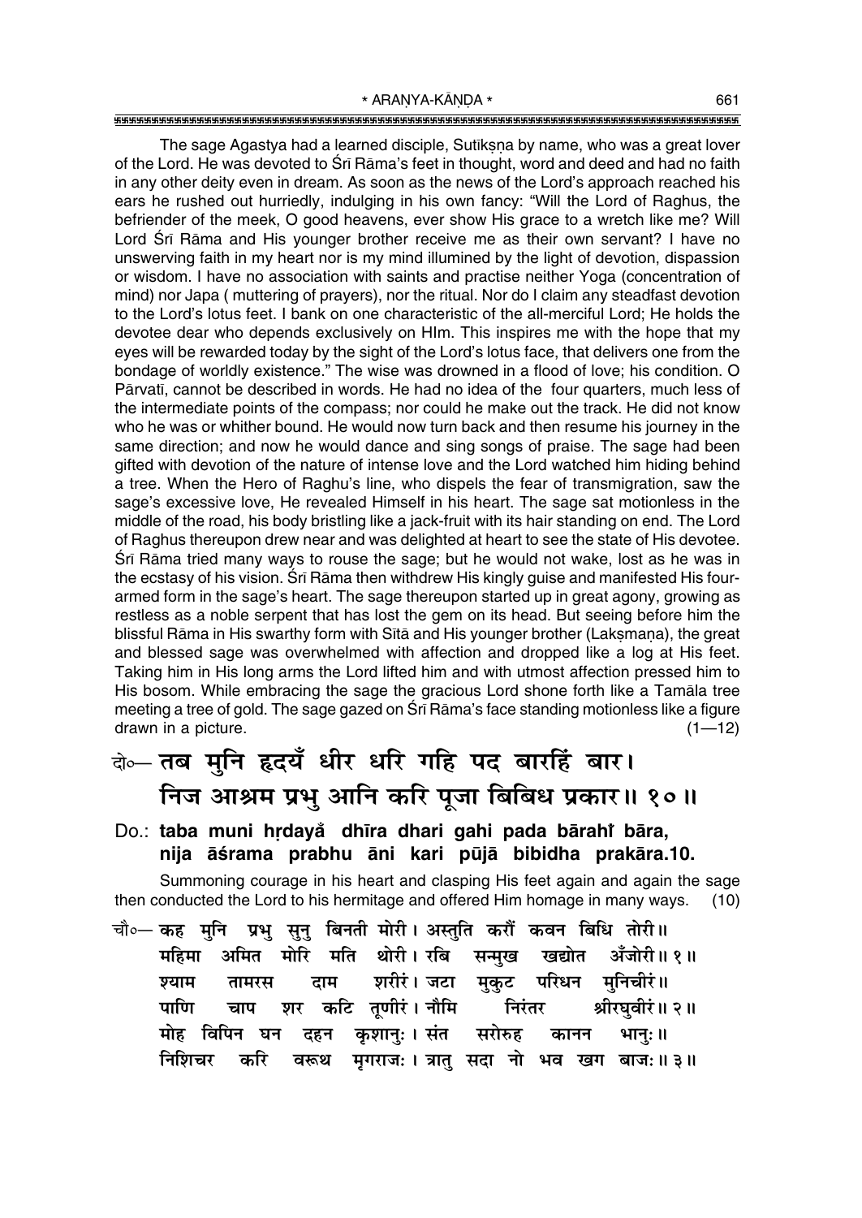The sage Agastya had a learned disciple, Sutīkṣṇa by name, who was a great lover of the Lord. He was devoted to Śrī Rāma's feet in thought, word and deed and had no faith in any other deity even in dream. As soon as the news of the Lord's approach reached his ears he rushed out hurriedly, indulging in his own fancy: "Will the Lord of Raghus, the befriender of the meek, O good heavens, ever show His grace to a wretch like me? Will Lord Śrī Rāma and His younger brother receive me as their own servant? I have no unswerving faith in my heart nor is my mind illumined by the light of devotion, dispassion or wisdom. I have no association with saints and practise neither Yoga (concentration of mind) nor Japa ( muttering of prayers), nor the ritual. Nor do I claim any steadfast devotion to the Lord's lotus feet. I bank on one characteristic of the all-merciful Lord; He holds the devotee dear who depends exclusively on HIm. This inspires me with the hope that my eyes will be rewarded today by the sight of the Lord's lotus face, that delivers one from the bondage of worldly existence." The wise was drowned in a flood of love; his condition. O Pārvatī, cannot be described in words. He had no idea of the four quarters, much less of the intermediate points of the compass; nor could he make out the track. He did not know who he was or whither bound. He would now turn back and then resume his journey in the same direction; and now he would dance and sing songs of praise. The sage had been gifted with devotion of the nature of intense love and the Lord watched him hiding behind a tree. When the Hero of Raghu's line, who dispels the fear of transmigration, saw the sage's excessive love, He revealed Himself in his heart. The sage sat motionless in the middle of the road, his body bristling like a jack-fruit with its hair standing on end. The Lord of Raghus thereupon drew near and was delighted at heart to see the state of His devotee. Śrī Rāma tried many ways to rouse the sage; but he would not wake, lost as he was in the ecstasy of his vision. Śrī Rāma then withdrew His kingly guise and manifested His four-armed form in the sage's heart. The sage thereupon started up in great agony, growing as restless as a noble serpent that has lost the gem on its head. But seeing before him the blissful Rāma in His swarthy form with Sītā and His younger brother (Lakṣmaṇa), the great and blessed sage was overwhelmed with affection and dropped like a log at His feet. Taking him in His long arms the Lord lifted him and with utmost affection pressed him to His bosom. While embracing the sage the gracious Lord shone forth like a Tamāla tree meeting a tree of gold. The sage gazed on Śrī Rāma's face standing motionless like a figure drawn in a picture. (1—12)

**दो०— तब मुनि हृदयँ धीर धरि गहि पद बारहिं बार।**
**निज आश्रम प्रभु आनि करि पूजा बिबिध प्रकार॥ १०॥**

**Do.: taba muni hṛdayå dhīra dhari gahi pada bārahi̐ bāra,**
**nija āśrama prabhu āni kari pūjā bibidha prakāra.10.**

Summoning courage in his heart and clasping His feet again and again the sage then conducted the Lord to his hermitage and offered Him homage in many ways. (10)

चौ०— कह मुनि प्रभु सुनु बिनती मोरी। अस्तुति करौं कवन बिधि तोरी॥
महिमा अमित मोरि मति थोरी। रबि सन्मुख खद्योत अँजोरी॥ १॥
श्याम तामरस दाम शरीरं। जटा मुकुट परिधन मुनिचीरं॥
पाणि चाप शर कटि तूणीरं। नौमि निरंतर श्रीरघुवीरं॥ २॥
मोह विपिन घन दहन कृशानुः। संत सरोरुह कानन भानुः॥
निशिचर करि वरूथ मृगराजः। त्रातु सदा नो भव खग बाजः॥ ३॥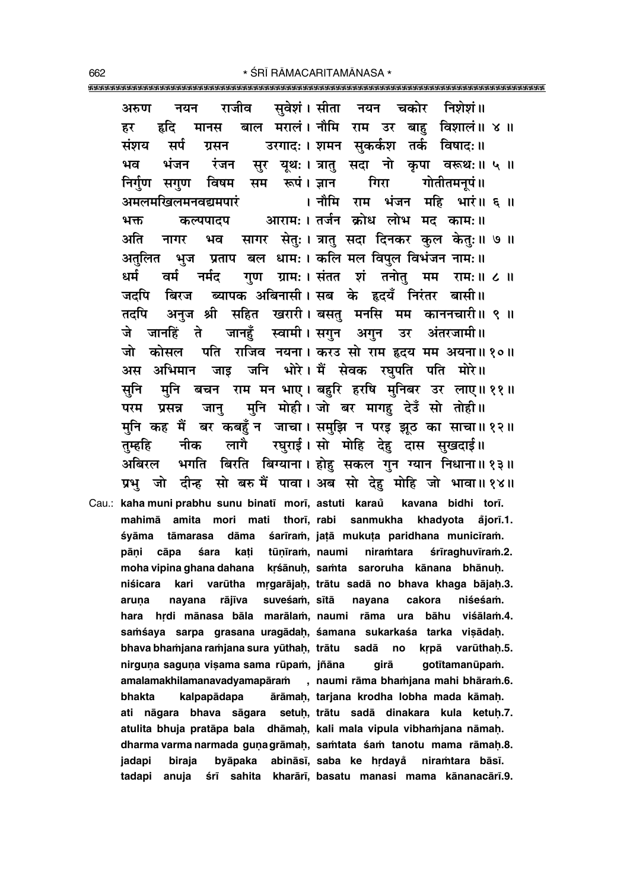अरुण नयन राजीव सुवेशं। सीता नयन चकोर निशेशं॥
हर हृदि मानस बाल मरालं। नौमि राम उर बाहु विशालं॥ ४ ॥
संशय सर्प ग्रसन उरगादः। शमन सुकर्कश तर्क विषादः॥
भव भंजन रंजन सुर यूथः। त्रातु सदा नो कृपा वरूथः॥ ५ ॥
निर्गुण सगुण विषम सम रूपं। ज्ञान गिरा गोतीतमनूपं॥
अमलमखिलमनवद्यमपारं। नौमि राम भंजन महि भारं॥ ६ ॥
भक्त कल्पपादप आरामः। तर्जन क्रोध लोभ मद कामः॥
अति नागर भव सागर सेतुः। त्रातु सदा दिनकर कुल केतुः॥ ७ ॥
अतुलित भुज प्रताप बल धामः। कलि मल विपुल विभंजन नामः॥
धर्म वर्म नर्मद गुण ग्रामः। संतत शं तनोतु मम रामः॥ ८ ॥
जदपि बिरज ब्यापक अबिनासी। सब के हृदयँ निरंतर बासी॥
तदपि अनुज श्री सहित खरारी। बसतु मनसि मम काननचारी॥ ९ ॥
जे जानहिं ते जानहुँ स्वामी। सगुन अगुन उर अंतरजामी॥
जो कोसल पति राजिव नयना। करउ सो राम हृदय मम अयना॥ १० ॥
अस अभिमान जाइ जनि भोरे। मैं सेवक रघुपति पति मोरे॥
सुनि मुनि बचन राम मन भाए। बहुरि हरषि मुनिबर उर लाए॥ ११ ॥
परम प्रसन्न जानु मुनि मोही। जो बर मागहु देउँ सो तोही॥
मुनि कह मैं बर कबहुँ न जाचा। समुझि न परइ झूठ का साचा॥ १२ ॥
तुम्हहि नीक लागै रघुराई। सो मोहि देहु दास सुखदाई॥
अबिरल भगति बिरति बिग्याना। होहु सकल गुन ग्यान निधाना॥ १३ ॥
प्रभु जो दीन्ह सो बरु मैं पावा। अब सो देहु मोहि जो भावा॥ १४ ॥

Cau.: **kaha muni prabhu sunu binatī morī, astuti karaů kavana bidhi torī.**
**mahimā amita mori mati thorī, rabi sanmukha khadyota ǎjorī.1.**
**śyāma tāmarasa dāma śarīraṁ, jaṭā mukuṭa paridhana municīraṁ.**
**pāṇi cāpa śara kaṭi tūṇīraṁ, naumi niraṁtara śrīraghuvīraṁ.2.**
**moha vipina ghana dahana kṛśānuḥ, saṁta saroruha kānana bhānuḥ.**
**niśicara kari varūtha mṛgarājaḥ, trātu sadā no bhava khaga bājaḥ.3.**
**aruṇa nayana rājīva suveśaṁ, sītā nayana cakora niśeśaṁ.**
**hara hṛdi mānasa bāla marālaṁ, naumi rāma ura bāhu viśālaṁ.4.**
**saṁśaya sarpa grasana uragādaḥ, śamana sukarkaśa tarka viṣādaḥ.**
**bhava bhaṁjana raṁjana sura yūthaḥ, trātu sadā no kṛpā varūthaḥ.5.**
**nirguṇa saguṇa viṣama sama rūpaṁ, jñāna girā gotītamanūpaṁ.**
**amalamakhilamanavadyamapāraṁ, naumi rāma bhaṁjana mahi bhāraṁ.6.**
**bhakta kalpapādapa ārāmaḥ, tarjana krodha lobha mada kāmaḥ.**
**ati nāgara bhava sāgara setuḥ, trātu sadā dinakara kula ketuḥ.7.**
**atulita bhuja pratāpa bala dhāmaḥ, kali mala vipula vibhaṁjana nāmaḥ.**
**dharma varma narmada guṇa grāmaḥ, saṁtata śaṁ tanotu mama rāmaḥ.8.**
**jadapi biraja byāpaka abināsī, saba ke hṛdayǎ niraṁtara bāsī.**
**tadapi anuja śrī sahita kharārī, basatu manasi mama kānanacārī.9.**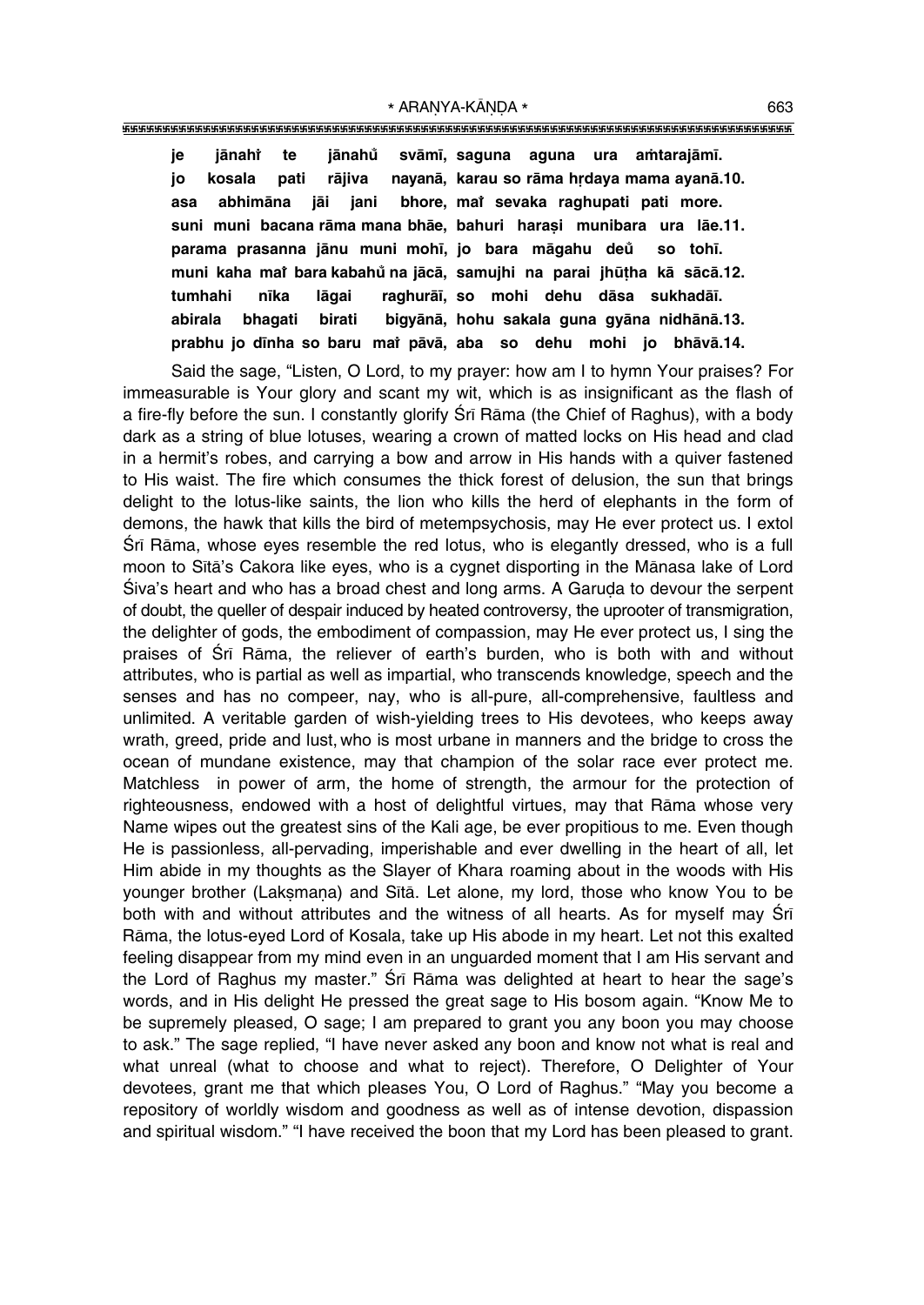**je jānahiṅ te jānahu̇ svāmī, saguna aguna ura aṁtarajāmī.**
**jo kosala pati rājiva nayanā, karau so rāma hṛdaya mama ayanā.10.**
**asa abhimāna jāi jani bhore, maiṅ sevaka raghupati pati more.**
**suni muni bacana rāma mana bhāe, bahuri haraṣi munibara ura lāe.11.**
**parama prasanna jānu muni mohī, jo bara māgahu deu̇ so tohī.**
**muni kaha maiṅ bara kabahu̇ na jācā, samujhi na parai jhūṭha kā sācā.12.**
**tumhahi nīka lāgai raghurāī, so mohi dehu dāsa sukhadāī.**
**abirala bhagati birati bigyānā, hohu sakala guna gyāna nidhānā.13.**
**prabhu jo dīnha so baru maiṅ pāvā, aba so dehu mohi jo bhāvā.14.**

Said the sage, "Listen, O Lord, to my prayer: how am I to hymn Your praises? For immeasurable is Your glory and scant my wit, which is as insignificant as the flash of a fire-fly before the sun. I constantly glorify Śrī Rāma (the Chief of Raghus), with a body dark as a string of blue lotuses, wearing a crown of matted locks on His head and clad in a hermit's robes, and carrying a bow and arrow in His hands with a quiver fastened to His waist. The fire which consumes the thick forest of delusion, the sun that brings delight to the lotus-like saints, the lion who kills the herd of elephants in the form of demons, the hawk that kills the bird of metempsychosis, may He ever protect us. I extol Śrī Rāma, whose eyes resemble the red lotus, who is elegantly dressed, who is a full moon to Sītā's Cakora like eyes, who is a cygnet disporting in the Mānasa lake of Lord Śiva's heart and who has a broad chest and long arms. A Garuḍa to devour the serpent of doubt, the queller of despair induced by heated controversy, the uprooter of transmigration, the delighter of gods, the embodiment of compassion, may He ever protect us, I sing the praises of Śrī Rāma, the reliever of earth's burden, who is both with and without attributes, who is partial as well as impartial, who transcends knowledge, speech and the senses and has no compeer, nay, who is all-pure, all-comprehensive, faultless and unlimited. A veritable garden of wish-yielding trees to His devotees, who keeps away wrath, greed, pride and lust, who is most urbane in manners and the bridge to cross the ocean of mundane existence, may that champion of the solar race ever protect me. Matchless in power of arm, the home of strength, the armour for the protection of righteousness, endowed with a host of delightful virtues, may that Rāma whose very Name wipes out the greatest sins of the Kali age, be ever propitious to me. Even though He is passionless, all-pervading, imperishable and ever dwelling in the heart of all, let Him abide in my thoughts as the Slayer of Khara roaming about in the woods with His younger brother (Lakṣmaṇa) and Sītā. Let alone, my lord, those who know You to be both with and without attributes and the witness of all hearts. As for myself may Śrī Rāma, the lotus-eyed Lord of Kosala, take up His abode in my heart. Let not this exalted feeling disappear from my mind even in an unguarded moment that I am His servant and the Lord of Raghus my master." Śrī Rāma was delighted at heart to hear the sage's words, and in His delight He pressed the great sage to His bosom again. "Know Me to be supremely pleased, O sage; I am prepared to grant you any boon you may choose to ask." The sage replied, "I have never asked any boon and know not what is real and what unreal (what to choose and what to reject). Therefore, O Delighter of Your devotees, grant me that which pleases You, O Lord of Raghus." "May you become a repository of worldly wisdom and goodness as well as of intense devotion, dispassion and spiritual wisdom." "I have received the boon that my Lord has been pleased to grant.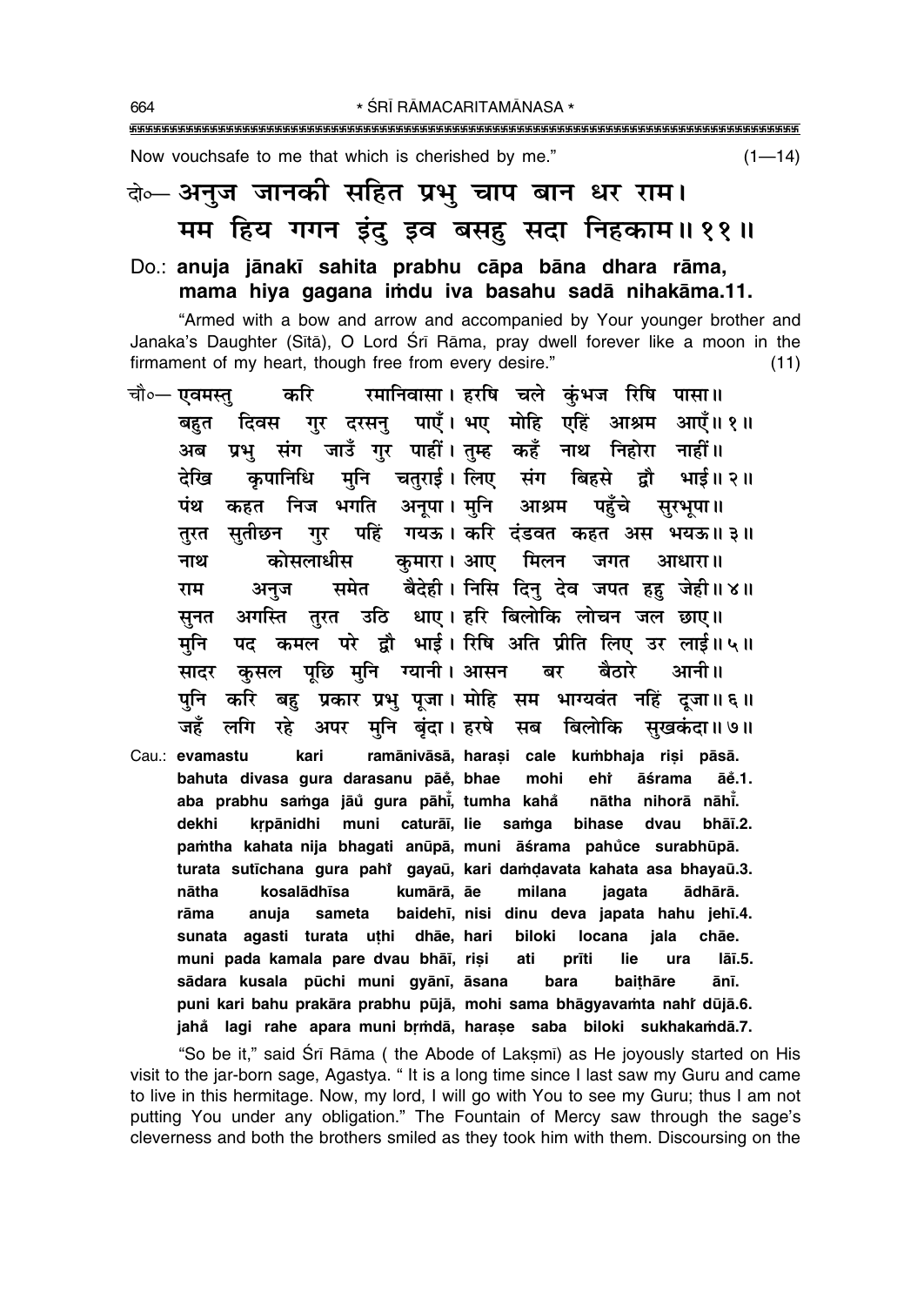Now vouchsafe to me that which is cherished by me." (1—14)

दो०— अनुज जानकी सहित प्रभु चाप बान धर राम।
मम हिय गगन इंदु इव बसहु सदा निहकाम॥ ११॥

**Do.: anuja jānakī sahita prabhu cāpa bāna dhara rāma,**
**mama hiya gagana iṁdu iva basahu sadā nihakāma.11.**

"Armed with a bow and arrow and accompanied by Your younger brother and Janaka's Daughter (Sītā), O Lord Śrī Rāma, pray dwell forever like a moon in the firmament of my heart, though free from every desire." (11)

चौ०— एवमस्तु करि रमानिवासा। हरषि चले कुंभज रिषि पासा॥
बहुत दिवस गुर दरसनु पाएँ। भए मोहि एहिं आश्रम आएँ॥ १॥
अब प्रभु संग जाउँ गुर पाहीं। तुम्ह कहँ नाथ निहोरा नाहीं॥
देखि कृपानिधि मुनि चतुराई। लिए संग बिहसे द्वौ भाई॥ २॥
पंथ कहत निज भगति अनूपा। मुनि आश्रम पहुँचे सुरभूपा॥
तुरत सुतीछन गुर पहिं गयऊ। करि दंडवत कहत अस भयऊ॥ ३॥
नाथ कोसलाधीस कुमारा। आए मिलन जगत आधारा॥
राम अनुज समेत बैदेही। निसि दिनु देव जपत हहु जेही॥ ४॥
सुनत अगस्ति तुरत उठि धाए। हरि बिलोकि लोचन जल छाए॥
मुनि पद कमल परे द्वौ भाई। रिषि अति प्रीति लिए उर लाई॥ ५॥
सादर कुसल पूछि मुनि ग्यानी। आसन बर बैठारे आनी॥
पुनि करि बहु प्रकार प्रभु पूजा। मोहि सम भाग्यवंत नहिं दूजा॥ ६॥
जहँ लगि रहे अपर मुनि बृंदा। हरषे सब बिलोकि सुखकंदा॥ ७॥

**Cau.: evamastu kari ramānivāsā, haraṣi cale kuṁbhaja riṣi pāsā.**
**bahuta divasa gura darasanu pāẽ, bhae mohi ehiṁ āśrama āẽ.1.**
**aba prabhu saṁga jāũ gura pāhī̃, tumha kahå̃ nātha nihorā nāhī̃.**
**dekhi kṛpānidhi muni caturāī, lie saṁga bihase dvau bhāī.2.**
**paṁtha kahata nija bhagati anūpā, muni āśrama pahũce surabhūpā.**
**turata sutīchana gura pahiṁ gayaū, kari daṁḍavata kahata asa bhayaū.3.**
**nātha kosalādhīsa kumārā, āe milana jagata ādhārā.**
**rāma anuja sameta baidehī, nisi dinu deva japata hahu jehī.4.**
**sunata agasti turata uṭhi dhāe, hari biloki locana jala chāe.**
**muni pada kamala pare dvau bhāī, riṣi ati prīti lie ura lāī.5.**
**sādara kusala pūchi muni gyānī, āsana bara baiṭhāre ānī.**
**puni kari bahu prakāra prabhu pūjā, mohi sama bhāgyavaṁta nahiṁ dūjā.6.**
**jahå̃ lagi rahe apara muni bṛṁdā, haraṣe saba biloki sukhakaṁdā.7.**

"So be it," said Śrī Rāma ( the Abode of Lakṣmī) as He joyously started on His visit to the jar-born sage, Agastya. " It is a long time since I last saw my Guru and came to live in this hermitage. Now, my lord, I will go with You to see my Guru; thus I am not putting You under any obligation." The Fountain of Mercy saw through the sage's cleverness and both the brothers smiled as they took him with them. Discoursing on the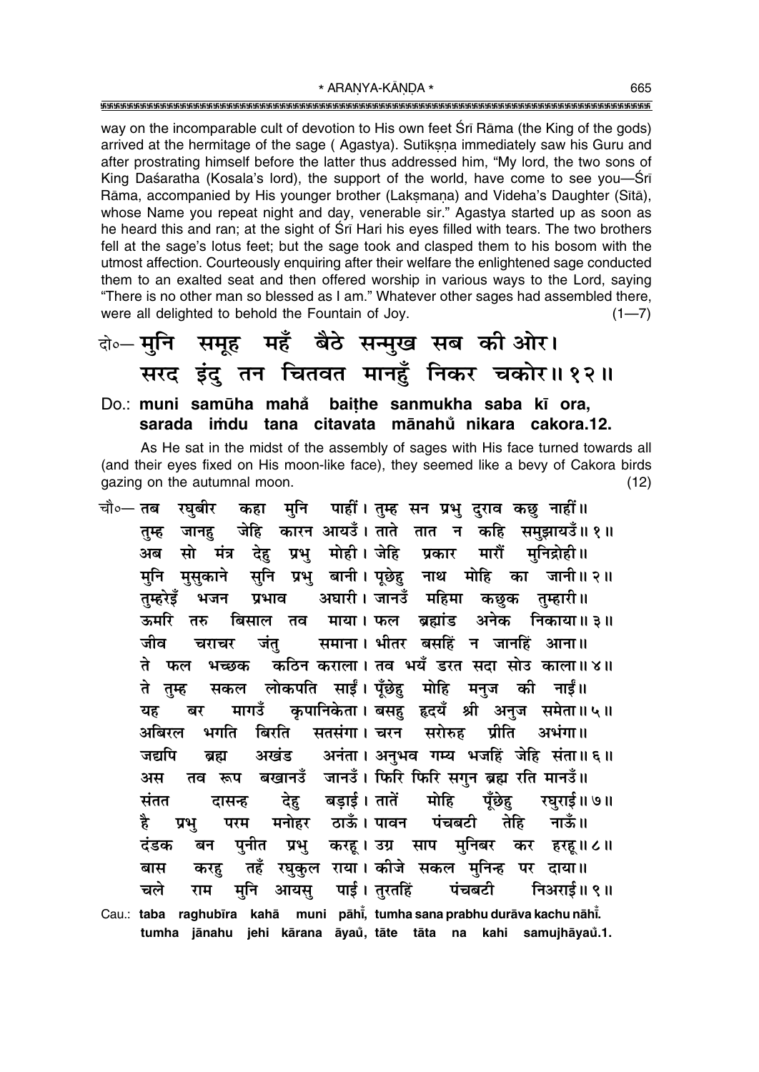way on the incomparable cult of devotion to His own feet Śrī Rāma (the King of the gods) arrived at the hermitage of the sage ( Agastya). Sutīkṣṇa immediately saw his Guru and after prostrating himself before the latter thus addressed him, "My lord, the two sons of King Daśaratha (Kosala's lord), the support of the world, have come to see you—Śrī Rāma, accompanied by His younger brother (Lakṣmaṇa) and Videha's Daughter (Sītā), whose Name you repeat night and day, venerable sir." Agastya started up as soon as he heard this and ran; at the sight of Śrī Hari his eyes filled with tears. The two brothers fell at the sage's lotus feet; but the sage took and clasped them to his bosom with the utmost affection. Courteously enquiring after their welfare the enlightened sage conducted them to an exalted seat and then offered worship in various ways to the Lord, saying "There is no other man so blessed as I am." Whatever other sages had assembled there, were all delighted to behold the Fountain of Joy. (1—7)

दो०— **मुनि समूह महँ बैठे सन्मुख सब की ओर।**
**सरद इंदु तन चितवत मानहुँ निकर चकोर॥१२॥**

Do.: **muni samūha mahå baiṭhe sanmukha saba kī ora,**
**sarada iṁdu tana citavata mānahů nikara cakora.12.**

As He sat in the midst of the assembly of sages with His face turned towards all (and their eyes fixed on His moon-like face), they seemed like a bevy of Cakora birds gazing on the autumnal moon. (12)

चौ०— तब रघुबीर कहा मुनि पाहीं। तुम्ह सन प्रभु दुराव कछु नाहीं॥
तुम्ह जानहु जेहि कारन आयउँ। ताते तात न कहि समुझायउँ॥१॥
अब सो मंत्र देहु प्रभु मोही। जेहि प्रकार मारौं मुनिद्रोही॥
मुनि मुसुकाने सुनि प्रभु बानी। पूछेहु नाथ मोहि का जानी॥२॥
तुम्हरेइँ भजन प्रभाव अघारी। जानउँ महिमा कछुक तुम्हारी॥
ऊमरि तरु बिसाल तव माया। फल ब्रह्मांड अनेक निकाया॥३॥
जीव चराचर जंतु समाना। भीतर बसहिं न जानहिं आना॥
ते फल भच्छक कठिन कराला। तव भयँ डरत सदा सोउ काला॥४॥
ते तुम्ह सकल लोकपति साईं। पूँछेहु मोहि मनुज की नाईं॥
यह बर मागउँ कृपानिकेता। बसहु हृदयँ श्री अनुज समेता॥५॥
अबिरल भगति बिरति सतसंगा। चरन सरोरुह प्रीति अभंगा॥
जद्यपि ब्रह्म अखंड अनंता। अनुभव गम्य भजहिं जेहि संता॥६॥
अस तव रूप बखानउँ जानउँ। फिरि फिरि सगुन ब्रह्म रति मानउँ॥
संतत दासन्ह देहु बड़ाई। तातें मोहि पूँछेहु रघुराई॥७॥
है प्रभु परम मनोहर ठाऊँ। पावन पंचबटी तेहि नाऊँ॥
दंडक बन पुनीत प्रभु करहू। उग्र साप मुनिबर कर हरहू॥८॥
बास करहु तहँ रघुकुल राया। कीजे सकल मुनिन्ह पर दाया॥
चले राम मुनि आयसु पाई। तुरतहिं पंचबटी निअराई॥९॥

Cau.: **taba raghubīra kahā muni pāhī̃, tumha sana prabhu durāva kachu nāhī̃.**
**tumha jānahu jehi kārana āyaů, tāte tāta na kahi samujhāyaů.1.**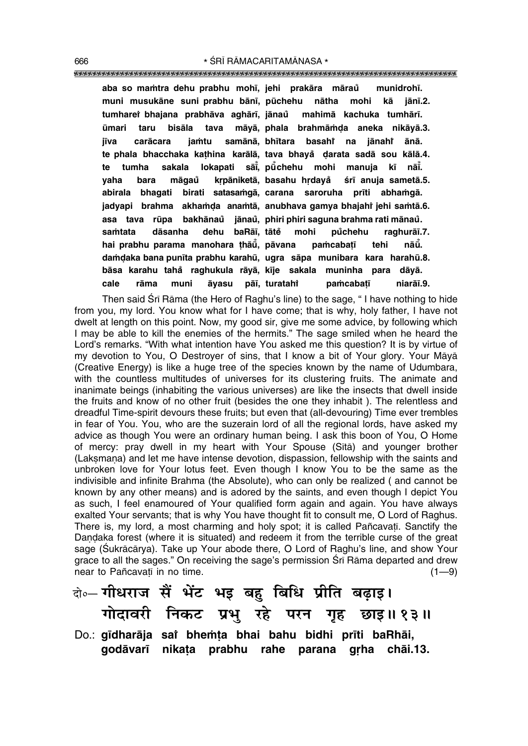**aba so maṁtra dehu prabhu mohī, jehi prakāra mārau̐ munidrohī.**
**muni musukāne suni prabhu bānī, pūchehu nātha mohi kā jānī.2.**
**tumhareṁ bhajana prabhāva aghārī, jānau̐ mahimā kachuka tumhārī.**
**ūmari taru bisāla tava māyā, phala brahmāṁḍa aneka nikāyā.3.**
**jīva carācara jaṁtu samānā, bhītara basahiṁ na jānahiṁ ānā.**
**te phala bhacchaka kaṭhina karālā, tava bhayaṁ ḍarata sadā sou kālā.4.**
**te tumha sakala lokapati sāīṁ, pū̐chehu mohi manuja kī nāīṁ.**
**yaha bara māgau̐ kṛpāniketā, basahu hṛdayaṁ śrī anuja sametā.5.**
**abirala bhagati birati satasaṁgā, carana saroruha prīti abhaṁgā.**
**jadyapi brahma akhaṁḍa anaṁtā, anubhava gamya bhajahiṁ jehi saṁtā.6.**
**asa tava rūpa bakhānau̐ jānau̐, phiri phiri saguna brahma rati mānau̐.**
**saṁtata dāsanha dehu baRāī, tāteṁ mohi pū̐chehu raghurāī.7.**
**hai prabhu parama manohara ṭhāū̐, pāvana paṁcabaṭī tehi nāū̐.**
**daṁḍaka bana punīta prabhu karahū, ugra sāpa munibara kara harahū.8.**
**bāsa karahu tahaṁ raghukula rāyā, kīje sakala muninha para dāyā.**
**cale rāma muni āyasu pāī, turatahiṁ paṁcabaṭī niarāī.9.**

Then said Śrī Rāma (the Hero of Raghu's line) to the sage, " I have nothing to hide from you, my lord. You know what for I have come; that is why, holy father, I have not dwelt at length on this point. Now, my good sir, give me some advice, by following which I may be able to kill the enemies of the hermits." The sage smiled when he heard the Lord's remarks. "With what intention have You asked me this question? It is by virtue of my devotion to You, O Destroyer of sins, that I know a bit of Your glory. Your Māyā (Creative Energy) is like a huge tree of the species known by the name of Udumbara, with the countless multitudes of universes for its clustering fruits. The animate and inanimate beings (inhabiting the various universes) are like the insects that dwell inside the fruits and know of no other fruit (besides the one they inhabit ). The relentless and dreadful Time-spirit devours these fruits; but even that (all-devouring) Time ever trembles in fear of You. You, who are the suzerain lord of all the regional lords, have asked my advice as though You were an ordinary human being. I ask this boon of You, O Home of mercy: pray dwell in my heart with Your Spouse (Sītā) and younger brother (Lakṣmaṇa) and let me have intense devotion, dispassion, fellowship with the saints and unbroken love for Your lotus feet. Even though I know You to be the same as the indivisible and infinite Brahma (the Absolute), who can only be realized ( and cannot be known by any other means) and is adored by the saints, and even though I depict You as such, I feel enamoured of Your qualified form again and again. You have always exalted Your servants; that is why You have thought fit to consult me, O Lord of Raghus. There is, my lord, a most charming and holy spot; it is called Pañcavaṭī. Sanctify the Daṇḍaka forest (where it is situated) and redeem it from the terrible curse of the great sage (Śukrācārya). Take up Your abode there, O Lord of Raghu's line, and show Your grace to all the sages." On receiving the sage's permission Śrī Rāma departed and drew near to Pañcavaṭī in no time. (1—9)

दो०— गीधराज सैं भेंट भइ बहु बिधि प्रीति बढ़ाइ।
गोदावरी निकट प्रभु रहे परन गृह छाइ॥ १३॥

Do.: **gīdharāja saiṁ bheṁṭa bhai bahu bidhi prīti baRhāi,**
**godāvarī nikaṭa prabhu rahe parana gṛha chāi.13.**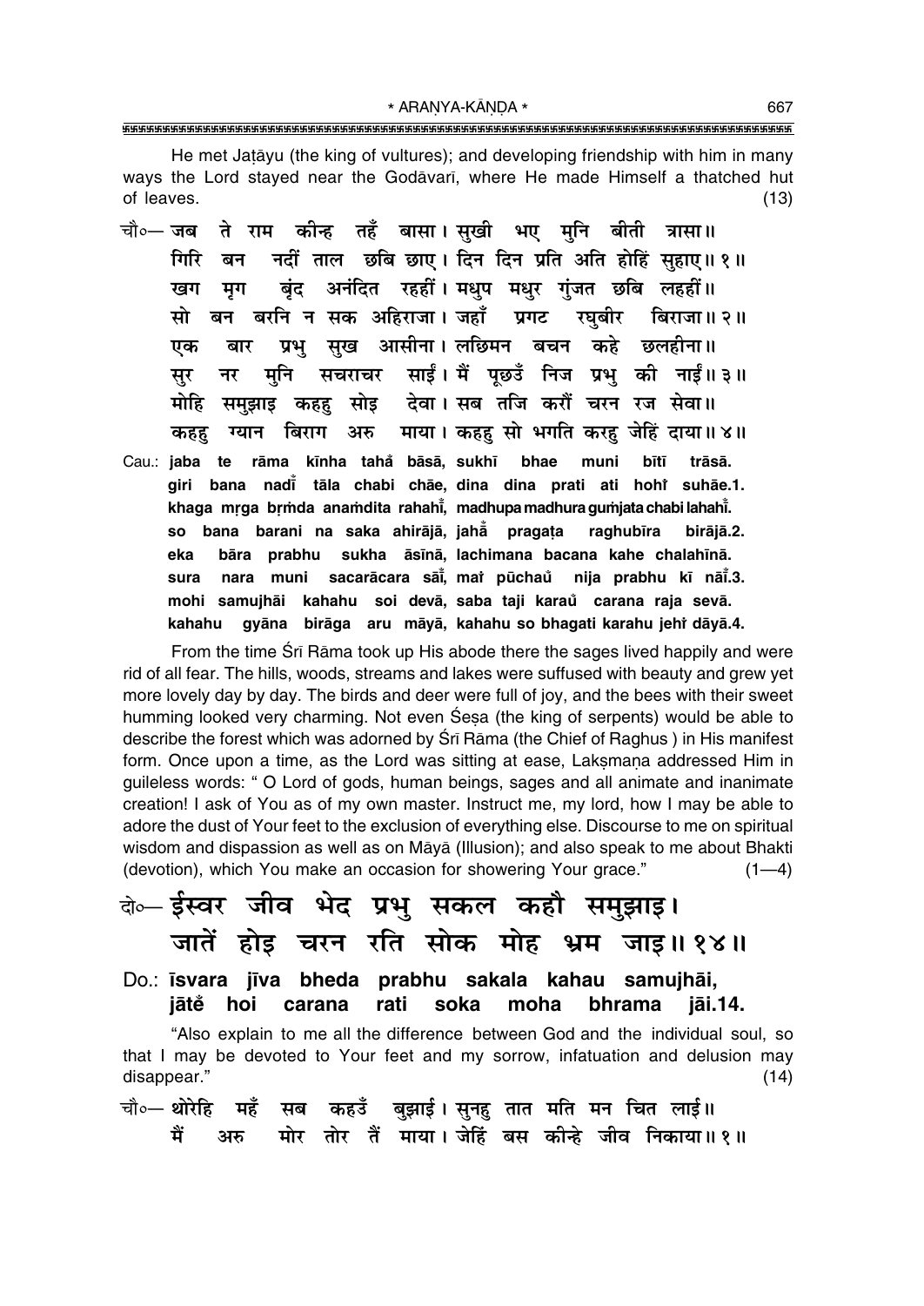He met Jaṭāyu (the king of vultures); and developing friendship with him in many ways the Lord stayed near the Godāvarī, where He made Himself a thatched hut of leaves. (13)

चौ०— जब ते राम कीन्ह तहँ बासा। सुखी भए मुनि बीती त्रासा॥
गिरि बन नदीं ताल छबि छाए। दिन दिन प्रति अति होहिं सुहाए॥ १॥
खग मृग बृंद अनंदित रहहीं। मधुप मधुर गुंजत छबि लहहीं॥
सो बन बरनि न सक अहिराजा। जहाँ प्रगट रघुबीर बिराजा॥ २॥
एक बार प्रभु सुख आसीना। लछिमन बचन कहे छलहीना॥
सुर नर मुनि सचराचर साईं। मैं पूछउँ निज प्रभु की नाईं॥ ३॥
मोहि समुझाइ कहहु सोइ देवा। सब तजि करौं चरन रज सेवा॥
कहहु ग्यान बिराग अरु माया। कहहु सो भगति करहु जेहिं दाया॥ ४॥

Cau.: jaba te rāma kīnha taha̐ bāsā, sukhī bhae muni bītī trāsā.
giri bana nadī̐ tāla chabi chāe, dina dina prati ati hohi̐ suhāe.1.
khaga mṛga bṛṁda anaṁdita rahahī̐, madhupa madhura guṁjata chabi lahahī̐.
so bana barani na saka ahirājā, jahā̐ pragaṭa raghubīra birājā.2.
eka bāra prabhu sukha āsīnā, lachimana bacana kahe chalahīnā.
sura nara muni sacarācara sāī̐, mai̐ pūchau̐ nija prabhu kī nāī̐.3.
mohi samujhāi kahahu soi devā, saba taji karau̐ carana raja sevā.
kahahu gyāna birāga aru māyā, kahahu so bhagati karahu jehi̐ dāyā.4.

From the time Śrī Rāma took up His abode there the sages lived happily and were rid of all fear. The hills, woods, streams and lakes were suffused with beauty and grew yet more lovely day by day. The birds and deer were full of joy, and the bees with their sweet humming looked very charming. Not even Śeṣa (the king of serpents) would be able to describe the forest which was adorned by Śrī Rāma (the Chief of Raghus ) in His manifest form. Once upon a time, as the Lord was sitting at ease, Lakṣmaṇa addressed Him in guileless words: " O Lord of gods, human beings, sages and all animate and inanimate creation! I ask of You as of my own master. Instruct me, my lord, how I may be able to adore the dust of Your feet to the exclusion of everything else. Discourse to me on spiritual wisdom and dispassion as well as on Māyā (Illusion); and also speak to me about Bhakti (devotion), which You make an occasion for showering Your grace." (1—4)

दो०— ईस्वर जीव भेद प्रभु सकल कहौ समुझाइ।
जातें होइ चरन रति सोक मोह भ्रम जाइ॥ १४॥

Do.: īsvara jīva bheda prabhu sakala kahau samujhāi,
jātĕ hoi carana rati soka moha bhrama jāi.14.

"Also explain to me all the difference between God and the individual soul, so that I may be devoted to Your feet and my sorrow, infatuation and delusion may disappear." (14)

चौ०— थोरेहि महँ सब कहउँ बुझाई। सुनहु तात मति मन चित लाई॥
मैं अरु मोर तोर तैं माया। जेहिं बस कीन्हे जीव निकाया॥ १॥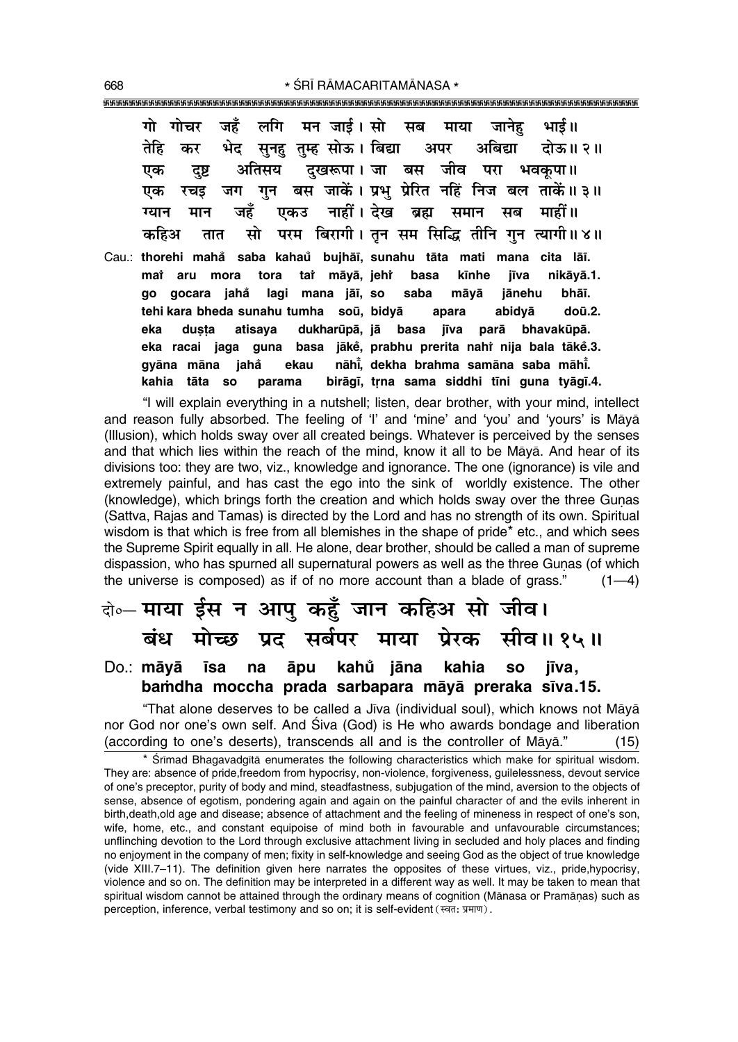गो गोचर जहँ लगि मन जाई। सो सब माया जानेहु भाई॥
तेहि कर भेद सुनहु तुम्ह सोऊ। बिद्या अपर अबिद्या दोऊ॥ २॥
एक दुष्ट अतिसय दुखरूपा। जा बस जीव परा भवकूपा॥
एक रचइ जग गुन बस जाकें। प्रभु प्रेरित नहिं निज बल ताकें॥ ३॥
ग्यान मान जहँ एकउ नाहीं। देख ब्रह्म समान सब माहीं॥
कहिअ तात सो परम बिरागी। तृन सम सिद्धि तीनि गुन त्यागी॥ ४॥

Cau.: **thorehi maha saba kahau bujhāī, sunahu tāta mati mana cita lāī.**
**mai aru mora tora tai māyā, jehi basa kīnhe jīva nikāyā.1.**
**go gocara jaha lagi mana jāī, so saba māyā jānehu bhāī.**
**tehi kara bheda sunahu tumha soū, bidyā apara abidyā doū.2.**
**eka duṣṭa atisaya dukharūpā, jā basa jīva parā bhavakūpā.**
**eka racai jaga guna basa jāke, prabhu prerita nahi nija bala tāke.3.**
**gyāna māna jaha ekau nāhī̐, dekha brahma samāna saba māhī̐.**
**kahia tāta so parama birāgī, tṛna sama siddhi tīni guna tyāgī.4.**

"I will explain everything in a nutshell; listen, dear brother, with your mind, intellect and reason fully absorbed. The feeling of 'I' and 'mine' and 'you' and 'yours' is Māyā (Illusion), which holds sway over all created beings. Whatever is perceived by the senses and that which lies within the reach of the mind, know it all to be Māyā. And hear of its divisions too: they are two, viz., knowledge and ignorance. The one (ignorance) is vile and extremely painful, and has cast the ego into the sink of worldly existence. The other (knowledge), which brings forth the creation and which holds sway over the three Guṇas (Sattva, Rajas and Tamas) is directed by the Lord and has no strength of its own. Spiritual wisdom is that which is free from all blemishes in the shape of pride* etc., and which sees the Supreme Spirit equally in all. He alone, dear brother, should be called a man of supreme dispassion, who has spurned all supernatural powers as well as the three Guṇas (of which the universe is composed) as if of no more account than a blade of grass." (1—4)

दो०— माया ईस न आपु कहुँ जान कहिअ सो जीव।
बंध मोच्छ प्रद सर्बपर माया प्रेरक सीव॥ १५॥

Do.: **māyā īsa na āpu kahu̐ jāna kahia so jīva,**
**baṁdha moccha prada sarbapara māyā preraka sīva.15.**

"That alone deserves to be called a Jīva (individual soul), which knows not Māyā nor God nor one's own self. And Śiva (God) is He who awards bondage and liberation (according to one's deserts), transcends all and is the controller of Māyā." (15)

---

* Śrīmad Bhagavadgītā enumerates the following characteristics which make for spiritual wisdom. They are: absence of pride, freedom from hypocrisy, non-violence, forgiveness, guilelessness, devout service of one's preceptor, purity of body and mind, steadfastness, subjugation of the mind, aversion to the objects of sense, absence of egotism, pondering again and again on the painful character of and the evils inherent in birth, death, old age and disease; absence of attachment and the feeling of mineness in respect of one's son, wife, home, etc., and constant equipoise of mind both in favourable and unfavourable circumstances; unflinching devotion to the Lord through exclusive attachment living in secluded and holy places and finding no enjoyment in the company of men; fixity in self-knowledge and seeing God as the object of true knowledge (vide XIII.7–11). The definition given here narrates the opposites of these virtues, viz., pride, hypocrisy, violence and so on. The definition may be interpreted in a different way as well. It may be taken to mean that spiritual wisdom cannot be attained through the ordinary means of cognition (Mānasa or Pramāṇas) such as perception, inference, verbal testimony and so on; it is self-evident (स्वतः प्रमाण).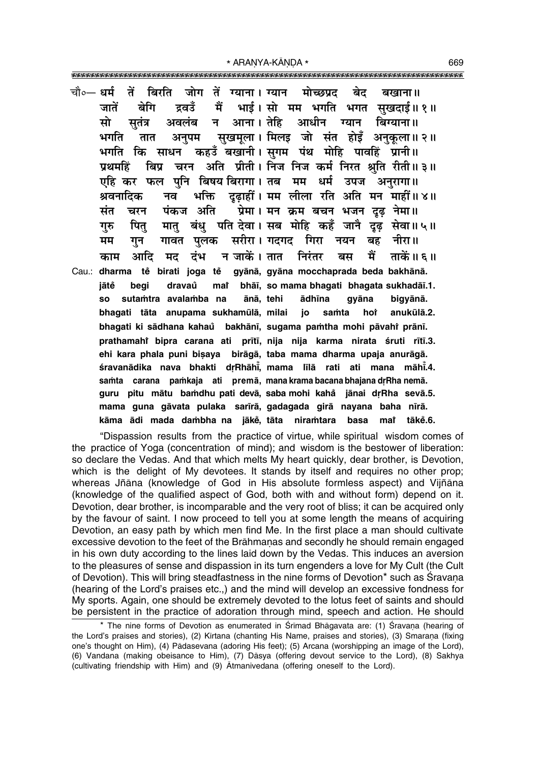चौ०— धर्म तें बिरति जोग तें ग्याना। ग्यान मोच्छप्रद बेद बखाना॥
जातें बेगि द्रवउँ मैं भाई। सो मम भगति भगत सुखदाई॥ १॥
सो सुतंत्र अवलंब न आना। तेहि आधीन ग्यान बिग्याना॥
भगति तात अनुपम सुखमूला। मिलइ जो संत होइँ अनुकूला॥ २॥
भगति कि साधन कहउँ बखानी। सुगम पंथ मोहि पावहिं प्रानी॥
प्रथमहिं बिप्र चरन अति प्रीती। निज निज कर्म निरत श्रुति रीती॥ ३॥
एहि कर फल पुनि बिषय बिरागा। तब मम धर्म उपज अनुरागा॥
श्रवनादिक नव भक्ति दृढ़ाहीं। मम लीला रति अति मन माहीं॥ ४॥
संत चरन पंकज अति प्रेमा। मन क्रम बचन भजन दृढ़ नेमा॥
गुरु पितु मातु बंधु पति देवा। सब मोहि कहँ जानै दृढ़ सेवा॥ ५॥
मम गुन गावत पुलक सरीरा। गदगद गिरा नयन बह नीरा॥
काम आदि मद दंभ न जाकें। तात निरंतर बस मैं ताकें॥ ६॥

Cau.: **dharma tẽ birati joga tẽ gyānā, gyāna mocchaprada beda bakhānā.**
**jātẽ begi dravaũ maĩ bhāī, so mama bhagati bhagata sukhadāī.1.**
**so sutaṁtra avalaṁba na ānā, tehi ādhīna gyāna bigyānā.**
**bhagati tāta anupama sukhamūlā, milai jo saṁta hoĩ anukūlā.2.**
**bhagati ki sādhana kahaũ bakhānī, sugama paṁtha mohi pāvahĩ prānī.**
**prathamahĩ bipra carana ati prītī, nija nija karma nirata śruti rītī.3.**
**ehi kara phala puni biṣaya birāgā, taba mama dharma upaja anurāgā.**
**śravanādika nava bhakti dṛRhāhī̃, mama līlā rati ati mana māhī̃.4.**
**saṁta carana paṁkaja ati premā, mana krama bacana bhajana dṛRha nemā.**
**guru pitu mātu baṁdhu pati devā, saba mohi kahã jānai dṛRha sevā.5.**
**mama guna gāvata pulaka sarīrā, gadagada girā nayana baha nīrā.**
**kāma ādi mada daṁbha na jākẽ, tāta niraṁtara basa maĩ tākẽ.6.**

"Dispassion results from the practice of virtue, while spiritual wisdom comes of the practice of Yoga (concentration of mind); and wisdom is the bestower of liberation: so declare the Vedas. And that which melts My heart quickly, dear brother, is Devotion, which is the delight of My devotees. It stands by itself and requires no other prop; whereas Jñāna (knowledge of God in His absolute formless aspect) and Vijñāna (knowledge of the qualified aspect of God, both with and without form) depend on it. Devotion, dear brother, is incomparable and the very root of bliss; it can be acquired only by the favour of saint. I now proceed to tell you at some length the means of acquiring Devotion, an easy path by which men find Me. In the first place a man should cultivate excessive devotion to the feet of the Brāhmaṇas and secondly he should remain engaged in his own duty according to the lines laid down by the Vedas. This induces an aversion to the pleasures of sense and dispassion in its turn engenders a love for My Cult (the Cult of Devotion). This will bring steadfastness in the nine forms of Devotion* such as Śravaṇa (hearing of the Lord's praises etc.,) and the mind will develop an excessive fondness for My sports. Again, one should be extremely devoted to the lotus feet of saints and should be persistent in the practice of adoration through mind, speech and action. He should

* The nine forms of Devotion as enumerated in Śrīmad Bhāgavata are: (1) Śravaṇa (hearing of the Lord's praises and stories), (2) Kīrtana (chanting His Name, praises and stories), (3) Smaraṇa (fixing one's thought on Him), (4) Pādasevana (adoring His feet); (5) Arcana (worshipping an image of the Lord), (6) Vandana (making obeisance to Him), (7) Dāsya (offering devout service to the Lord), (8) Sakhya (cultivating friendship with Him) and (9) Ātmanivedana (offering oneself to the Lord).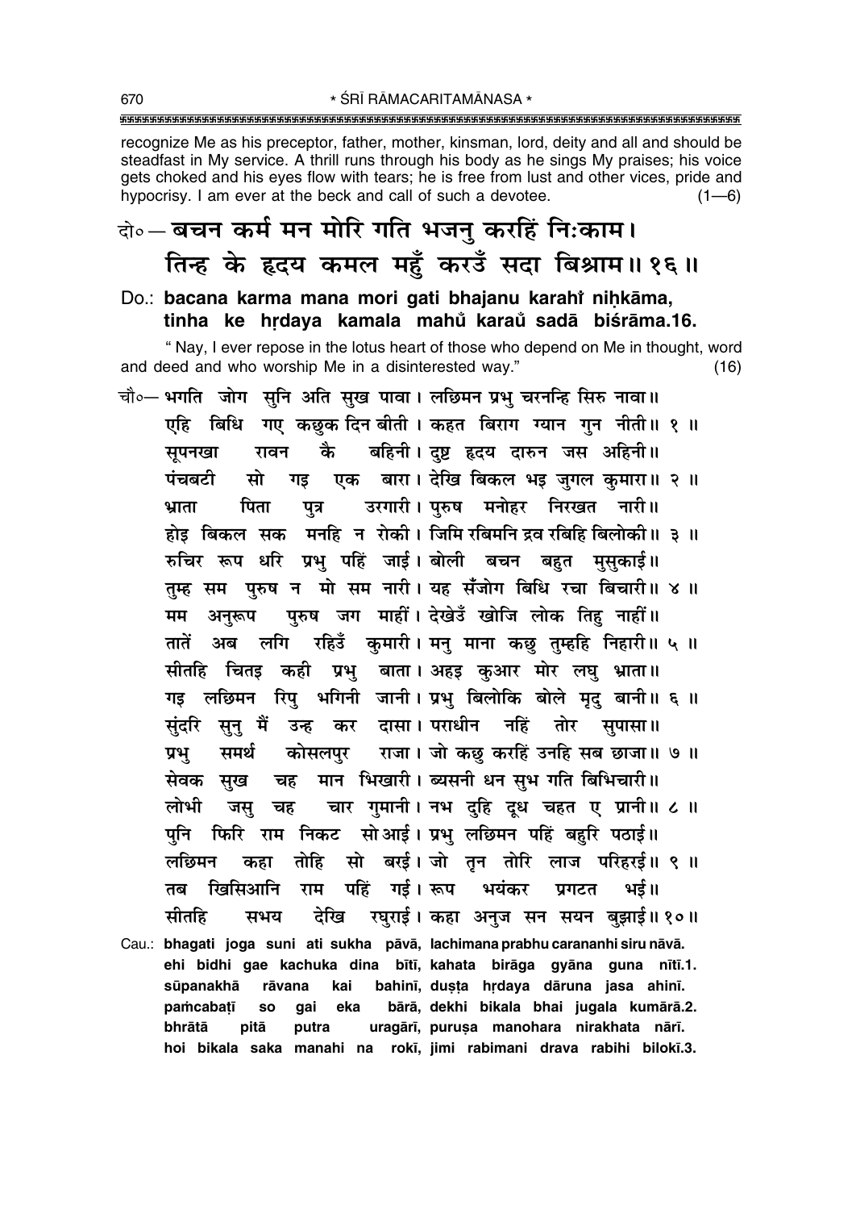recognize Me as his preceptor, father, mother, kinsman, lord, deity and all and should be steadfast in My service. A thrill runs through his body as he sings My praises; his voice gets choked and his eyes flow with tears; he is free from lust and other vices, pride and hypocrisy. I am ever at the beck and call of such a devotee. (1—6)

## दो०— बचन कर्म मन मोरि गति भजनु करहिं निःकाम। तिन्ह के हृदय कमल महुँ करउँ सदा बिश्राम॥ १६॥

**Do.: bacana karma mana mori gati bhajanu karahiṁ niḥkāma, tinha ke hṛdaya kamala mahuṁ karaum̐ sadā biśrāma.16.**

" Nay, I ever repose in the lotus heart of those who depend on Me in thought, word and deed and who worship Me in a disinterested way." (16)

चौ०— भगति जोग सुनि अति सुख पावा। लछिमन प्रभु चरनन्हि सिरु नावा॥
एहि बिधि गए कछुक दिन बीती। कहत बिराग ग्यान गुन नीती॥ १ ॥
सूपनखा रावन कै बहिनी। दुष्ट हृदय दारुन जस अहिनी॥
पंचबटी सो गइ एक बारा। देखि बिकल भइ जुगल कुमारा॥ २ ॥
भ्राता पिता पुत्र उरगारी। पुरुष मनोहर निरखत नारी॥
होइ बिकल सक मनहि न रोकी। जिमि रबिमनि द्रव रबिहि बिलोकी॥ ३ ॥
रुचिर रूप धरि प्रभु पहिं जाई। बोली बचन बहुत मुसुकाई॥
तुम्ह सम पुरुष न मो सम नारी। यह सँजोग बिधि रचा बिचारी॥ ४ ॥
मम अनुरूप पुरुष जग माहीं। देखेउँ खोजि लोक तिहु नाहीं॥
तातें अब लगि रहिउँ कुमारी। मनु माना कछु तुम्हहि निहारी॥ ५ ॥
सीतहि चितइ कही प्रभु बाता। अहइ कुआर मोर लघु भ्राता॥
गइ लछिमन रिपु भगिनी जानी। प्रभु बिलोकि बोले मृदु बानी॥ ६ ॥
सुंदरि सुनु मैं उन्ह कर दासा। पराधीन नहिं तोर सुपासा॥
प्रभु समर्थ कोसलपुर राजा। जो कछु करहिं उनहि सब छाजा॥ ७ ॥
सेवक सुख चह मान भिखारी। ब्यसनी धन सुभ गति बिभिचारी॥
लोभी जसु चह चार गुमानी। नभ दुहि दूध चहत ए प्रानी॥ ८ ॥
पुनि फिरि राम निकट सो आई। प्रभु लछिमन पहिं बहुरि पठाई॥
लछिमन कहा तोहि सो बरई। जो तृन तोरि लाज परिहरई॥ ९ ॥
तब खिसिआनि राम पहिं गई। रूप भयंकर प्रगटत भई॥
सीतहि सभय देखि रघुराई। कहा अनुज सन सयन बुझाई॥ १०॥

**Cau.: bhagati joga suni ati sukha pāvā, lachimana prabhu carananhi siru nāvā. ehi bidhi gae kachuka dina bītī, kahata birāga gyāna guna nītī.1. sūpanakhā rāvana kai bahinī, duṣṭa hṛdaya dāruna jasa ahinī. paṁcabaṭī so gai eka bārā, dekhi bikala bhai jugala kumārā.2. bhrātā pitā putra uragārī, puruṣa manohara nirakhata nārī. hoi bikala saka manahi na rokī, jimi rabimani drava rabihi bilokī.3.**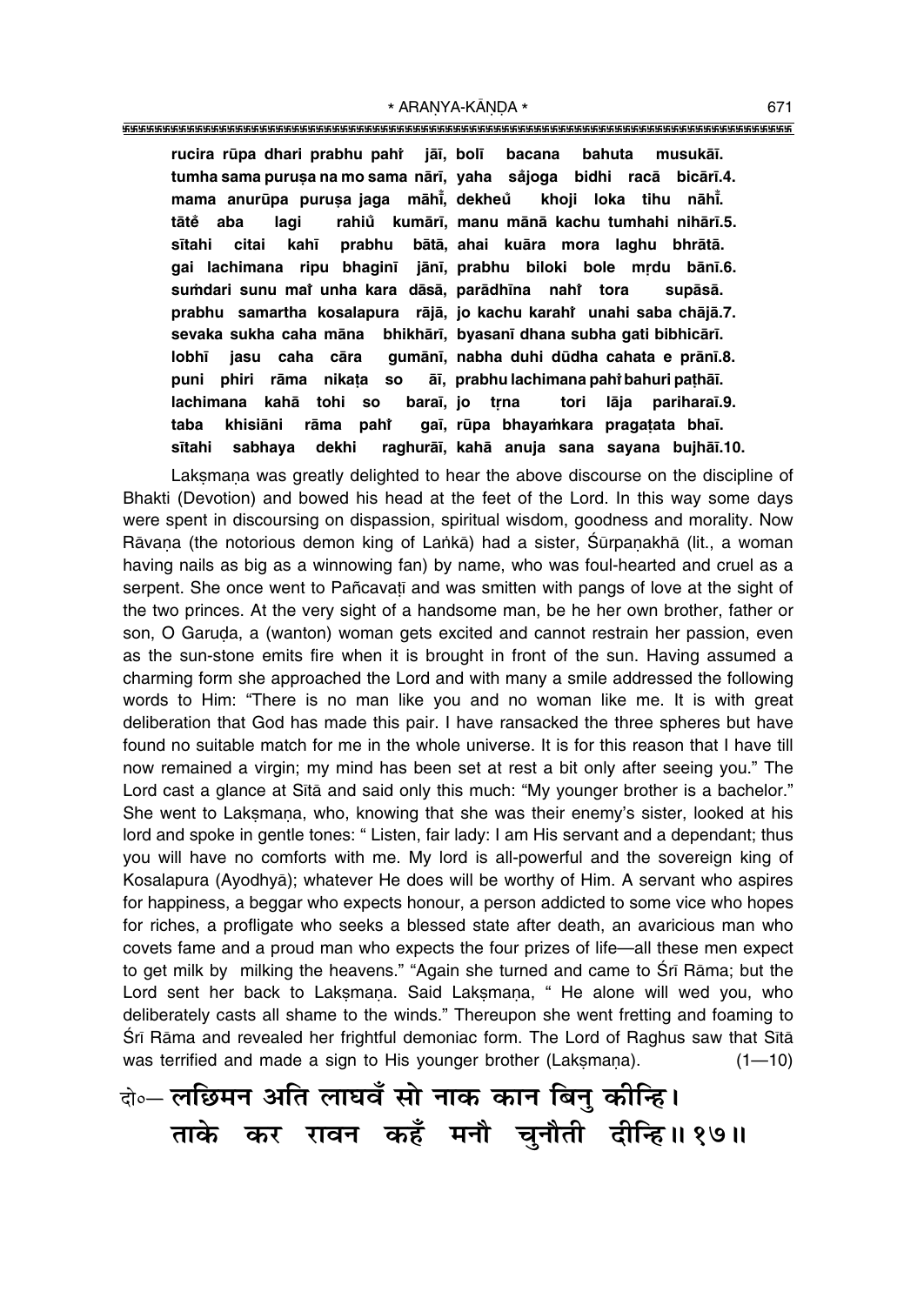**rucira rūpa dhari prabhu pahi̐ jāī, bolī bacana bahuta musukāī.**
**tumha sama puruṣa na mo sama nārī, yaha sa̐joga bidhi racā bicārī.4.**
**mama anurūpa puruṣa jaga māhī̐, dekheu̐ khoji loka tihu nāhī̐.**
**tāte̐ aba lagi rahiu̐ kumārī, manu mānā kachu tumhahi nihārī.5.**
**sītahi citai kahī prabhu bātā, ahai kuāra mora laghu bhrātā.**
**gai lachimana ripu bhaginī jānī, prabhu biloki bole mṛdu bānī.6.**
**suṁdari sunu mai̐ unha kara dāsā, parādhīna nahi̐ tora supāsā.**
**prabhu samartha kosalapura rājā, jo kachu karahi̐ unahi saba chājā.7.**
**sevaka sukha caha māna bhikhārī, byasanī dhana subha gati bibhicārī.**
**lobhī jasu caha cāra gumānī, nabha duhi dūdha cahata e prānī.8.**
**puni phiri rāma nikaṭa so āī, prabhu lachimana pahi̐ bahuri paṭhāī.**
**lachimana kahā tohi so baraī, jo tṛna tori lāja pariharaī.9.**
**taba khisiāni rāma pahi̐ gaī, rūpa bhayaṁkara pragaṭata bhaī.**
**sītahi sabhaya dekhi raghurāī, kahā anuja sana sayana bujhāī.10.**

Lakṣmaṇa was greatly delighted to hear the above discourse on the discipline of Bhakti (Devotion) and bowed his head at the feet of the Lord. In this way some days were spent in discoursing on dispassion, spiritual wisdom, goodness and morality. Now Rāvaṇa (the notorious demon king of Laṅkā) had a sister, Śūrpaṇakhā (lit., a woman having nails as big as a winnowing fan) by name, who was foul-hearted and cruel as a serpent. She once went to Pañcavaṭī and was smitten with pangs of love at the sight of the two princes. At the very sight of a handsome man, be he her own brother, father or son, O Garuḍa, a (wanton) woman gets excited and cannot restrain her passion, even as the sun-stone emits fire when it is brought in front of the sun. Having assumed a charming form she approached the Lord and with many a smile addressed the following words to Him: "There is no man like you and no woman like me. It is with great deliberation that God has made this pair. I have ransacked the three spheres but have found no suitable match for me in the whole universe. It is for this reason that I have till now remained a virgin; my mind has been set at rest a bit only after seeing you." The Lord cast a glance at Sītā and said only this much: "My younger brother is a bachelor." She went to Lakṣmaṇa, who, knowing that she was their enemy's sister, looked at his lord and spoke in gentle tones: " Listen, fair lady: I am His servant and a dependant; thus you will have no comforts with me. My lord is all-powerful and the sovereign king of Kosalapura (Ayodhyā); whatever He does will be worthy of Him. A servant who aspires for happiness, a beggar who expects honour, a person addicted to some vice who hopes for riches, a profligate who seeks a blessed state after death, an avaricious man who covets fame and a proud man who expects the four prizes of life—all these men expect to get milk by milking the heavens." "Again she turned and came to Śrī Rāma; but the Lord sent her back to Lakṣmaṇa. Said Lakṣmaṇa, " He alone will wed you, who deliberately casts all shame to the winds." Thereupon she went fretting and foaming to Śrī Rāma and revealed her frightful demoniac form. The Lord of Raghus saw that Sītā was terrified and made a sign to His younger brother (Lakṣmaṇa). (1—10)

**दो०— लछिमन अति लाघवँ सो नाक कान बिनु कीन्हि।**
**ताके कर रावन कहँ मनौ चुनौती दीन्हि॥ १७॥**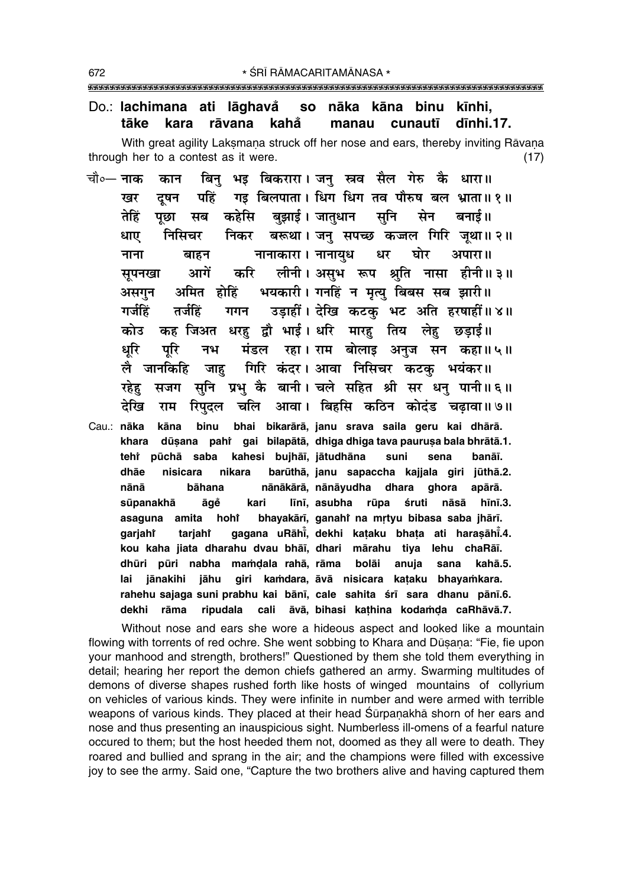Do.: **lachimana ati lāghavå̐ so nāka kāna binu kīnhi,**
**tāke kara rāvana kahå̐ manau cunautī dīnhi.17.**

With great agility Lakṣmaṇa struck off her nose and ears, thereby inviting Rāvaṇa through her to a contest as it were. (17)

चौ०— नाक कान बिनु भइ बिकरारा। जनु स्रव सैल गेरु कै धारा॥
खर दूषन पहिं गइ बिलपाता। धिग धिग तव पौरुष बल भ्राता॥ १॥
तेहिं पूछा सब कहेसि बुझाई। जातुधान सुनि सेन बनाई॥
धाए निसिचर निकर बरूथा। जनु सपच्छ कज्जल गिरि जूथा॥ २॥
नाना बाहन नानाकारा। नानायुध धर घोर अपारा॥
सूपनखा आगें करि लीनी। असुभ रूप श्रुति नासा हीनी॥ ३॥
असगुन अमित होहिं भयकारी। गनहिं न मृत्यु बिबस सब झारी॥
गर्जहिं तर्जहिं गगन उड़ाहीं। देखि कटकु भट अति हरषाहीं॥ ४॥
कोउ कह जिअत धरहु द्वौ भाई। धरि मारहु तिय लेहु छड़ाई॥
धूरि पूरि नभ मंडल रहा। राम बोलाइ अनुज सन कहा॥ ५॥
लै जानकिहि जाहु गिरि कंदर। आवा निसिचर कटकु भयंकर॥
रहेहु सजग सुनि प्रभु कै बानी। चले सहित श्री सर धनु पानी॥ ६॥
देखि राम रिपुदल चलि आवा। बिहसि कठिन कोदंड चढ़ावा॥ ७॥

Cau.: **nāka kāna binu bhai bikarārā, janu srava saila geru kai dhārā.**
**khara dūṣana pahi̐ gai bilapātā, dhiga dhiga tava pauruṣa bala bhrātā.1.**
**tehi̐ pūchā saba kahesi bujhāī, jātudhāna suni sena banāī.**
**dhāe nisicara nikara barūthā, janu sapaccha kajjala giri jūthā.2.**
**nānā bāhana nānākārā, nānāyudha dhara ghora apārā.**
**sūpanakhā āgė̃ kari līnī, asubha rūpa śruti nāsā hīnī.3.**
**asaguna amita hohi̐ bhayakārī, ganahi̐ na mṛtyu bibasa saba jhārī.**
**garjahi̐ tarjahi̐ gagana uRāhī̐, dekhi kaṭaku bhaṭa ati haraṣāhī̐.4.**
**kou kaha jiata dharahu dvau bhāī, dhari mārahu tiya lehu chaRāī.**
**dhūri pūri nabha maṁḍala rahā, rāma bolāi anuja sana kahā.5.**
**lai jānakihi jāhu giri kaṁdara, āvā nisicara kaṭaku bhayaṁkara.**
**rahehu sajaga suni prabhu kai bānī, cale sahita śrī sara dhanu pānī.6.**
**dekhi rāma ripudala cali āvā, bihasi kaṭhina kodaṁḍa caRhāvā.7.**

Without nose and ears she wore a hideous aspect and looked like a mountain flowing with torrents of red ochre. She went sobbing to Khara and Dūṣaṇa: "Fie, fie upon your manhood and strength, brothers!" Questioned by them she told them everything in detail; hearing her report the demon chiefs gathered an army. Swarming multitudes of demons of diverse shapes rushed forth like hosts of winged mountains of collyrium on vehicles of various kinds. They were infinite in number and were armed with terrible weapons of various kinds. They placed at their head Śūrpaṇakhā shorn of her ears and nose and thus presenting an inauspicious sight. Numberless ill-omens of a fearful nature occured to them; but the host heeded them not, doomed as they all were to death. They roared and bullied and sprang in the air; and the champions were filled with excessive joy to see the army. Said one, "Capture the two brothers alive and having captured them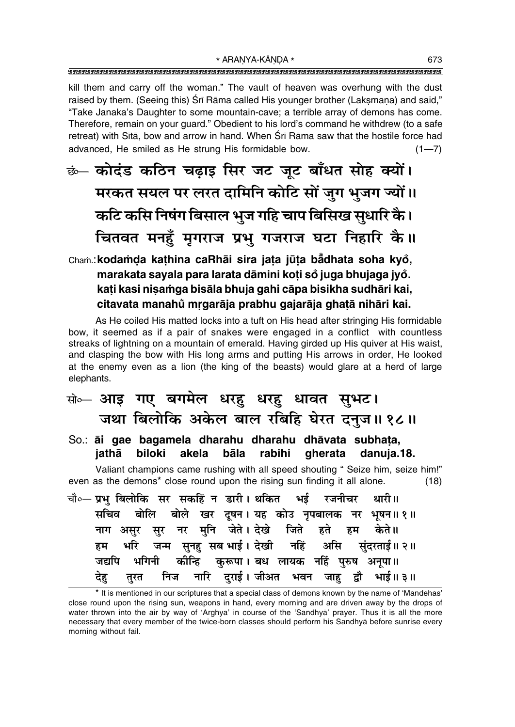kill them and carry off the woman." The vault of heaven was overhung with the dust raised by them. (Seeing this) Śrī Rāma called His younger brother (Lakṣmaṇa) and said," "Take Janaka's Daughter to some mountain-cave; a terrible array of demons has come. Therefore, remain on your guard." Obedient to his lord's command he withdrew (to a safe retreat) with Sītā, bow and arrow in hand. When Śrī Rāma saw that the hostile force had advanced, He smiled as He strung His formidable bow. (1—7)

छं०— कोदंड कठिन चढ़ाइ सिर जट जूट बाँधत सोह क्यों।
मरकत सयल पर लरत दामिनि कोटि सों जुग भुजग ज्यों॥
कटि कसि निषंग बिसाल भुज गहि चाप बिसिख सुधारि कै।
चितवत मनहुँ मृगराज प्रभु गजराज घटा निहारि कै॥

Chaṁ.: **kodaṁḍa kaṭhina caRhāi sira jaṭa jūṭa bā̐dhata soha kyo̐,**
**marakata sayala para larata dāmini koṭi so̐ juga bhujaga jyo̐.**
**kaṭi kasi niṣaṁga bisāla bhuja gahi cāpa bisikha sudhāri kai,**
**citavata manahu̐ mṛgarāja prabhu gajarāja ghaṭā nihāri kai.**

As He coiled His matted locks into a tuft on His head after stringing His formidable bow, it seemed as if a pair of snakes were engaged in a conflict with countless streaks of lightning on a mountain of emerald. Having girded up His quiver at His waist, and clasping the bow with His long arms and putting His arrows in order, He looked at the enemy even as a lion (the king of the beasts) would glare at a herd of large elephants.

सो०— आइ गए बगमेल धरहु धरहु धावत सुभट।
जथा बिलोकि अकेल बाल रबिहि घेरत दनुज॥ १८॥

So.: **āi gae bagamela dharahu dharahu dhāvata subhaṭa,**
**jathā biloki akela bāla rabihi gherata danuja.18.**

Valiant champions came rushing with all speed shouting " Seize him, seize him!" even as the demons* close round upon the rising sun finding it all alone. (18)

चौ०— प्रभु बिलोकि सर सकहिं न डारी। थकित भई रजनीचर धारी॥
सचिव बोलि बोले खर दूषन। यह कोउ नृपबालक नर भूषन॥ १॥
नाग असुर सुर नर मुनि जेते। देखे जिते हते हम केते॥
हम भरि जन्म सुनहु सब भाई। देखी नहिं असि सुंदरताई॥ २॥
जद्यपि भगिनी कीन्हि कुरूपा। बध लायक नहिं पुरुष अनूपा॥
देहु तुरत निज नारि दुराई। जीअत भवन जाहु द्वौ भाई॥ ३॥

---

* It is mentioned in our scriptures that a special class of demons known by the name of 'Mandehas' close round upon the rising sun, weapons in hand, every morning and are driven away by the drops of water thrown into the air by way of 'Arghya' in course of the 'Sandhyā' prayer. Thus it is all the more necessary that every member of the twice-born classes should perform his Sandhyā before sunrise every morning without fail.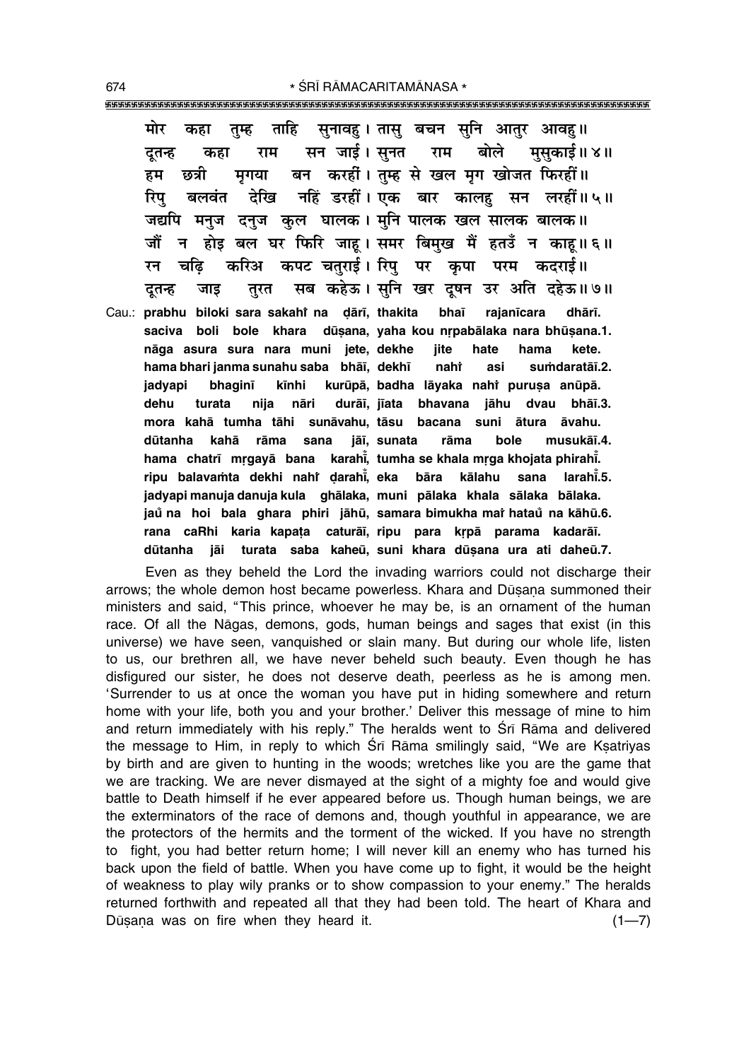मोर कहा तुम्ह ताहि सुनावहु। तासु बचन सुनि आतुर आवहु॥
दूतन्ह कहा राम सन जाई। सुनत राम बोले मुसुकाई॥ ४॥
हम छत्री मृगया बन करहीं। तुम्ह से खल मृग खोजत फिरहीं॥
रिपु बलवंत देखि नहिं डरहीं। एक बार कालहु सन लरहीं॥ ५॥
जद्यपि मनुज दनुज कुल घालक। मुनि पालक खल सालक बालक॥
जौं न होइ बल घर फिरि जाहू। समर बिमुख मैं हतउँ न काहू॥ ६॥
रन चढ़ि करिअ कपट चतुराई। रिपु पर कृपा परम कदराई॥
दूतन्ह जाइ तुरत सब कहेऊ। सुनि खर दूषन उर अति दहेऊ॥ ७॥

Cau.: **prabhu biloki sara sakahi na ḍārī, thakita bhaī rajanīcara dhārī.**
**saciva boli bole khara dūṣana, yaha kou nṛpabālaka nara bhūṣana.1.**
**nāga asura sura nara muni jete, dekhe jite hate hama kete.**
**hama bhari janma sunahu saba bhāī, dekhī nahi asi suṁdaratāī.2.**
**jadyapi bhaginī kīnhi kurūpā, badha lāyaka nahi puruṣa anūpā.**
**dehu turata nija nāri durāī, jīata bhavana jāhu dvau bhāī.3.**
**mora kahā tumha tāhi sunāvahu, tāsu bacana suni ātura āvahu.**
**dūtanha kahā rāma sana jāī, sunata rāma bole musukāī.4.**
**hama chatrī mṛgayā bana karahi̐, tumha se khala mṛga khojata phirahi̐.**
**ripu balavaṁta dekhi nahi ḍarahi̐, eka bāra kālahu sana larahi̐.5.**
**jadyapi manuja danuja kula ghālaka, muni pālaka khala sālaka bālaka.**
**jau̐ na hoi bala ghara phiri jāhū, samara bimukha mai hatau̐ na kāhū.6.**
**rana caRhi karia kapaṭa caturāī, ripu para kṛpā parama kadarāī.**
**dūtanha jāi turata saba kaheū, suni khara dūṣana ura ati daheū.7.**

Even as they beheld the Lord the invading warriors could not discharge their arrows; the whole demon host became powerless. Khara and Dūṣaṇa summoned their ministers and said, "This prince, whoever he may be, is an ornament of the human race. Of all the Nāgas, demons, gods, human beings and sages that exist (in this universe) we have seen, vanquished or slain many. But during our whole life, listen to us, our brethren all, we have never beheld such beauty. Even though he has disfigured our sister, he does not deserve death, peerless as he is among men. 'Surrender to us at once the woman you have put in hiding somewhere and return home with your life, both you and your brother.' Deliver this message of mine to him and return immediately with his reply." The heralds went to Śrī Rāma and delivered the message to Him, in reply to which Śrī Rāma smilingly said, "We are Kṣatriyas by birth and are given to hunting in the woods; wretches like you are the game that we are tracking. We are never dismayed at the sight of a mighty foe and would give battle to Death himself if he ever appeared before us. Though human beings, we are the exterminators of the race of demons and, though youthful in appearance, we are the protectors of the hermits and the torment of the wicked. If you have no strength to fight, you had better return home; I will never kill an enemy who has turned his back upon the field of battle. When you have come up to fight, it would be the height of weakness to play wily pranks or to show compassion to your enemy." The heralds returned forthwith and repeated all that they had been told. The heart of Khara and Dūṣaṇa was on fire when they heard it. (1—7)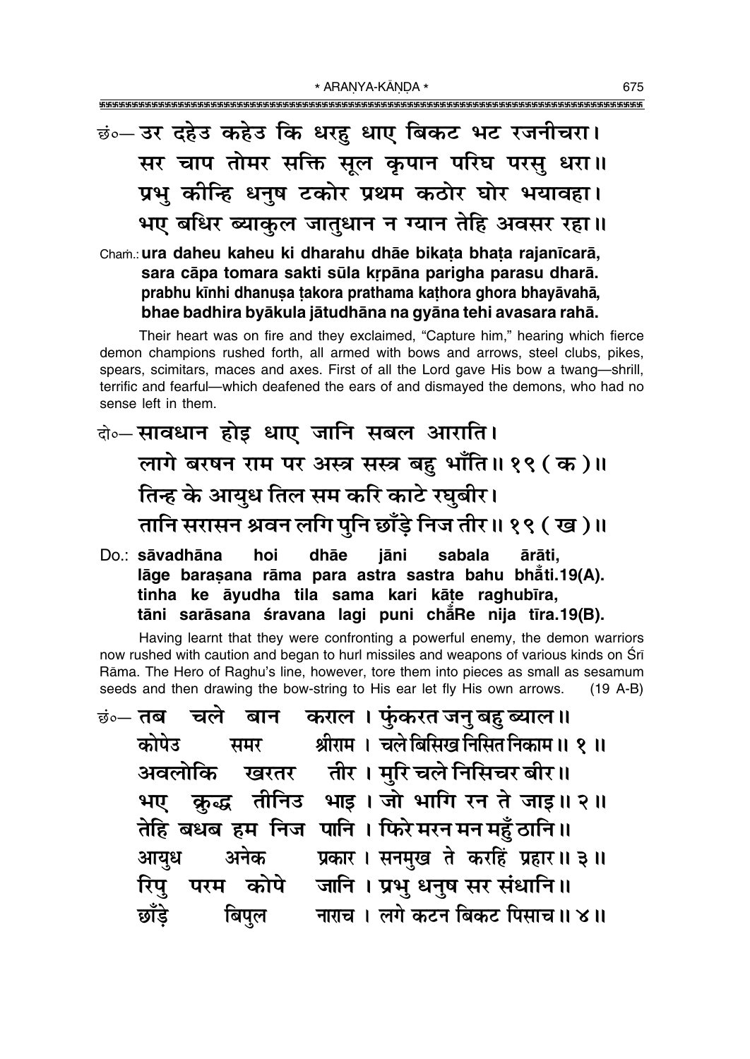छं०— उर दहेउ कहेउ कि धरहु धाए बिकट भट रजनीचरा।
सर चाप तोमर सक्ति सूल कृपान परिघ परसु धरा॥
प्रभु कीन्हि धनुष टकोर प्रथम कठोर घोर भयावहा।
भए बधिर ब्याकुल जातुधान न ग्यान तेहि अवसर रहा॥

Cham.: **ura daheu kaheu ki dharahu dhāe bikaṭa bhaṭa rajanīcarā, sara cāpa tomara sakti sūla kṛpāna parigha parasu dharā. prabhu kīnhi dhanuṣa ṭakora prathama kaṭhora ghora bhayāvahā, bhae badhira byākula jātudhāna na gyāna tehi avasara rahā.**

Their heart was on fire and they exclaimed, "Capture him," hearing which fierce demon champions rushed forth, all armed with bows and arrows, steel clubs, pikes, spears, scimitars, maces and axes. First of all the Lord gave His bow a twang—shrill, terrific and fearful—which deafened the ears of and dismayed the demons, who had no sense left in them.

दो०— सावधान होइ धाए जानि सबल आराति।
लागे बरषन राम पर अस्त्र सस्त्र बहु भाँति॥ १९ ( क )॥
तिन्ह के आयुध तिल सम करि काटे रघुबीर।
तानि सरासन श्रवन लगि पुनि छाँड़े निज तीर॥ १९ ( ख )॥

Do.: **sāvadhāna hoi dhāe jāni sabala ārāti, lāge baraṣana rāma para astra sastra bahu bhā̐ti.19(A). tinha ke āyudha tila sama kari kāṭe raghubīra, tāni sarāsana śravana lagi puni chā̐Re nija tīra.19(B).**

Having learnt that they were confronting a powerful enemy, the demon warriors now rushed with caution and began to hurl missiles and weapons of various kinds on Śrī Rāma. The Hero of Raghu's line, however, tore them into pieces as small as sesamum seeds and then drawing the bow-string to His ear let fly His own arrows. (19 A-B)

छं०— तब चले बान कराल। फुंकरत जनु बहु ब्याल॥
कोपेउ समर श्रीराम। चले बिसिख निसित निकाम॥ १॥
अवलोकि खरतर तीर। मुरि चले निसिचर बीर॥
भए क्रुद्ध तीनिउ भाइ। जो भागि रन ते जाइ॥ २॥
तेहि बधब हम निज पानि। फिरे मरन मन महुँ ठानि॥
आयुध अनेक प्रकार। सनमुख ते करहिं प्रहार॥ ३॥
रिपु परम कोपे जानि। प्रभु धनुष सर संधानि॥
छाँड़े बिपुल नाराच। लगे कटन बिकट पिसाच॥ ४॥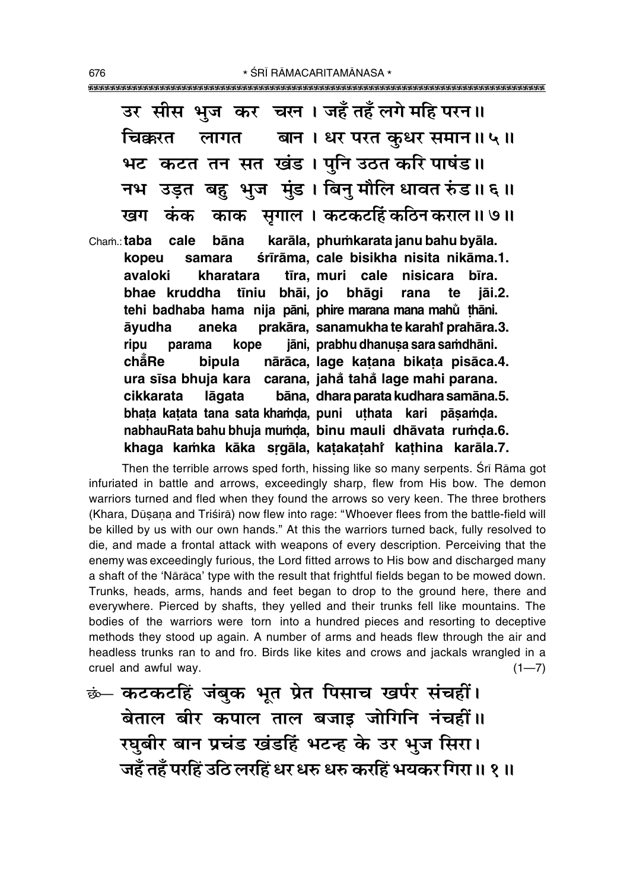उर सीस भुज कर चरन। जहँ तहँ लगे महि परन॥
चिक्करत लागत बान। धर परत कुधर समान॥ ५॥
भट कटत तन सत खंड। पुनि उठत करि पाषंड॥
नभ उड़त बहु भुज मुंड। बिनु मौलि धावत रुंड॥ ६॥
खग कंक काक सृगाल। कटकटहिं कठिन कराल॥ ७॥

Chaṁ.: **taba cale bāna karāla, phuṁkarata janu bahu byāla.**
**kopeu samara śrīrāma, cale bisikha nisita nikāma.1.**
**avaloki kharatara tīra, muri cale nisicara bīra.**
**bhae kruddha tīniu bhāi, jo bhāgi rana te jāi.2.**
**tehi badhaba hama nija pāni, phire marana mana mahu̐ ṭhāni.**
**āyudha aneka prakāra, sanamukha te karahiṁ prahāra.3.**
**ripu parama kope jāni, prabhu dhanuṣa sara saṁdhāni.**
**chā̐Re bipula nārāca, lage kaṭana bikaṭa pisāca.4.**
**ura sīsa bhuja kara carana, jaha̐ taha̐ lage mahi parana.**
**cikkarata lāgata bāna, dhara parata kudhara samāna.5.**
**bhaṭa kaṭata tana sata khaṁḍa, puni uṭhata kari pāṣaṁḍa.**
**nabhauRata bahu bhuja muṁḍa, binu mauli dhāvata ruṁḍa.6.**
**khaga kaṁka kāka sṛgāla, kaṭakaṭahiṁ kaṭhina karāla.7.**

Then the terrible arrows sped forth, hissing like so many serpents. Śrī Rāma got infuriated in battle and arrows, exceedingly sharp, flew from His bow. The demon warriors turned and fled when they found the arrows so very keen. The three brothers (Khara, Dūṣaṇa and Triśirā) now flew into rage: "Whoever flees from the battle-field will be killed by us with our own hands." At this the warriors turned back, fully resolved to die, and made a frontal attack with weapons of every description. Perceiving that the enemy was exceedingly furious, the Lord fitted arrows to His bow and discharged many a shaft of the 'Nārāca' type with the result that frightful fields began to be mowed down. Trunks, heads, arms, hands and feet began to drop to the ground here, there and everywhere. Pierced by shafts, they yelled and their trunks fell like mountains. The bodies of the warriors were torn into a hundred pieces and resorting to deceptive methods they stood up again. A number of arms and heads flew through the air and headless trunks ran to and fro. Birds like kites and crows and jackals wrangled in a cruel and awful way. (1—7)

छं०— कटकटहिं जंबुक भूत प्रेत पिसाच खर्पर संचहीं।
बेताल बीर कपाल ताल बजाइ जोगिनि नंचहीं॥
रघुबीर बान प्रचंड खंडहिं भटन्ह के उर भुज सिरा।
जहँ तहँ परहिं उठि लरहिं धर धरु धरु करहिं भयकर गिरा॥ १॥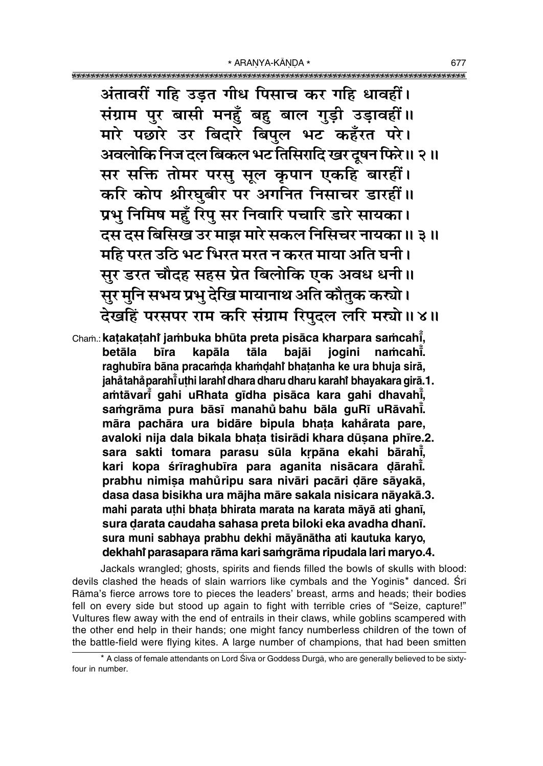अंतावरीं गहि उड़त गीध पिसाच कर गहि धावहीं।
संग्राम पुर बासी मनहुँ बहु बाल गुड़ी उड़ावहीं॥
मारे पछारे उर बिदारे बिपुल भट कहँरत परे।
अवलोकि निज दल बिकल भट तिसिरादि खर दूषन फिरे॥ २॥
सर सक्ति तोमर परसु सूल कृपान एकहि बारहीं।
करि कोप श्रीरघुबीर पर अगनित निसाचर डारहीं॥
प्रभु निमिष महुँ रिपु सर निवारि पचारि डारे सायका।
दस दस बिसिख उर माझ मारे सकल निसिचर नायका॥ ३॥
महि परत उठि भट भिरत मरत न करत माया अति घनी।
सुर डरत चौदह सहस प्रेत बिलोकि एक अवध धनी॥
सुर मुनि सभय प्रभु देखि मायानाथ अति कौतुक कर्‌यो।
देखहिं परसपर राम करि संग्राम रिपुदल लरि मर्‌यो॥ ४॥

Chaṁ.: **kaṭakaṭahi̐ jaṁbuka bhūta preta pisāca kharpara saṁcahi̐,**
**betāla bīra kapāla tāla bajāi jogini naṁcahi̐.**
**raghubīra bāna pracaṁḍa khaṁḍahi̐ bhaṭanha ke ura bhuja sirā,**
**jaha̐taha̐parahi̐ uṭhi larahi̐ dhara dharu dharu karahi̐ bhayakara girā.1.**
**aṁtāvari̐ gahi uRhata gīdha pisāca kara gahi dhavahi̐,**
**saṁgrāma pura bāsī manahu̐ bahu bāla guRī uRāvahi̐.**
**māra pachāra ura bidāre bipula bhaṭa kaha̐rata pare,**
**avaloki nija dala bikala bhaṭa tisirādi khara dūṣana phīre.2.**
**sara sakti tomara parasu sūla kṛpāna ekahi bārahi̐,**
**kari kopa śrīraghubīra para aganita nisācara ḍārahi̐.**
**prabhu nimiṣa mahu̐ripu sara nivāri pacāri ḍāre sāyakā,**
**dasa dasa bisikha ura mājha māre sakala nisicara nāyakā.3.**
**mahi parata uṭhi bhaṭa bhirata marata na karata māyā ati ghanī,**
**sura ḍarata caudaha sahasa preta biloki eka avadha dhanī.**
**sura muni sabhaya prabhu dekhi māyānātha ati kautuka karyo,**
**dekhahi̐ parasapara rāma kari saṁgrāma ripudala lari maryo.4.**

Jackals wrangled; ghosts, spirits and fiends filled the bowls of skulls with blood: devils clashed the heads of slain warriors like cymbals and the Yoginīs* danced. Śrī Rāma's fierce arrows tore to pieces the leaders' breast, arms and heads; their bodies fell on every side but stood up again to fight with terrible cries of "Seize, capture!" Vultures flew away with the end of entrails in their claws, while goblins scampered with the other end help in their hands; one might fancy numberless children of the town of the battle-field were flying kites. A large number of champions, that had been smitten

* A class of female attendants on Lord Śiva or Goddess Durgā, who are generally believed to be sixty-four in number.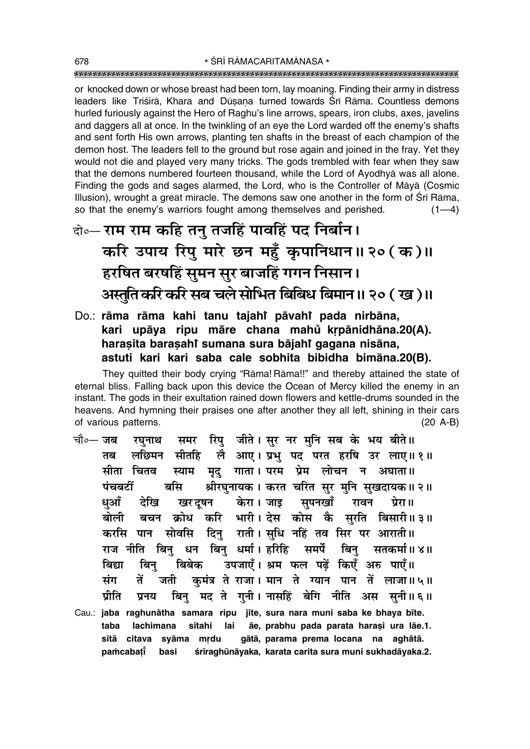or knocked down or whose breast had been torn, lay moaning. Finding their army in distress leaders like Triśirā, Khara and Dūṣaṇa turned towards Śrī Rāma. Countless demons hurled furiously against the Hero of Raghu's line arrows, spears, iron clubs, axes, javelins and daggers all at once. In the twinkling of an eye the Lord warded off the enemy's shafts and sent forth His own arrows, planting ten shafts in the breast of each champion of the demon host. The leaders fell to the ground but rose again and joined in the fray. Yet they would not die and played very many tricks. The gods trembled with fear when they saw that the demons numbered fourteen thousand, while the Lord of Ayodhyā was all alone. Finding the gods and sages alarmed, the Lord, who is the Controller of Māyā (Cosmic Illusion), wrought a great miracle. The demons saw one another in the form of Śrī Rāma, so that the enemy's warriors fought among themselves and perished. (1—4)

**दो०— राम राम कहि तनु तजहिं पावहिं पद निर्बान।**
**करि उपाय रिपु मारे छन महुँ कृपानिधान॥ २० (क)॥**
**हरषित बरषहिं सुमन सुर बाजहिं गगन निसान।**
**अस्तुति करि करि सब चले सोभित बिबिध बिमान॥ २० (ख)॥**

**Do.: rāma rāma kahi tanu tajahiṁ pāvahiṁ pada nirbāna,**
**kari upāya ripu māre chana mahuṁ kṛpānidhāna.20(A).**
**haraṣita baraṣahiṁ sumana sura bājahiṁ gagana nisāna,**
**astuti kari kari saba cale sobhita bibidha bimāna.20(B).**

They quitted their body crying "Rāma! Rāma!!" and thereby attained the state of eternal bliss. Falling back upon this device the Ocean of Mercy killed the enemy in an instant. The gods in their exultation rained down flowers and kettle-drums sounded in the heavens. And hymning their praises one after another they all left, shining in their cars of various patterns. (20 A-B)

चौ०— जब रघुनाथ समर रिपु जीते। सुर नर मुनि सब के भय बीते॥
तब लछिमन सीतहि लै आए। प्रभु पद परत हरषि उर लाए॥ १॥
सीता चितव स्याम मृदु गाता। परम प्रेम लोचन न अघाता॥
पंचबटीं बसि श्रीरघुनायक। करत चरित सुर मुनि सुखदायक॥ २॥
धुआँ देखि खरदूषन केरा। जाइ सुपनखाँ रावन प्रेरा॥
बोली बचन क्रोध करि भारी। देस कोस कै सुरति बिसारी॥ ३॥
करसि पान सोवसि दिनु राती। सुधि नहिं तव सिर पर आराती॥
राज नीति बिनु धन बिनु धर्मा। हरिहि समर्पे बिनु सतकर्मा॥ ४॥
बिद्या बिनु बिबेक उपजाएँ। श्रम फल पढ़ें किएँ अरु पाएँ॥
संग तें जती कुमंत्र ते राजा। मान ते ग्यान पान तें लाजा॥ ५॥
प्रीति प्रनय बिनु मद ते गुनी। नासहिं बेगि नीति अस सुनी॥ ६॥

**Cau.: jaba raghunātha samara ripu jīte, sura nara muni saba ke bhaya bīte.**
**taba lachimana sītahi lai āe, prabhu pada parata haraṣi ura lāe.1.**
**sītā citava syāma mṛdu gātā, parama prema locana na aghātā.**
**paṁcabaṭīṁ basi śrīraghūnāyaka, karata carita sura muni sukhadāyaka.2.**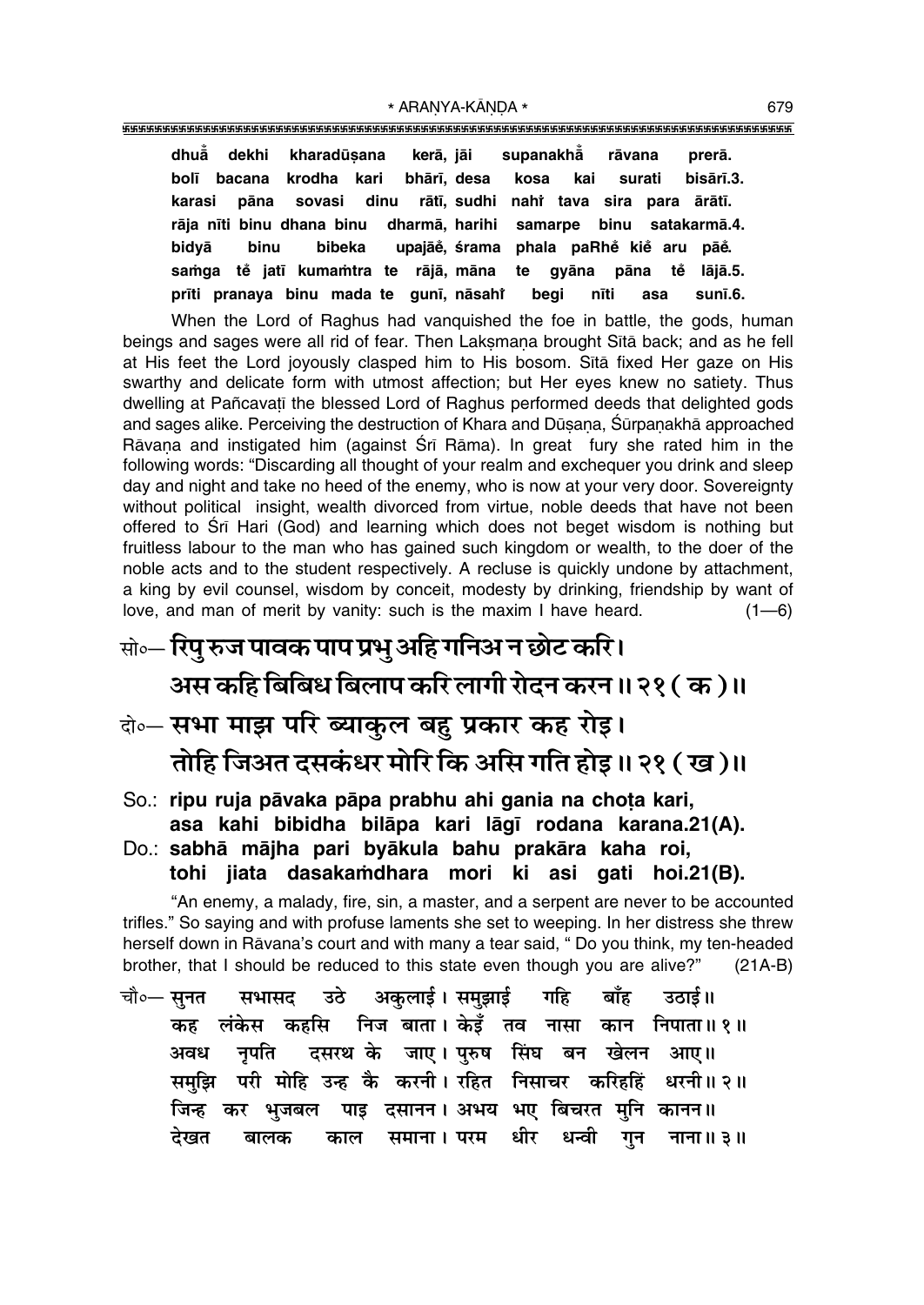dhuå dekhi kharadūṣana kerā, jāi supanakhå rāvana prerā.
bolī bacana krodha kari bhārī, desa kosa kai surati bisārī.3.
karasi pāna sovasi dinu rātī, sudhi nahiÚ tava sira para ārātī.
rāja nīti binu dhana binu dharmā, harihi samarpe binu satakarmā.4.
bidyā binu bibeka upajāẽ, śrama phala paRhẽ kiẽ aru pāẽ.
saṁga tẽ jatī kumaṁtra te rājā, māna te gyāna pāna tẽ lājā.5.
prīti pranaya binu mada te gunī, nāsahiÚ begi nīti asa sunī.6.

When the Lord of Raghus had vanquished the foe in battle, the gods, human beings and sages were all rid of fear. Then Lakṣmaṇa brought Sītā back; and as he fell at His feet the Lord joyously clasped him to His bosom. Sītā fixed Her gaze on His swarthy and delicate form with utmost affection; but Her eyes knew no satiety. Thus dwelling at Pañcavaṭī the blessed Lord of Raghus performed deeds that delighted gods and sages alike. Perceiving the destruction of Khara and Dūṣaṇa, Śūrpaṇakhā approached Rāvaṇa and instigated him (against Śrī Rāma). In great fury she rated him in the following words: "Discarding all thought of your realm and exchequer you drink and sleep day and night and take no heed of the enemy, who is now at your very door. Sovereignty without political insight, wealth divorced from virtue, noble deeds that have not been offered to Śrī Hari (God) and learning which does not beget wisdom is nothing but fruitless labour to the man who has gained such kingdom or wealth, to the doer of the noble acts and to the student respectively. A recluse is quickly undone by attachment, a king by evil counsel, wisdom by conceit, modesty by drinking, friendship by want of love, and man of merit by vanity: such is the maxim I have heard. (1—6)

सो०— रिपु रुज पावक पाप प्रभु अहि गनिअ न छोट करि।
अस कहि बिबिध बिलाप करि लागी रोदन करन॥ २१ ( क )॥

दो०— सभा माझ परि ब्याकुल बहु प्रकार कह रोइ।
तोहि जिअत दसकंधर मोरि कि असि गति होइ॥ २१ ( ख )॥

So.: **ripu ruja pāvaka pāpa prabhu ahi gania na choṭa kari,**
**asa kahi bibidha bilāpa kari lāgī rodana karana.21(A).**

Do.: **sabhā mājha pari byākula bahu prakāra kaha roi,**
**tohi jiata dasakaṁdhara mori ki asi gati hoi.21(B).**

"An enemy, a malady, fire, sin, a master, and a serpent are never to be accounted trifles." So saying and with profuse laments she set to weeping. In her distress she threw herself down in Rāvaṇa's court and with many a tear said, " Do you think, my ten-headed brother, that I should be reduced to this state even though you are alive?" (21A-B)

चौ०— सुनत सभासद उठे अकुलाई। समुझाई गहि बाँह उठाई॥
कह लंकेस कहसि निज बाता। केइँ तव नासा कान निपाता॥ १॥
अवध नृपति दसरथ के जाए। पुरुष सिंघ बन खेलन आए॥
समुझि परी मोहि उन्ह कै करनी। रहित निसाचर करिहहिं धरनी॥ २॥
जिन्ह कर भुजबल पाइ दसानन। अभय भए बिचरत मुनि कानन॥
देखत बालक काल समाना। परम धीर धन्वी गुन नाना॥ ३॥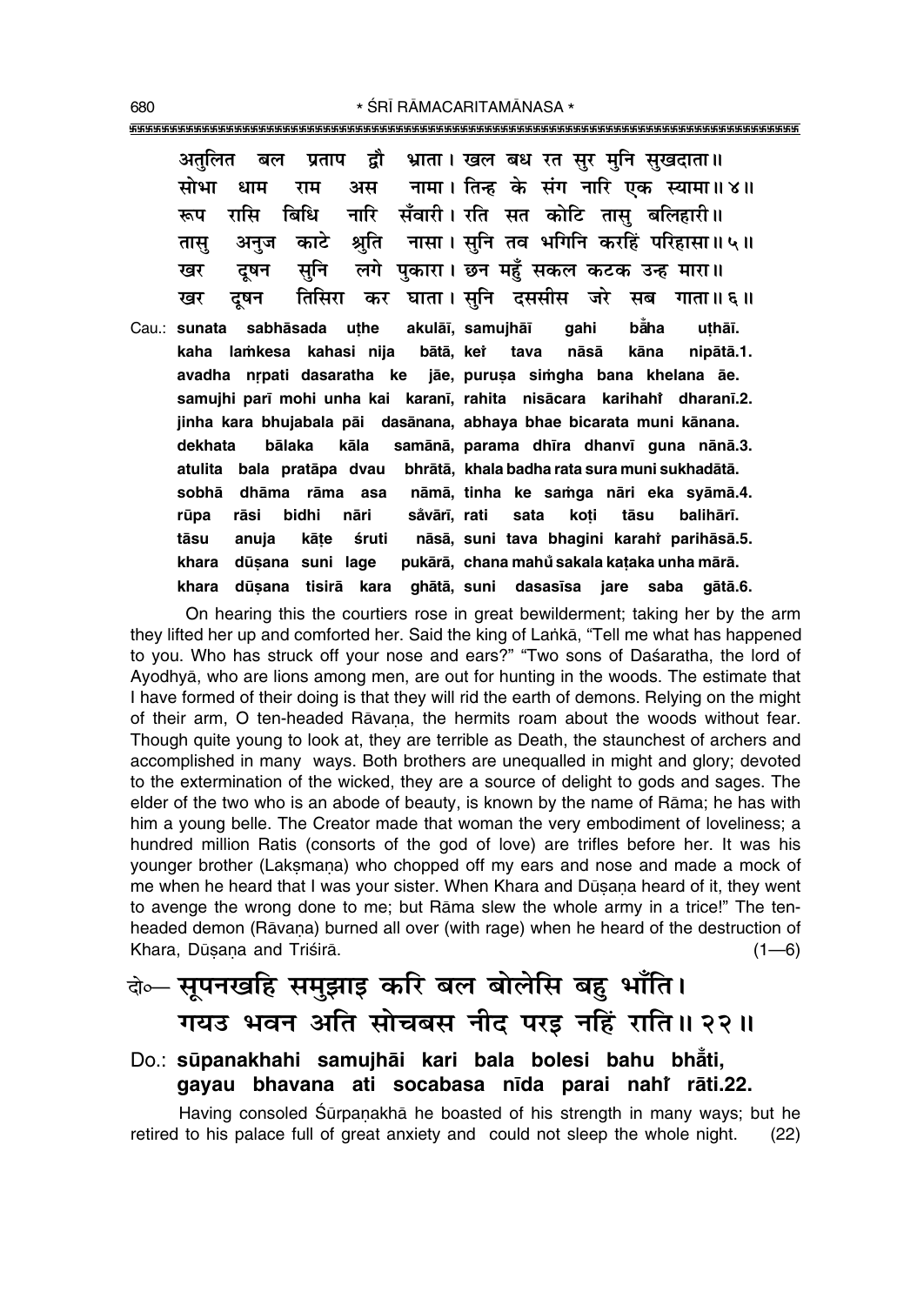अतुलित बल प्रताप द्वौ भ्राता। खल बध रत सुर मुनि सुखदाता॥
सोभा धाम राम अस नामा। तिन्ह के संग नारि एक स्यामा॥४॥
रूप रासि बिधि नारि सँवारी। रति सत कोटि तासु बलिहारी॥
तासु अनुज काटे श्रुति नासा। सुनि तव भगिनि करहिं परिहासा॥५॥
खर दूषन सुनि लगे पुकारा। छन महुँ सकल कटक उन्ह मारा॥
खर दूषन तिसिरा कर घाता। सुनि दससीस जरे सब गाता॥६॥

Cau.: **sunata sabhāsada uṭhe akulāī, samujhāī gahi bā̐ha uṭhāī.**
**kaha laṁkesa kahasi nija bātā, keṅ tava nāsā kāna nipātā.1.**
**avadha nṛpati dasaratha ke jāe, puruṣa siṁgha bana khelana āe.**
**samujhi parī mohi unha kai karanī, rahita nisācara karihahiṅ dharanī.2.**
**jinha kara bhujabala pāi dasānana, abhaya bhae bicarata muni kānana.**
**dekhata bālaka kāla samānā, parama dhīra dhanvī guna nānā.3.**
**atulita bala pratāpa dvau bhrātā, khala badha rata sura muni sukhadātā.**
**sobhā dhāma rāma asa nāmā, tinha ke saṁga nāri eka syāmā.4.**
**rūpa rāsi bidhi nāri sa̐vārī, rati sata koṭi tāsu balihārī.**
**tāsu anuja kāṭe śruti nāsā, suni tava bhagini karahiṅ parihāsā.5.**
**khara dūṣana suni lage pukārā, chana mahu̐ sakala kaṭaka unha mārā.**
**khara dūṣana tisirā kara ghātā, suni dasasīsa jare saba gātā.6.**

On hearing this the courtiers rose in great bewilderment; taking her by the arm they lifted her up and comforted her. Said the king of Laṅkā, "Tell me what has happened to you. Who has struck off your nose and ears?" "Two sons of Daśaratha, the lord of Ayodhyā, who are lions among men, are out for hunting in the woods. The estimate that I have formed of their doing is that they will rid the earth of demons. Relying on the might of their arm, O ten-headed Rāvaṇa, the hermits roam about the woods without fear. Though quite young to look at, they are terrible as Death, the staunchest of archers and accomplished in many ways. Both brothers are unequalled in might and glory; devoted to the extermination of the wicked, they are a source of delight to gods and sages. The elder of the two who is an abode of beauty, is known by the name of Rāma; he has with him a young belle. The Creator made that woman the very embodiment of loveliness; a hundred million Ratis (consorts of the god of love) are trifles before her. It was his younger brother (Lakṣmaṇa) who chopped off my ears and nose and made a mock of me when he heard that I was your sister. When Khara and Dūṣaṇa heard of it, they went to avenge the wrong done to me; but Rāma slew the whole army in a trice!" The ten-headed demon (Rāvaṇa) burned all over (with rage) when he heard of the destruction of Khara, Dūṣaṇa and Triśirā. (1—6)

दो०— सूपनखहि समुझाइ करि बल बोलेसि बहु भाँति।
गयउ भवन अति सोचबस नीद परइ नहिं राति॥२२॥

Do.: **sūpanakhahi samujhāi kari bala bolesi bahu bhā̐ti,**
**gayau bhavana ati socabasa nīda parai nahiṅ rāti.22.**

Having consoled Śūrpaṇakhā he boasted of his strength in many ways; but he retired to his palace full of great anxiety and could not sleep the whole night. (22)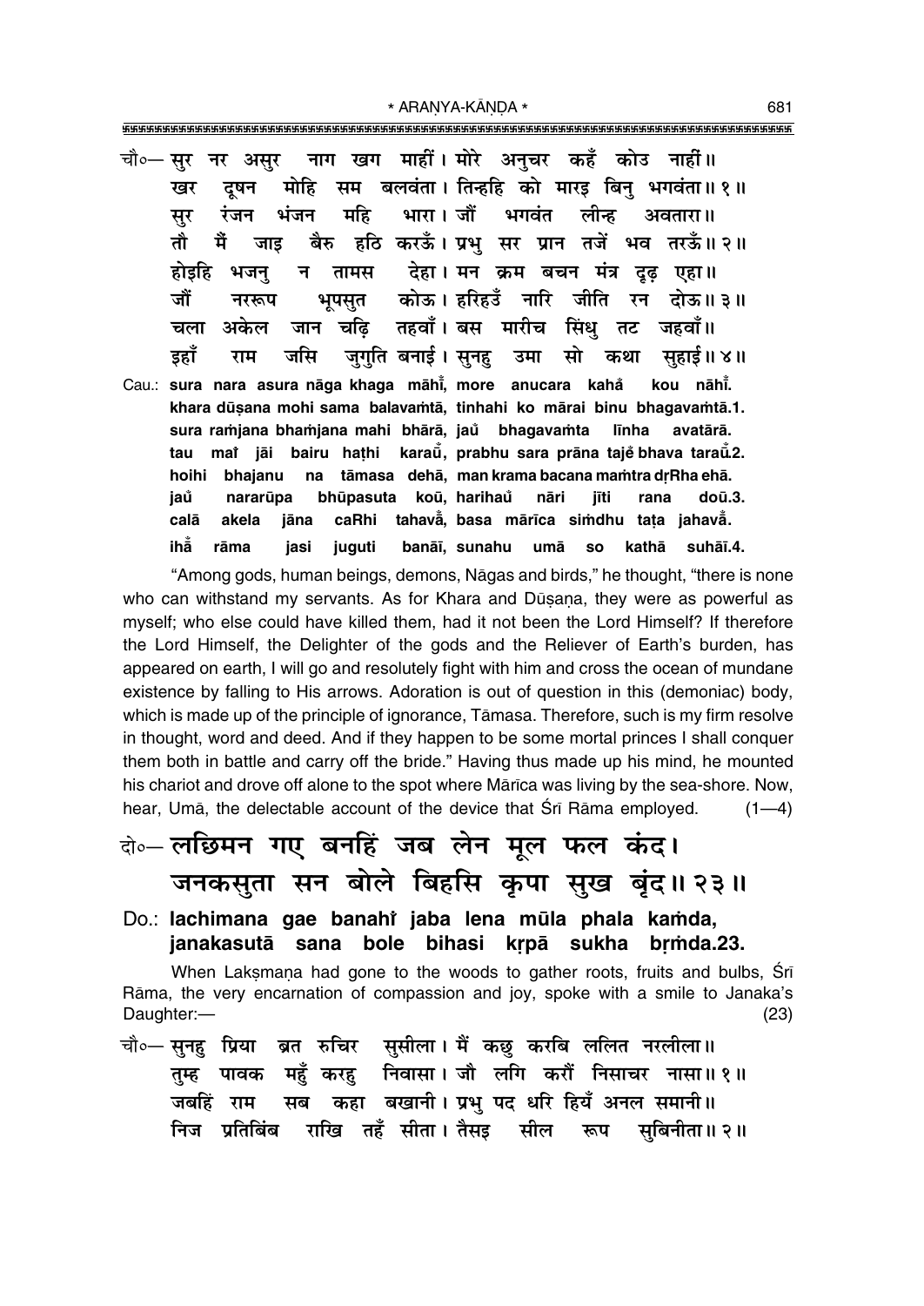चौ०— सुर नर असुर नाग खग माहीं। मोरे अनुचर कहँ कोउ नाहीं॥
खर दूषन मोहि सम बलवंता। तिन्हहि को मारइ बिनु भगवंता॥ १॥
सुर रंजन भंजन महि भारा। जौं भगवंत लीन्ह अवतारा॥
तौ मैं जाइ बैरु हठि करऊँ। प्रभु सर प्रान तजें भव तरऊँ॥ २॥
होइहि भजनु न तामस देहा। मन क्रम बचन मंत्र दृढ़ एहा॥
जौं नररूप भूपसुत कोऊ। हरिहउँ नारि जीति रन दोऊ॥ ३॥
चला अकेल जान चढ़ि तहवाँ। बस मारीच सिंधु तट जहवाँ॥
इहाँ राम जसि जुगुति बनाई। सुनहु उमा सो कथा सुहाई॥ ४॥

Cau.: **sura nara asura nāga khaga māhī̃, more anucara kahå̃ kou nāhī̃.**
**khara dūṣana mohi sama balavaṁtā, tinhahi ko mārai binu bhagavaṁtā.1.**
**sura raṁjana bhaṁjana mahi bhārā, jau̇̃ bhagavaṁta līnha avatārā.**
**tau maĩ jāi bairu haṭhi karaū̃, prabhu sara prāna tajẽ bhava taraū̃.2.**
**hoihi bhajanu na tāmasa dehā, man krama bacana maṁtra dṛRha ehā.**
**jau̇̃ nararūpa bhūpasuta koū, harihaũ nāri jīti rana doū.3.**
**calā akela jāna caRhi tahavā̃, basa mārīca siṁdhu taṭa jahavā̃.**
**ihā̃ rāma jasi juguti banāī, sunahu umā so kathā suhāī.4.**

"Among gods, human beings, demons, Nāgas and birds," he thought, "there is none who can withstand my servants. As for Khara and Dūṣaṇa, they were as powerful as myself; who else could have killed them, had it not been the Lord Himself? If therefore the Lord Himself, the Delighter of the gods and the Reliever of Earth's burden, has appeared on earth, I will go and resolutely fight with him and cross the ocean of mundane existence by falling to His arrows. Adoration is out of question in this (demoniac) body, which is made up of the principle of ignorance, Tāmasa. Therefore, such is my firm resolve in thought, word and deed. And if they happen to be some mortal princes I shall conquer them both in battle and carry off the bride." Having thus made up his mind, he mounted his chariot and drove off alone to the spot where Mārīca was living by the sea-shore. Now, hear, Umā, the delectable account of the device that Śrī Rāma employed. (1—4)

दो०— लछिमन गए बनहिं जब लेन मूल फल कंद।
जनकसुता सन बोले बिहसि कृपा सुख बृंद॥ २३॥

Do.: **lachimana gae banahi̇̃ jaba lena mūla phala kaṁda, janakasutā sana bole bihasi kṛpā sukha bṛṁda.23.**

When Lakṣmaṇa had gone to the woods to gather roots, fruits and bulbs, Śrī Rāma, the very encarnation of compassion and joy, spoke with a smile to Janaka's Daughter:— (23)

चौ०— सुनहु प्रिया ब्रत रुचिर सुसीला। मैं कछु करबि ललित नरलीला॥
तुम्ह पावक महुँ करहु निवासा। जौ लगि करौं निसाचर नासा॥ १॥
जबहिं राम सब कहा बखानी। प्रभु पद धरि हियँ अनल समानी॥
निज प्रतिबिंब राखि तहँ सीता। तैसइ सील रूप सुबिनीता॥ २॥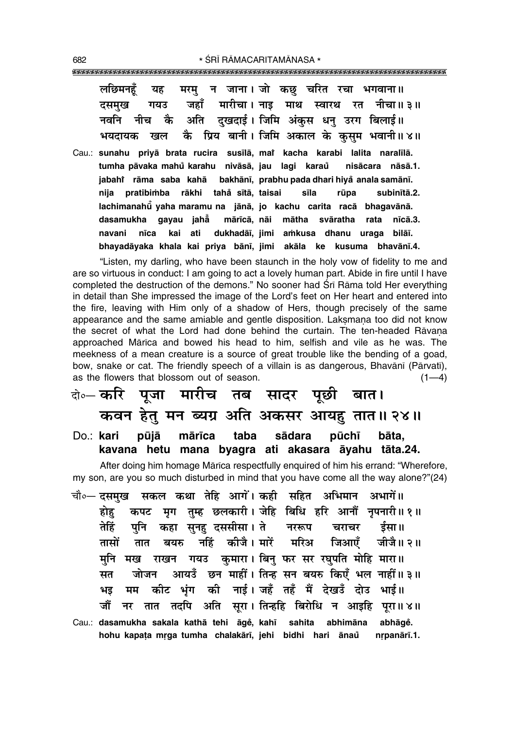लछिमनहूँ यह मरमु न जाना। जो कछु चरित रचा भगवाना॥
दसमुख गयउ जहाँ मारीचा। नाइ माथ स्वारथ रत नीचा॥ ३॥
नवनि नीच कै अति दुखदाई। जिमि अंकुस धनु उरग बिलाई॥
भयदायक खल कै प्रिय बानी। जिमि अकाल के कुसुम भवानी॥ ४॥

Cau.: **sunahu priyā brata rucira susīlā, maiṁ kacha karabi lalita naralīlā.**
**tumha pāvaka mahu̐ karahu nivāsā, jau lagi karau̐ nisācara nāsā.1.**
**jabahiṁ rāma saba kahā bakhānī, prabhu pada dhari hiya̐ anala samānī.**
**nija pratibiṁba rākhi taha̐ sītā, taisai sīla rūpa subinītā.2.**
**lachimanahū̐ yaha maramu na jānā, jo kachu carita racā bhagavānā.**
**dasamukha gayau jaha̐ mārīcā, nāi mātha svāratha rata nīcā.3.**
**navani nīca kai ati dukhadāī, jimi aṁkusa dhanu uraga bilāī.**
**bhayadāyaka khala kai priya bānī, jimi akāla ke kusuma bhavānī.4.**

"Listen, my darling, who have been staunch in the holy vow of fidelity to me and are so virtuous in conduct: I am going to act a lovely human part. Abide in fire until I have completed the destruction of the demons." No sooner had Śrī Rāma told Her everything in detail than She impressed the image of the Lord's feet on Her heart and entered into the fire, leaving with Him only of a shadow of Hers, though precisely of the same appearance and the same amiable and gentle disposition. Lakṣmaṇa too did not know the secret of what the Lord had done behind the curtain. The ten-headed Rāvaṇa approached Mārīca and bowed his head to him, selfish and vile as he was. The meekness of a mean creature is a source of great trouble like the bending of a goad, bow, snake or cat. The friendly speech of a villain is as dangerous, Bhavānī (Pārvatī), as the flowers that blossom out of season. (1—4)

दो०— करि पूजा मारीच तब सादर पूछी बात।
कवन हेतु मन ब्यग्र अति अकसर आयहु तात॥ २४॥

Do.: **kari pūjā mārīca taba sādara pūchī bāta,**
**kavana hetu mana byagra ati akasara āyahu tāta.24.**

After doing him homage Mārīca respectfully enquired of him his errand: "Wherefore, my son, are you so much disturbed in mind that you have come all the way alone?"(24)

चौ०— दसमुख सकल कथा तेहि आगें। कही सहित अभिमान अभागें॥
होहु कपट मृग तुम्ह छलकारी। जेहि बिधि हरि आनौं नृपनारी॥ १॥
तेहिं पुनि कहा सुनहु दससीसा। ते नररूप चराचर ईसा॥
तासों तात बयरु नहिं कीजै। मारें मरिअ जिआएँ जीजै॥ २॥
मुनि मख राखन गयउ कुमारा। बिनु फर सर रघुपति मोहि मारा॥
सत जोजन आयउँ छन माहीं। तिन्ह सन बयरु किएँ भल नाहीं॥ ३॥
भइ मम कीट भृंग की नाई। जहँ तहँ मैं देखउँ दोउ भाई॥
जौं नर तात तदपि अति सूरा। तिन्हहि बिरोधि न आइहि पूरा॥ ४॥

Cau.: **dasamukha sakala kathā tehi āge̐, kahī sahita abhimāna abhāge̐.**
**hohu kapaṭa mṛga tumha chalakārī, jehi bidhi hari ānau̐ nṛpanārī.1.**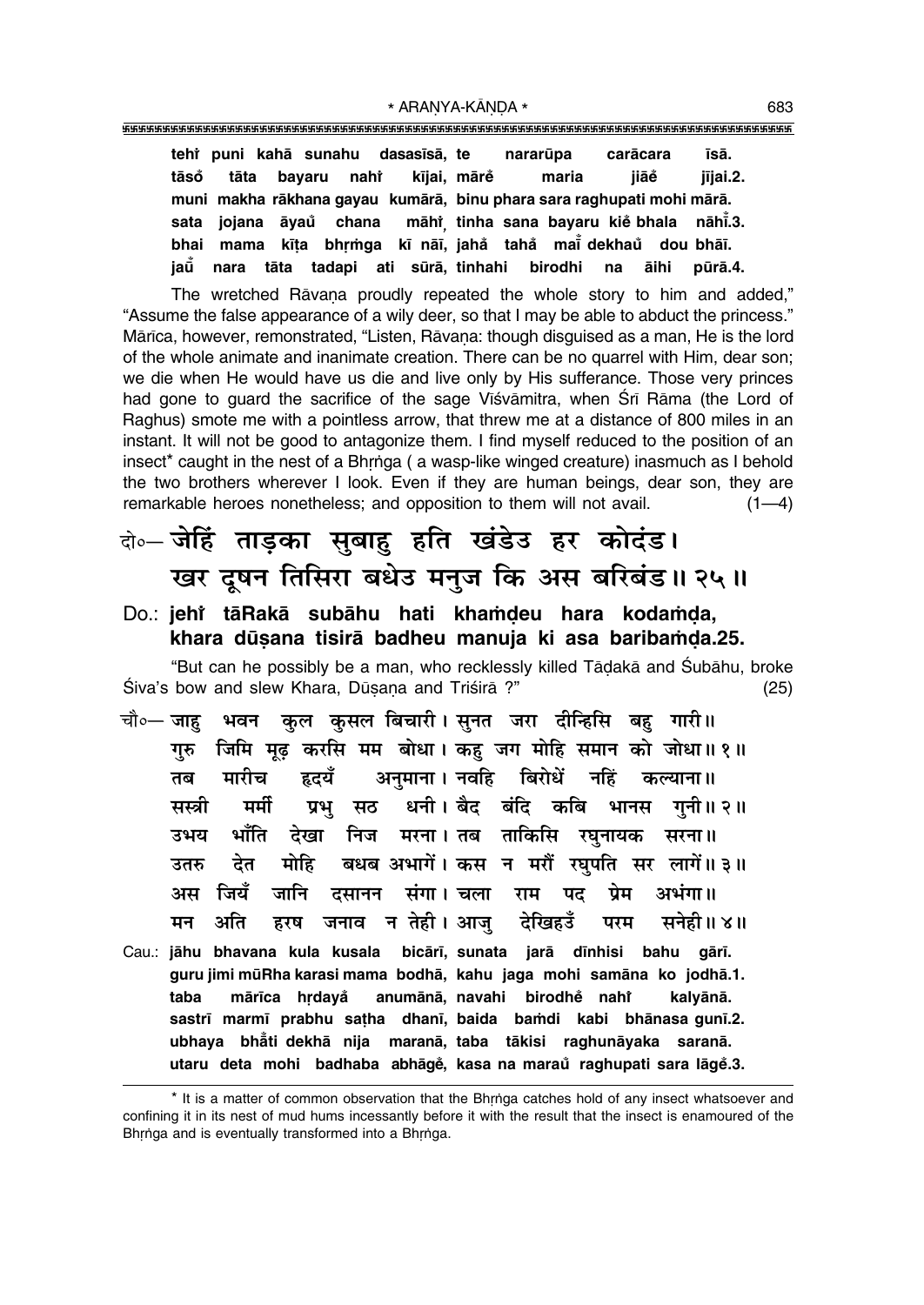**tehi puni kahā sunahu dasasīsā, te nararūpa carācara īsā.**
**tāsõ tāta bayaru nahi kījai, mārẽ maria jiāẽ jījai.2.**
**muni makha rākhana gayau kumārā, binu phara sara raghupati mohi mārā.**
**sata jojana āyau chana māhi, tinha sana bayaru kiẽ bhala nāhi.3.**
**bhai mama kīṭa bhṛṁga kī nāī, jahå tahå mai dekhau dou bhāī.**
**jau nara tāta tadapi ati sūrā, tinhahi birodhi na āihi pūrā.4.**

The wretched Rāvaṇa proudly repeated the whole story to him and added," "Assume the false appearance of a wily deer, so that I may be able to abduct the princess." Mārīca, however, remonstrated, "Listen, Rāvaṇa: though disguised as a man, He is the lord of the whole animate and inanimate creation. There can be no quarrel with Him, dear son; we die when He would have us die and live only by His sufferance. Those very princes had gone to guard the sacrifice of the sage Viśvāmitra, when Śrī Rāma (the Lord of Raghus) smote me with a pointless arrow, that threw me at a distance of 800 miles in an instant. It will not be good to antagonize them. I find myself reduced to the position of an insect* caught in the nest of a Bhṛṅga ( a wasp-like winged creature) inasmuch as I behold the two brothers wherever I look. Even if they are human beings, dear son, they are remarkable heroes nonetheless; and opposition to them will not avail. (1—4)

## दो०— जेहिं ताड़का सुबाहु हति खंडेउ हर कोदंड।
## खर दूषन तिसिरा बधेउ मनुज कि अस बरिबंड॥ २५॥

**Do.: jehi tāRakā subāhu hati khaṁḍeu hara kodaṁḍa,**
**khara dūṣana tisirā badheu manuja ki asa baribaṁḍa.25.**

"But can he possibly be a man, who recklessly killed Tāḍakā and Śubāhu, broke Śiva's bow and slew Khara, Dūṣaṇa and Triśirā ?" (25)

चौ०— जाहु भवन कुल कुसल बिचारी। सुनत जरा दीन्हिसि बहु गारी॥
गुरु जिमि मूढ़ करसि मम बोधा। कहु जग मोहि समान को जोधा॥ १॥
तब मारीच हृदयँ अनुमाना। नवहि बिरोधें नहिं कल्याना॥
सस्त्री मर्मी प्रभु सठ धनी। बैद बंदि कबि भानस गुनी॥ २॥
उभय भाँति देखा निज मरना। तब ताकिसि रघुनायक सरना॥
उतरु देत मोहि बधब अभागें। कस न मरौं रघुपति सर लागें॥ ३॥
अस जियँ जानि दसानन संगा। चला राम पद प्रेम अभंगा॥
मन अति हरष जनाव न तेही। आजु देखिहउँ परम सनेही॥ ४॥

**Cau.: jāhu bhavana kula kusala bicārī, sunata jarā dīnhisi bahu gārī.**
**guru jimi mūRha karasi mama bodhā, kahu jaga mohi samāna ko jodhā.1.**
**taba mārīca hṛdayå anumānā, navahi birodhẽ nahi kalyānā.**
**sastrī marmī prabhu saṭha dhanī, baida baṁdi kabi bhānasa gunī.2.**
**ubhaya bhåti dekhā nija maranā, taba tākisi raghunāyaka saranā.**
**utaru deta mohi badhaba abhāgẽ, kasa na marau raghupati sara lāgẽ.3.**

---

* It is a matter of common observation that the Bhṛṅga catches hold of any insect whatsoever and confining it in its nest of mud hums incessantly before it with the result that the insect is enamoured of the Bhṛṅga and is eventually transformed into a Bhṛṅga.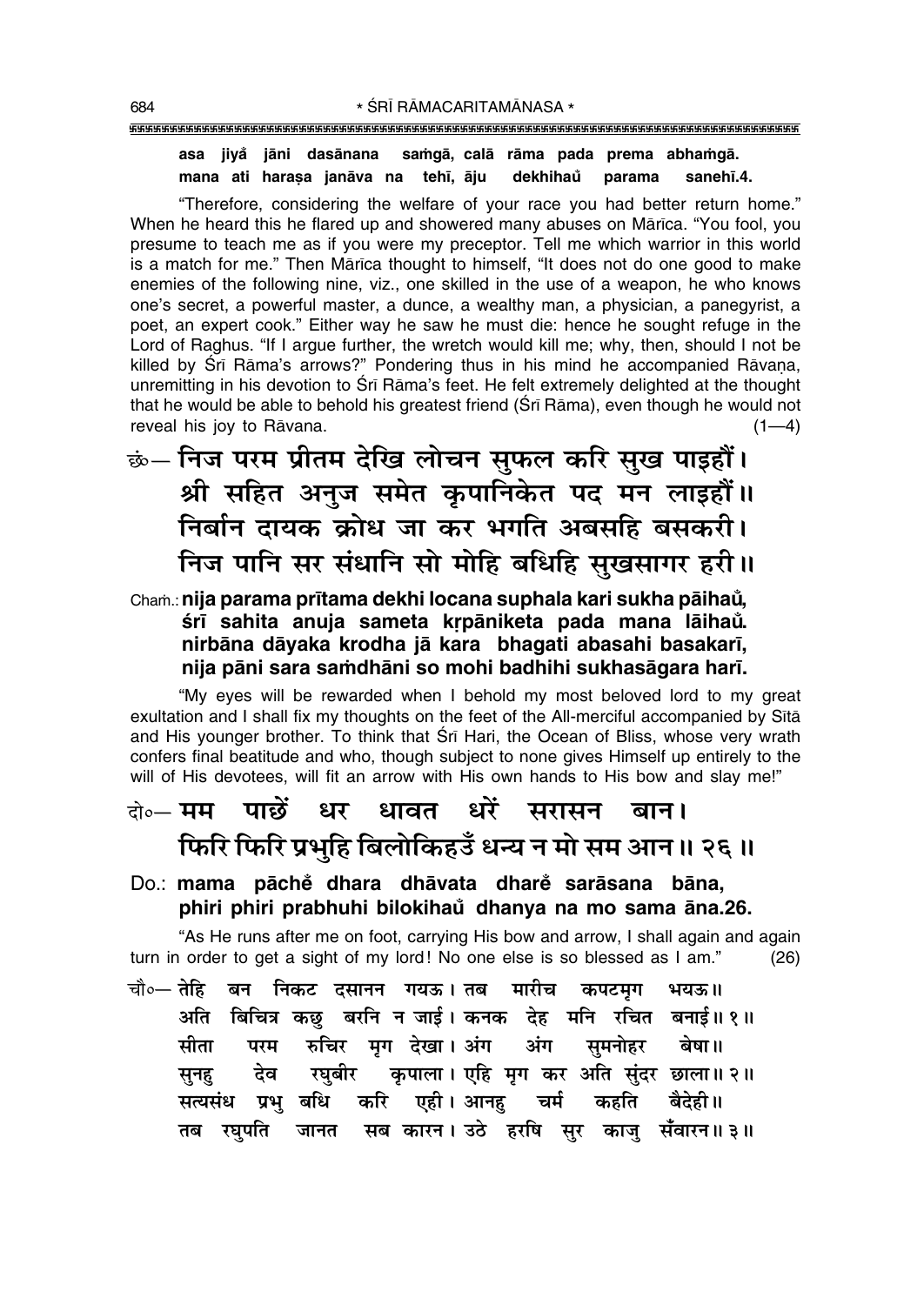**asa jiyåå jāni dasānana saṁgā, calā rāma pada prema abhaṁgā.**
**mana ati haraṣa janāva na tehī, āju dekhihaů parama sanehī.4.**

"Therefore, considering the welfare of your race you had better return home." When he heard this he flared up and showered many abuses on Mārīca. "You fool, you presume to teach me as if you were my preceptor. Tell me which warrior in this world is a match for me." Then Mārīca thought to himself, "It does not do one good to make enemies of the following nine, viz., one skilled in the use of a weapon, he who knows one's secret, a powerful master, a dunce, a wealthy man, a physician, a panegyrist, a poet, an expert cook." Either way he saw he must die: hence he sought refuge in the Lord of Raghus. "If I argue further, the wretch would kill me; why, then, should I not be killed by Śrī Rāma's arrows?" Pondering thus in his mind he accompanied Rāvaṇa, unremitting in his devotion to Śrī Rāma's feet. He felt extremely delighted at the thought that he would be able to behold his greatest friend (Śrī Rāma), even though he would not reveal his joy to Rāvana. (1—4)

छं— **निज परम प्रीतम देखि लोचन सुफल करि सुख पाइहौं।**
**श्री सहित अनुज समेत कृपानिकेत पद मन लाइहौं॥**
**निर्बान दायक क्रोध जा कर भगति अबसहि बसकरी।**
**निज पानि सर संधानि सो मोहि बधिहि सुखसागर हरी॥**

Chaṁ.: **nija parama prītama dekhi locana suphala kari sukha pāihaů,**
**śrī sahita anuja sameta kṛpāniketa pada mana lāihaů.**
**nirbāna dāyaka krodha jā kara bhagati abasahi basakarī,**
**nija pāni sara saṁdhāni so mohi badhihi sukhasāgara harī.**

"My eyes will be rewarded when I behold my most beloved lord to my great exultation and I shall fix my thoughts on the feet of the All-merciful accompanied by Sītā and His younger brother. To think that Śrī Hari, the Ocean of Bliss, whose very wrath confers final beatitude and who, though subject to none gives Himself up entirely to the will of His devotees, will fit an arrow with His own hands to His bow and slay me!"

दो०— **मम पाछें धर धावत धरें सरासन बान।**
**फिरि फिरि प्रभुहि बिलोकिहउँ धन्य न मो सम आन॥ २६॥**

Do.: **mama pāchẽ dhara dhāvata dharẽ sarāsana bāna,**
**phiri phiri prabhuhi bilokihaů dhanya na mo sama āna.26.**

"As He runs after me on foot, carrying His bow and arrow, I shall again and again turn in order to get a sight of my lord! No one else is so blessed as I am." (26)

चौ०— तेहि बन निकट दसानन गयऊ। तब मारीच कपटमृग भयऊ॥
अति बिचित्र कछु बरनि न जाई। कनक देह मनि रचित बनाई॥ १॥
सीता परम रुचिर मृग देखा। अंग अंग सुमनोहर बेषा॥
सुनहु देव रघुबीर कृपाला। एहि मृग कर अति सुंदर छाला॥ २॥
सत्यसंध प्रभु बधि करि एही। आनहु चर्म कहति बैदेही॥
तब रघुपति जानत सब कारन। उठे हरषि सुर काजु सँवारन॥ ३॥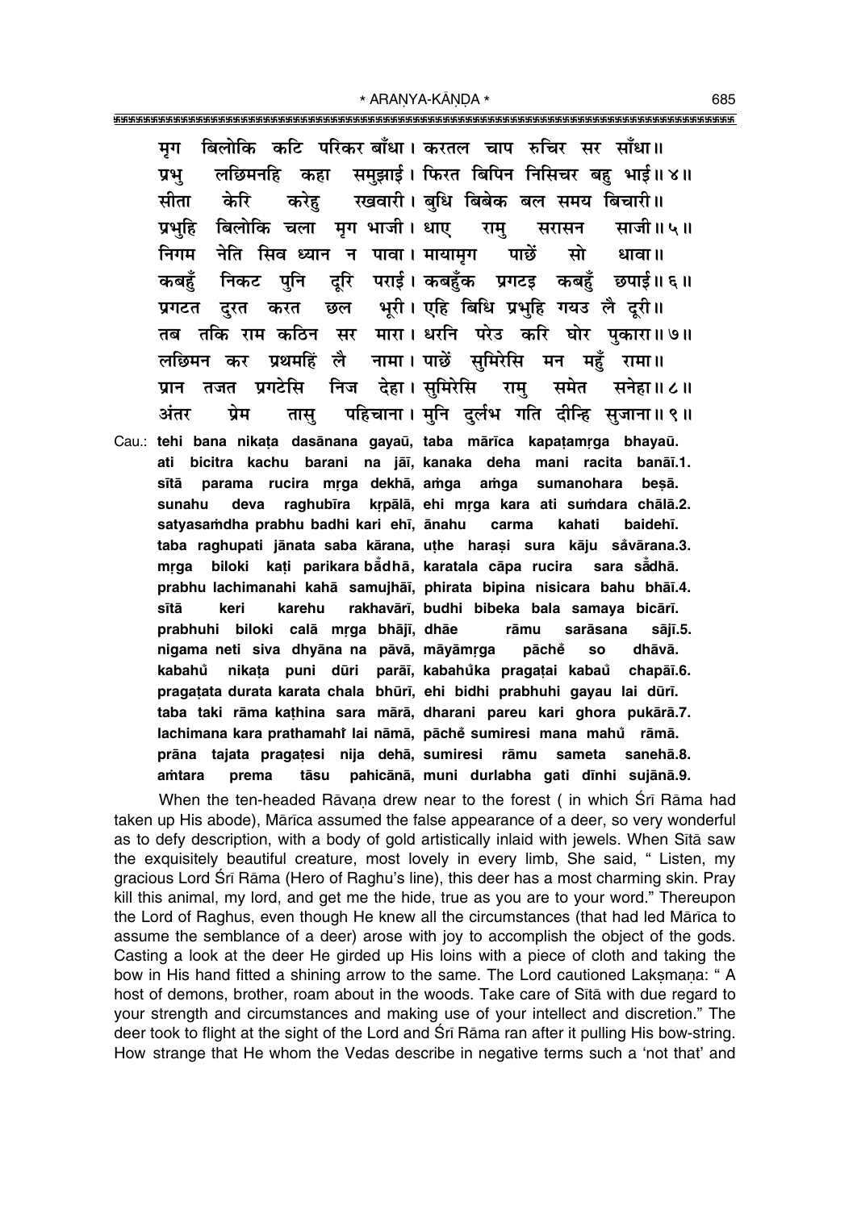मृग बिलोकि कटि परिकर बाँधा। करतल चाप रुचिर सर साँधा॥
प्रभु लछिमनहि कहा समुझाई। फिरत बिपिन निसिचर बहु भाई॥ ४॥
सीता केरि करेहु रखवारी। बुधि बिबेक बल समय बिचारी॥
प्रभुहि बिलोकि चला मृग भाजी। धाए रामु सरासन साजी॥ ५॥
निगम नेति सिव ध्यान न पावा। मायामृग पाछें सो धावा॥
कबहुँ निकट पुनि दूरि पराई। कबहुँक प्रगटइ कबहुँ छपाई॥ ६॥
प्रगटत दुरत करत छल भूरी। एहि बिधि प्रभुहि गयउ लै दूरी॥
तब तकि राम कठिन सर मारा। धरनि परेउ करि घोर पुकारा॥ ७॥
लछिमन कर प्रथमहिं लै नामा। पाछें सुमिरेसि मन महुँ रामा॥
प्रान तजत प्रगटेसि निज देहा। सुमिरेसि रामु समेत सनेहा॥ ८॥
अंतर प्रेम तासु पहिचाना। मुनि दुर्लभ गति दीन्हि सुजाना॥ ९॥

Cau.: **tehi bana nikaṭa dasānana gayaū, taba mārīca kapaṭamṛga bhayaū.**
**ati bicitra kachu barani na jāī, kanaka deha mani racita banāī.1.**
**sītā parama rucira mṛga dekhā, aṁga aṁga sumanohara beṣā.**
**sunahu deva raghubīra kṛpālā, ehi mṛga kara ati suṁdara chālā.2.**
**satyasaṁdha prabhu badhi kari ehī, ānahu carma kahati baidehī.**
**taba raghupati jānata saba kārana, uṭhe haraṣi sura kāju sa̐vārana.3.**
**mṛga biloki kaṭi parikara bā̐dhā, karatala cāpa rucira sara sā̐dhā.**
**prabhu lachimanahi kahā samujhāī, phirata bipina nisicara bahu bhāī.4.**
**sītā keri karehu rakhavārī, budhi bibeka bala samaya bicārī.**
**prabhuhi biloki calā mṛga bhājī, dhāe rāmu sarāsana sājī.5.**
**nigama neti siva dhyāna na pāvā, māyāmṛga pāche̐ so dhāvā.**
**kabahu̐ nikaṭa puni dūri parāī, kabahu̐ka pragaṭai kabau̐ chapāī.6.**
**pragaṭata durata karata chala bhūrī, ehi bidhi prabhuhi gayau lai dūrī.**
**taba taki rāma kaṭhina sara mārā, dharani pareu kari ghora pukārā.7.**
**lachimana kara prathamahi̐ lai nāmā, pāche̐ sumiresi mana mahu̐ rāmā.**
**prāna tajata pragaṭesi nija dehā, sumiresi rāmu sameta sanehā.8.**
**aṁtara prema tāsu pahicānā, muni durlabha gati dīnhi sujānā.9.**

When the ten-headed Rāvaṇa drew near to the forest ( in which Śrī Rāma had taken up His abode), Mārīca assumed the false appearance of a deer, so very wonderful as to defy description, with a body of gold artistically inlaid with jewels. When Sītā saw the exquisitely beautiful creature, most lovely in every limb, She said, " Listen, my gracious Lord Śrī Rāma (Hero of Raghu's line), this deer has a most charming skin. Pray kill this animal, my lord, and get me the hide, true as you are to your word." Thereupon the Lord of Raghus, even though He knew all the circumstances (that had led Mārīca to assume the semblance of a deer) arose with joy to accomplish the object of the gods. Casting a look at the deer He girded up His loins with a piece of cloth and taking the bow in His hand fitted a shining arrow to the same. The Lord cautioned Lakṣmaṇa: " A host of demons, brother, roam about in the woods. Take care of Sītā with due regard to your strength and circumstances and making use of your intellect and discretion." The deer took to flight at the sight of the Lord and Śrī Rāma ran after it pulling His bow-string. How strange that He whom the Vedas describe in negative terms such a 'not that' and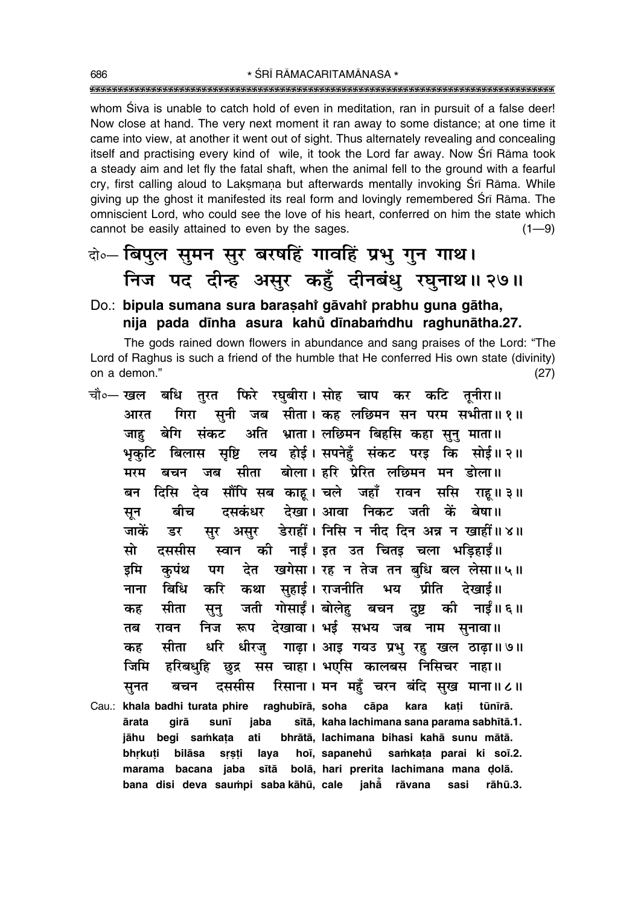whom Śiva is unable to catch hold of even in meditation, ran in pursuit of a false deer! Now close at hand. The very next moment it ran away to some distance; at one time it came into view, at another it went out of sight. Thus alternately revealing and concealing itself and practising every kind of wile, it took the Lord far away. Now Śrī Rāma took a steady aim and let fly the fatal shaft, when the animal fell to the ground with a fearful cry, first calling aloud to Lakṣmaṇa but afterwards mentally invoking Śrī Rāma. While giving up the ghost it manifested its real form and lovingly remembered Śrī Rāma. The omniscient Lord, who could see the love of his heart, conferred on him the state which cannot be easily attained to even by the sages. (1—9)

**दो०— बिपुल सुमन सुर बरषहिं गावहिं प्रभु गुन गाथ।**
**निज पद दीन्ह असुर कहुँ दीनबंधु रघुनाथ॥ २७॥**

**Do.: bipula sumana sura baraṣahi̐ gāvahi̐ prabhu guna gātha,**
**nija pada dīnha asura kahu̐ dīnabaṁdhu raghunātha.27.**

The gods rained down flowers in abundance and sang praises of the Lord: "The Lord of Raghus is such a friend of the humble that He conferred His own state (divinity) on a demon." (27)

चौ०— खल बधि तुरत फिरे रघुबीरा। सोह चाप कर कटि तूनीरा॥
आरत गिरा सुनी जब सीता। कह लछिमन सन परम सभीता॥ १॥
जाहु बेगि संकट अति भ्राता। लछिमन बिहसि कहा सुनु माता॥
भृकुटि बिलास सृष्टि लय होई। सपनेहुँ संकट परइ कि सोई॥ २॥
मरम बचन जब सीता बोला। हरि प्रेरित लछिमन मन डोला॥
बन दिसि देव सौंपि सब काहू। चले जहाँ रावन ससि राहू॥ ३॥
सून बीच दसकंधर देखा। आवा निकट जती कें बेषा॥
जाकें डर सुर असुर डेराहीं। निसि न नीद दिन अन्न न खाहीं॥ ४॥
सो दससीस स्वान की नाईं। इत उत चितइ चला भड़िहाईं॥
इमि कुपंथ पग देत खगेसा। रह न तेज तन बुधि बल लेसा॥ ५॥
नाना बिधि करि कथा सुहाई। राजनीति भय प्रीति देखाई॥
कह सीता सुनु जती गोसाईं। बोलेहु बचन दुष्ट की नाईं॥ ६॥
तब रावन निज रूप देखावा। भई सभय जब नाम सुनावा॥
कह सीता धरि धीरजु गाढ़ा। आइ गयउ प्रभु रहु खल ठाढ़ा॥ ७॥
जिमि हरिबधुहि छुद्र सस चाहा। भएसि कालबस निसिचर नाहा॥
सुनत बचन दससीस रिसाना। मन महुँ चरन बंदि सुख माना॥ ८॥

Cau.: **khala badhi turata phire raghubīrā, soha cāpa kara kaṭi tūnīrā.**
**ārata girā sunī jaba sītā, kaha lachimana sana parama sabhītā.1.**
**jāhu begi saṁkaṭa ati bhrātā, lachimana bihasi kahā sunu mātā.**
**bhṛkuṭi bilāsa sṛṣṭi laya hoī, sapanehu̐ saṁkaṭa parai ki soī.2.**
**marama bacana jaba sītā bolā, hari prerita lachimana mana ḍolā.**
**bana disi deva sauṁpi saba kāhū, cale jahā̐ rāvana sasi rāhū.3.**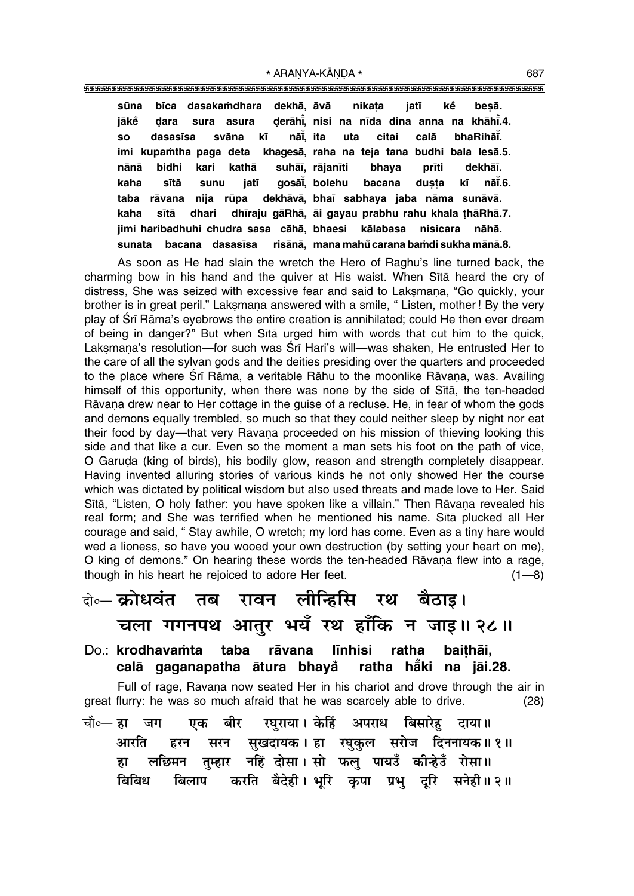sūna bīca dasakaṁdhara dekhā, āvā nikaṭa jatī keṁ beṣā.
jākeṁ ḍara sura asura ḍerāhīṁ, nisi na nīda dina anna na khāhīṁ.4.
so dasasīsa svāna kī nāīṁ, ita uta citai calā bhaRihāīṁ.
imi kupaṁtha paga deta khagesā, raha na teja tana budhi bala lesā.5.
nānā bidhi kari kathā suhāī, rājanīti bhaya prīti dekhāī.
kaha sītā sunu jatī gosāīṁ, bolehu bacana duṣṭa kī nāīṁ.6.
taba rāvana nija rūpa dekhāvā, bhaī sabhaya jaba nāma sunāvā.
kaha sītā dhari dhīraju gāRhā, āi gayau prabhu rahu khala ṭhāRhā.7.
jimi haribadhuhi chudra sasa cāhā, bhaesi kālabasa nisicara nāhā.
sunata bacana dasasīsa risānā, mana mahuṁ carana baṁdi sukha mānā.8.

As soon as He had slain the wretch the Hero of Raghu's line turned back, the charming bow in his hand and the quiver at His waist. When Sītā heard the cry of distress, She was seized with excessive fear and said to Lakṣmaṇa, "Go quickly, your brother is in great peril." Lakṣmaṇa answered with a smile, " Listen, mother! By the very play of Śrī Rāma's eyebrows the entire creation is annihilated; could He then ever dream of being in danger?" But when Sītā urged him with words that cut him to the quick, Lakṣmaṇa's resolution—for such was Śrī Hari's will—was shaken, He entrusted Her to the care of all the sylvan gods and the deities presiding over the quarters and proceeded to the place where Śrī Rāma, a veritable Rāhu to the moonlike Rāvaṇa, was. Availing himself of this opportunity, when there was none by the side of Sītā, the ten-headed Rāvaṇa drew near to Her cottage in the guise of a recluse. He, in fear of whom the gods and demons equally trembled, so much so that they could neither sleep by night nor eat their food by day—that very Rāvaṇa proceeded on his mission of thieving looking this side and that like a cur. Even so the moment a man sets his foot on the path of vice, O Garuḍa (king of birds), his bodily glow, reason and strength completely disappear. Having invented alluring stories of various kinds he not only showed Her the course which was dictated by political wisdom but also used threats and made love to Her. Said Sītā, "Listen, O holy father: you have spoken like a villain." Then Rāvaṇa revealed his real form; and She was terrified when he mentioned his name. Sītā plucked all Her courage and said, " Stay awhile, O wretch; my lord has come. Even as a tiny hare would wed a lioness, so have you wooed your own destruction (by setting your heart on me), O king of demons." On hearing these words the ten-headed Rāvaṇa flew into a rage, though in his heart he rejoiced to adore Her feet. (1—8)

दो०— क्रोधवंत तब रावन लीन्हिसि रथ बैठाइ।
चला गगनपथ आतुर भयँ रथ हाँकि न जाइ॥ २८॥

Do.: **krodhavaṁta taba rāvana līnhisi ratha baiṭhāi,**
**calā gaganapatha ātura bhayaṁ ratha hāṁki na jāi.28.**

Full of rage, Rāvaṇa now seated Her in his chariot and drove through the air in great flurry: he was so much afraid that he was scarcely able to drive. (28)

चौ०— हा जग एक बीर रघुराया। केहिं अपराध बिसारेहु दाया॥
आरति हरन सरन सुखदायक। हा रघुकुल सरोज दिननायक॥ १॥
हा लछिमन तुम्हार नहिं दोसा। सो फलु पायउँ कीन्हेउँ रोसा॥
बिबिध बिलाप करति बैदेही। भूरि कृपा प्रभु दूरि सनेही॥ २॥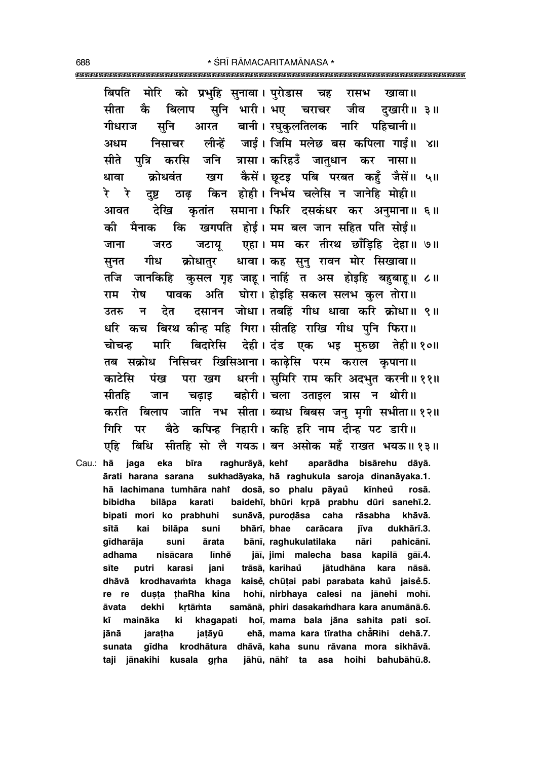बिपति मोरि को प्रभुहि सुनावा। पुरोडास चह रासभ खावा॥
सीता कै बिलाप सुनि भारी। भए चराचर जीव दुखारी॥ ३॥
गीधराज सुनि आरत बानी। रघुकुलतिलक नारि पहिचानी॥
अधम निसाचर लीन्हें जाई। जिमि मलेछ बस कपिला गाई॥ ४॥
सीते पुत्रि करसि जनि त्रासा। करिहउँ जातुधान कर नासा॥
धावा क्रोधवंत खग कैसें। छूटइ पबि परबत कहुँ जैसें॥ ५॥
रे रे दुष्ट ठाढ़ किन होही। निर्भय चलेसि न जानेहि मोही॥
आवत देखि कृतांत समाना। फिरि दसकंधर कर अनुमाना॥ ६॥
की मैनाक कि खगपति होई। मम बल जान सहित पति सोई॥
जाना जरठ जटायू एहा। मम कर तीरथ छाँड़िहि देहा॥ ७॥
सुनत गीध क्रोधातुर धावा। कह सुनु रावन मोर सिखावा॥
तजि जानकिहि कुसल गृह जाहू। नाहिं त अस होइहि बहुबाहू॥ ८॥
राम रोष पावक अति घोरा। होइहि सकल सलभ कुल तोरा॥
उतरु न देत दसानन जोधा। तबहिं गीध धावा करि क्रोधा॥ ९॥
धरि कच बिरथ कीन्ह महि गिरा। सीतहि राखि गीध पुनि फिरा॥
चोचन्ह मारि बिदारेसि देही। दंड एक भइ मुरुछा तेही॥ १०॥
तब सक्रोध निसिचर खिसिआना। काढ़ेसि परम कराल कृपाना॥
काटेसि पंख परा खग धरनी। सुमिरि राम करि अदभुत करनी॥ ११॥
सीतहि जान चढ़ाइ बहोरी। चला उताइल त्रास न थोरी॥
करति बिलाप जाति नभ सीता। ब्याध बिबस जनु मृगी सभीता॥ १२॥
गिरि पर बैठे कपिन्ह निहारी। कहि हरि नाम दीन्ह पट डारी॥
एहि बिधि सीतहि सो लै गयऊ। बन असोक महँ राखत भयऊ॥ १३॥

Cau.: hā jaga eka bīra raghurāyā, kehi̐ aparādha bisārehu dāyā.
ārati harana sarana sukhadāyaka, hā raghukula saroja dinanāyaka.1.
hā lachimana tumhāra nahi̐ dosā, so phalu pāyau̐ kīnheu̐ rosā.
bibidha bilāpa karati baidehī, bhūri kṛpā prabhu dūri sanehī.2.
bipati mori ko prabhuhi sunāvā, puroḍāsa caha rāsabha khāvā.
sītā kai bilāpa suni bhārī, bhae carācara jīva dukhārī.3.
gīdharāja suni ārata bānī, raghukulatilaka nāri pahicānī.
adhama nisācara līnhe̐ jāī, jimi malecha basa kapilā gāī.4.
sīte putri karasi jani trāsā, karihau̐ jātudhāna kara nāsā.
dhāvā krodhavaṁta khaga kaise̐, chūṭai pabi parabata kahu̐ jaise̐.5.
re re duṣṭa ṭhaRha kina hohī, nirbhaya calesi na jānehi mohī.
āvata dekhi kṛtāṁta samānā, phiri dasakaṁdhara kara anumānā.6.
kī maināka ki khagapati hoī, mama bala jāna sahita pati soī.
jānā jaraṭha jaṭāyū ehā, mama kara tīratha chā̐Rihi dehā.7.
sunata gīdha krodhātura dhāvā, kaha sunu rāvana mora sikhāvā.
taji jānakihi kusala gṛha jāhū, nāhi̐ ta asa hoihi bahubāhū.8.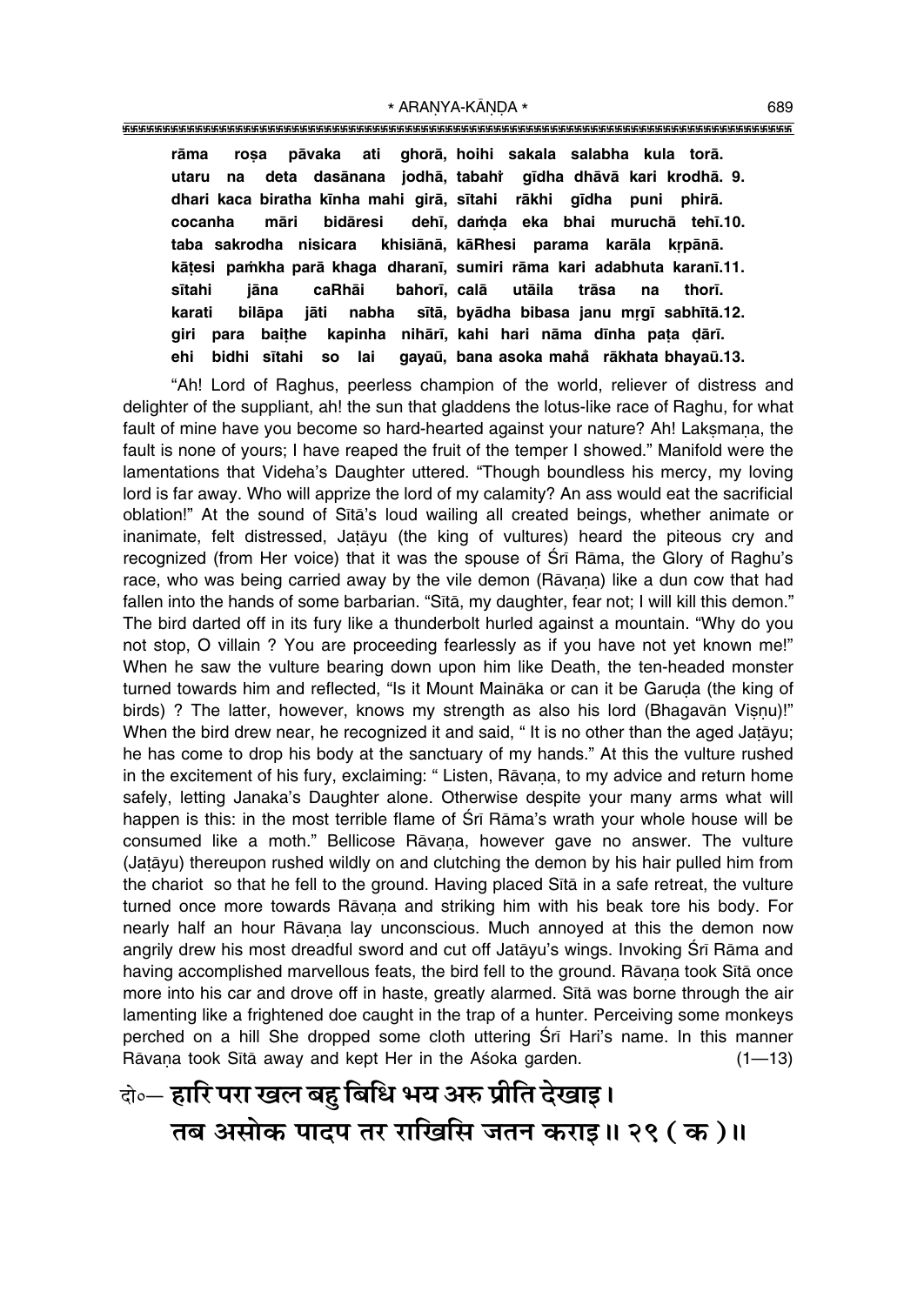rāma roṣa pāvaka ati ghorā, hoihi sakala salabha kula torā.
utaru na deta dasānana jodhā, tabahiँ gīdha dhāvā kari krodhā. 9.
dhari kaca biratha kīnha mahi girā, sītahi rākhi gīdha puni phirā.
cocanha māri bidāresi dehī, daṁḍa eka bhai muruchā tehī.10.
taba sakrodha nisicara khisiānā, kāRhesi parama karāla kṛpānā.
kāṭesi paṁkha parā khaga dharanī, sumiri rāma kari adabhuta karanī.11.
sītahi jāna caRhāi bahorī, calā utāila trāsa na thorī.
karati bilāpa jāti nabha sītā, byādha bibasa janu mṛgī sabhītā.12.
giri para baiṭhe kapinha nihārī, kahi hari nāma dīnha paṭa ḍārī.
ehi bidhi sītahi so lai gayaū, bana asoka mahaँ rākhata bhayaū.13.

"Ah! Lord of Raghus, peerless champion of the world, reliever of distress and delighter of the suppliant, ah! the sun that gladdens the lotus-like race of Raghu, for what fault of mine have you become so hard-hearted against your nature? Ah! Lakṣmaṇa, the fault is none of yours; I have reaped the fruit of the temper I showed." Manifold were the lamentations that Videha's Daughter uttered. "Though boundless his mercy, my loving lord is far away. Who will apprize the lord of my calamity? An ass would eat the sacrificial oblation!" At the sound of Sītā's loud wailing all created beings, whether animate or inanimate, felt distressed, Jaṭāyu (the king of vultures) heard the piteous cry and recognized (from Her voice) that it was the spouse of Śrī Rāma, the Glory of Raghu's race, who was being carried away by the vile demon (Rāvaṇa) like a dun cow that had fallen into the hands of some barbarian. "Sītā, my daughter, fear not; I will kill this demon." The bird darted off in its fury like a thunderbolt hurled against a mountain. "Why do you not stop, O villain ? You are proceeding fearlessly as if you have not yet known me!" When he saw the vulture bearing down upon him like Death, the ten-headed monster turned towards him and reflected, "Is it Mount Maināka or can it be Garuḍa (the king of birds) ? The latter, however, knows my strength as also his lord (Bhagavān Viṣṇu)!" When the bird drew near, he recognized it and said, " It is no other than the aged Jaṭāyu; he has come to drop his body at the sanctuary of my hands." At this the vulture rushed in the excitement of his fury, exclaiming: " Listen, Rāvaṇa, to my advice and return home safely, letting Janaka's Daughter alone. Otherwise despite your many arms what will happen is this: in the most terrible flame of Śrī Rāma's wrath your whole house will be consumed like a moth." Bellicose Rāvaṇa, however gave no answer. The vulture (Jaṭāyu) thereupon rushed wildly on and clutching the demon by his hair pulled him from the chariot so that he fell to the ground. Having placed Sītā in a safe retreat, the vulture turned once more towards Rāvaṇa and striking him with his beak tore his body. For nearly half an hour Rāvaṇa lay unconscious. Much annoyed at this the demon now angrily drew his most dreadful sword and cut off Jatāyu's wings. Invoking Śrī Rāma and having accomplished marvellous feats, the bird fell to the ground. Rāvaṇa took Sītā once more into his car and drove off in haste, greatly alarmed. Sītā was borne through the air lamenting like a frightened doe caught in the trap of a hunter. Perceiving some monkeys perched on a hill She dropped some cloth uttering Śrī Hari's name. In this manner Rāvaṇa took Sītā away and kept Her in the Aśoka garden. (1—13)

दो०— हारि परा खल बहु बिधि भय अरु प्रीति देखाइ।
तब असोक पादप तर राखिसि जतन कराइ॥ २९ ( क )॥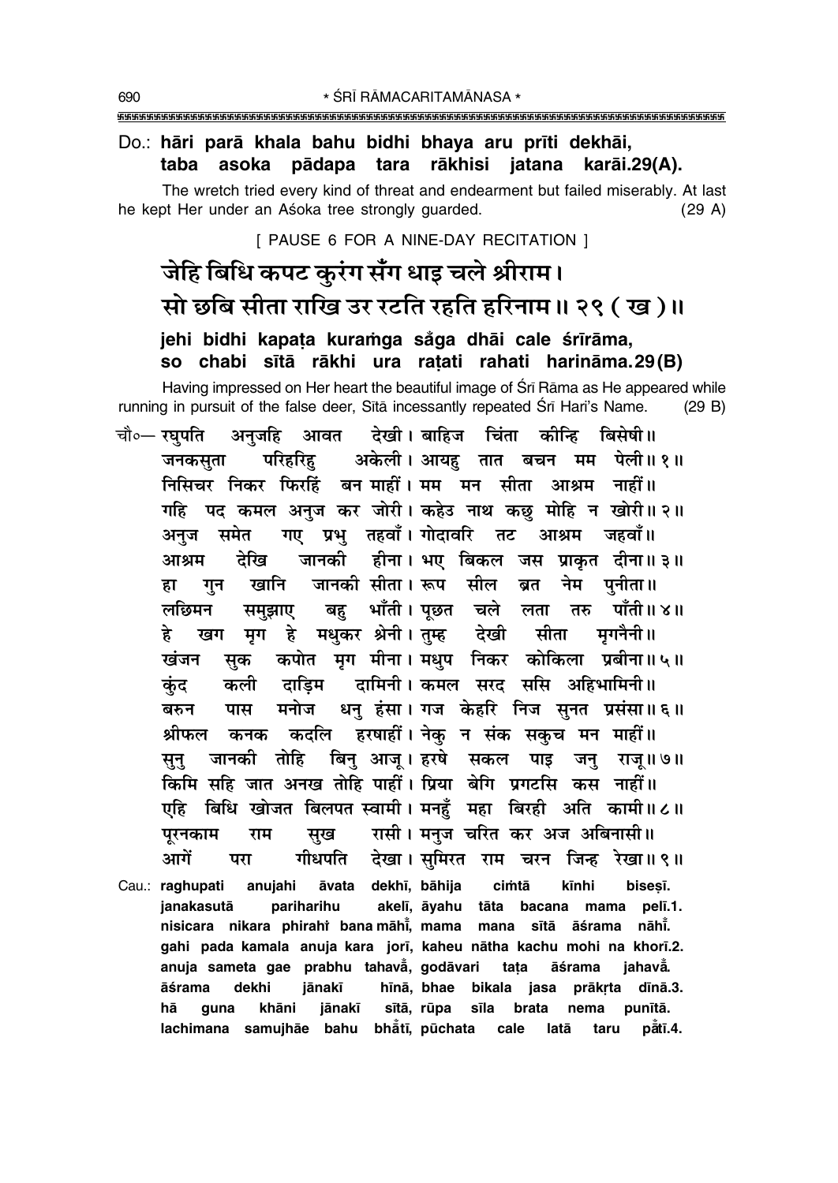**Do.: hāri parā khala bahu bidhi bhaya aru prīti dekhāi,**
**taba asoka pādapa tara rākhisi jatana karāi.29(A).**

The wretch tried every kind of threat and endearment but failed miserably. At last he kept Her under an Aśoka tree strongly guarded. (29 A)

[ PAUSE 6 FOR A NINE-DAY RECITATION ]

## जेहि बिधि कपट कुरंग सँग धाइ चले श्रीराम।
## सो छबि सीता राखि उर रटति रहति हरिनाम॥ २९ ( ख )॥

**jehi bidhi kapaṭa kuraṁga saṅga dhāi cale śrīrāma,**
**so chabi sītā rākhi ura raṭati rahati harināma.29(B)**

Having impressed on Her heart the beautiful image of Śrī Rāma as He appeared while running in pursuit of the false deer, Sītā incessantly repeated Śrī Hari's Name. (29 B)

चौ०— रघुपति अनुजहि आवत देखी। बाहिज चिंता कीन्हि बिसेषी॥
जनकसुता परिहरिहु अकेली। आयहु तात बचन मम पेली॥ १॥
निसिचर निकर फिरहिं बन माहीं। मम मन सीता आश्रम नाहीं॥
गहि पद कमल अनुज कर जोरी। कहेउ नाथ कछु मोहि न खोरी॥ २॥
अनुज समेत गए प्रभु तहवाँ। गोदावरि तट आश्रम जहवाँ॥
आश्रम देखि जानकी हीना। भए बिकल जस प्राकृत दीना॥ ३॥
हा गुन खानि जानकी सीता। रूप सील ब्रत नेम पुनीता॥
लछिमन समुझाए बहु भाँती। पूछत चले लता तरु पाँती॥ ४॥
हे खग मृग हे मधुकर श्रेनी। तुम्ह देखी सीता मृगनैनी॥
खंजन सुक कपोत मृग मीना। मधुप निकर कोकिला प्रबीना॥ ५॥
कुंद कली दाड़िम दामिनी। कमल सरद ससि अहिभामिनी॥
बरुन पास मनोज धनु हंसा। गज केहरि निज सुनत प्रसंसा॥ ६॥
श्रीफल कनक कदलि हरषाहीं। नेकु न संक सकुच मन माहीं॥
सुनु जानकी तोहि बिनु आजू। हरषे सकल पाइ जनु राजू॥ ७॥
किमि सहि जात अनख तोहि पाहीं। प्रिया बेगि प्रगटसि कस नाहीं॥
एहि बिधि खोजत बिलपत स्वामी। मनहुँ महा बिरही अति कामी॥ ८॥
पूरनकाम राम सुख रासी। मनुज चरित कर अज अबिनासी॥
आगें परा गीधपति देखा। सुमिरत राम चरन जिन्ह रेखा॥ ९॥

**Cau.: raghupati anujahi āvata dekhī, bāhija ciṁtā kīnhi biseṣī.**
**janakasutā pariharihu akelī, āyahu tāta bacana mama pelī.1.**
**nisicara nikara phirahiṁ bana māhīṁ, mama mana sītā āśrama nāhīṁ.**
**gahi pada kamala anuja kara jorī, kaheu nātha kachu mohi na khorī.2.**
**anuja sameta gae prabhu tahavāṁ, godāvari taṭa āśrama jahavāṁ.**
**āśrama dekhi jānakī hīnā, bhae bikala jasa prākṛta dīnā.3.**
**hā guna khāni jānakī sītā, rūpa sīla brata nema punītā.**
**lachimana samujhāe bahu bhāṁtī, pūchata cale latā taru pāṁtī.4.**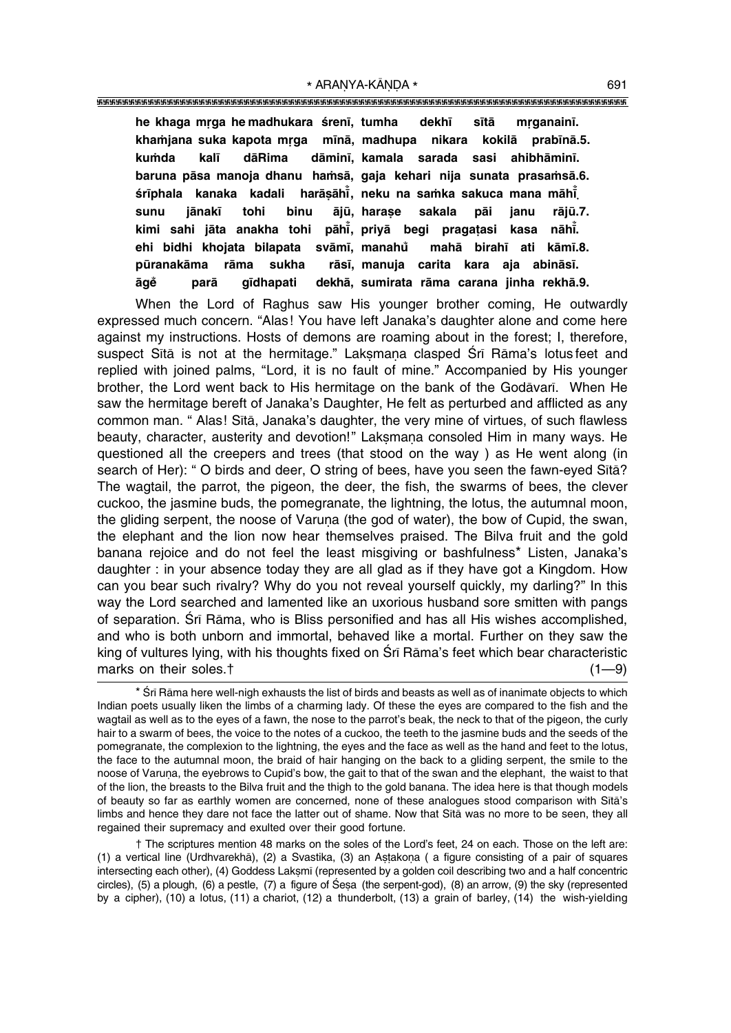**he khaga mṛga he madhukara śreṇī, tumha dekhī sītā mṛganainī.**
**khaṁjana suka kapota mṛga mīnā, madhupa nikara kokilā prabīnā.5.**
**kuṁda kalī dāRima dāminī, kamala sarada sasi ahibhāminī.**
**baruna pāsa manoja dhanu haṁsā, gaja kehari nija sunata prasaṁsā.6.**
**śrīphala kanaka kadali harāṣāhī̐, neku na saṁka sakuca mana māhī̐.**
**sunu jānakī tohi binu ājū, haraṣe sakala pāi janu rājū.7.**
**kimi sahi jāta anakha tohi pāhī̐, priyā begi pragaṭasi kasa nāhī̐.**
**ehi bidhi khojata bilapata svāmī, manahu̐ mahā birahī ati kāmī.8.**
**pūranakāma rāma sukha rāsī, manuja carita kara aja abināsī.**
**āge̐ parā gīdhapati dekhā, sumirata rāma carana jinha rekhā.9.**

When the Lord of Raghus saw His younger brother coming, He outwardly expressed much concern. "Alas! You have left Janaka's daughter alone and come here against my instructions. Hosts of demons are roaming about in the forest; I, therefore, suspect Sītā is not at the hermitage." Lakṣmaṇa clasped Śrī Rāma's lotus feet and replied with joined palms, "Lord, it is no fault of mine." Accompanied by His younger brother, the Lord went back to His hermitage on the bank of the Godāvarī. When He saw the hermitage bereft of Janaka's Daughter, He felt as perturbed and afflicted as any common man. " Alas! Sītā, Janaka's daughter, the very mine of virtues, of such flawless beauty, character, austerity and devotion!" Lakṣmaṇa consoled Him in many ways. He questioned all the creepers and trees (that stood on the way ) as He went along (in search of Her): " O birds and deer, O string of bees, have you seen the fawn-eyed Sītā? The wagtail, the parrot, the pigeon, the deer, the fish, the swarms of bees, the clever cuckoo, the jasmine buds, the pomegranate, the lightning, the lotus, the autumnal moon, the gliding serpent, the noose of Varuṇa (the god of water), the bow of Cupid, the swan, the elephant and the lion now hear themselves praised. The Bilva fruit and the gold banana rejoice and do not feel the least misgiving or bashfulness* Listen, Janaka's daughter : in your absence today they are all glad as if they have got a Kingdom. How can you bear such rivalry? Why do you not reveal yourself quickly, my darling?" In this way the Lord searched and lamented like an uxorious husband sore smitten with pangs of separation. Śrī Rāma, who is Bliss personified and has all His wishes accomplished, and who is both unborn and immortal, behaved like a mortal. Further on they saw the king of vultures lying, with his thoughts fixed on Śrī Rāma's feet which bear characteristic marks on their soles.† (1—9)

---

\* Śrī Rāma here well-nigh exhausts the list of birds and beasts as well as of inanimate objects to which Indian poets usually liken the limbs of a charming lady. Of these the eyes are compared to the fish and the wagtail as well as to the eyes of a fawn, the nose to the parrot's beak, the neck to that of the pigeon, the curly hair to a swarm of bees, the voice to the notes of a cuckoo, the teeth to the jasmine buds and the seeds of the pomegranate, the complexion to the lightning, the eyes and the face as well as the hand and feet to the lotus, the face to the autumnal moon, the braid of hair hanging on the back to a gliding serpent, the smile to the noose of Varuṇa, the eyebrows to Cupid's bow, the gait to that of the swan and the elephant, the waist to that of the lion, the breasts to the Bilva fruit and the thigh to the gold banana. The idea here is that though models of beauty so far as earthly women are concerned, none of these analogues stood comparison with Sītā's limbs and hence they dare not face the latter out of shame. Now that Sītā was no more to be seen, they all regained their supremacy and exulted over their good fortune.

† The scriptures mention 48 marks on the soles of the Lord's feet, 24 on each. Those on the left are: (1) a vertical line (Urdhvarekhā), (2) a Svastika, (3) an Aṣṭakoṇa ( a figure consisting of a pair of squares intersecting each other), (4) Goddess Lakṣmī (represented by a golden coil describing two and a half concentric circles), (5) a plough, (6) a pestle, (7) a figure of Śeṣa (the serpent-god), (8) an arrow, (9) the sky (represented by a cipher), (10) a lotus, (11) a chariot, (12) a thunderbolt, (13) a grain of barley, (14) the wish-yielding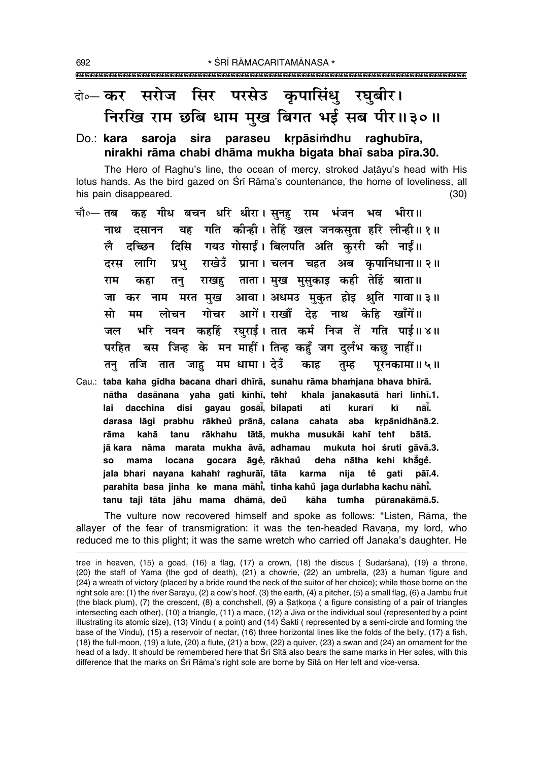दो०— **कर सरोज सिर परसेउ कृपासिंधु रघुबीर।**
**निरखि राम छबि धाम मुख बिगत भई सब पीर॥३०॥**

Do.: **kara saroja sira paraseu kṛpāsiṁdhu raghubīra,**
**nirakhi rāma chabi dhāma mukha bigata bhaī saba pīra.30.**

The Hero of Raghu's line, the ocean of mercy, stroked Jaṭāyu's head with His lotus hands. As the bird gazed on Śrī Rāma's countenance, the home of loveliness, all his pain disappeared. (30)

चौ०— तब कह गीध बचन धरि धीरा। सुनहु राम भंजन भव भीरा॥
नाथ दसानन यह गति कीन्ही। तेहिं खल जनकसुता हरि लीन्ही॥ १॥
लै दच्छिन दिसि गयउ गोसाईं। बिलपति अति कुररी की नाईं॥
दरस लागि प्रभु राखेउँ प्राना। चलन चहत अब कृपानिधाना॥ २॥
राम कहा तनु राखहु ताता। मुख मुसुकाइ कही तेहिं बाता॥
जा कर नाम मरत मुख आवा। अधमउ मुकुत होइ श्रुति गावा॥ ३॥
सो मम लोचन गोचर आगें। राखौं देह नाथ केहि खाँगें॥
जल भरि नयन कहहिं रघुराई। तात कर्म निज तें गति पाई॥ ४॥
परहित बस जिन्ह के मन माहीं। तिन्ह कहुँ जग दुर्लभ कछु नाहीं॥
तनु तजि तात जाहु मम धामा। देउँ काह तुम्ह पूरनकामा॥ ५॥

Cau.: **taba kaha gīdha bacana dhari dhīrā, sunahu rāma bhaṁjana bhava bhīrā.**
**nātha dasānana yaha gati kīnhī, tehiṁ khala janakasutā hari līnhī.1.**
**lai dacchina disi gayau gosāī̃, bilapati ati kurarī kī nāī̃.**
**darasa lāgi prabhu rākheũ prānā, calana cahata aba kṛpānidhānā.2.**
**rāma kahā tanu rākhahu tātā, mukha musukāi kahī tehiṁ bātā.**
**jā kara nāma marata mukha āvā, adhamau mukuta hoi śruti gāvā.3.**
**so mama locana gocara āgẽ, rākhau̐ deha nātha kehi khā̃gẽ.**
**jala bhari nayana kahahiṁ raghurāī, tāta karma nija tẽ gati pāī.4.**
**parahita basa jinha ke mana māhī̃, tinha kahũ jaga durlabha kachu nāhī̃.**
**tanu taji tāta jāhu mama dhāmā, deũ kāha tumha pūranakāmā.5.**

The vulture now recovered himself and spoke as follows: "Listen, Rāma, the allayer of the fear of transmigration: it was the ten-headed Rāvaṇa, my lord, who reduced me to this plight; it was the same wretch who carried off Janaka's daughter. He

---

tree in heaven, (15) a goad, (16) a flag, (17) a crown, (18) the discus ( Sudarśana), (19) a throne, (20) the staff of Yama (the god of death), (21) a chowrie, (22) an umbrella, (23) a human figure and (24) a wreath of victory (placed by a bride round the neck of the suitor of her choice); while those borne on the right sole are: (1) the river Sarayū, (2) a cow's hoof, (3) the earth, (4) a pitcher, (5) a small flag, (6) a Jambu fruit (the black plum), (7) the crescent, (8) a conchshell, (9) a Ṣaṭkoṇa ( a figure consisting of a pair of triangles intersecting each other), (10) a triangle, (11) a mace, (12) a Jīva or the individual soul (represented by a point illustrating its atomic size), (13) Vindu ( a point) and (14) Śakti ( represented by a semi-circle and forming the base of the Vindu), (15) a reservoir of nectar, (16) three horizontal lines like the folds of the belly, (17) a fish, (18) the full-moon, (19) a lute, (20) a flute, (21) a bow, (22) a quiver, (23) a swan and (24) an ornament for the head of a lady. It should be remembered here that Śrī Sītā also bears the same marks in Her soles, with this difference that the marks on Śrī Rāma's right sole are borne by Sītā on Her left and vice-versa.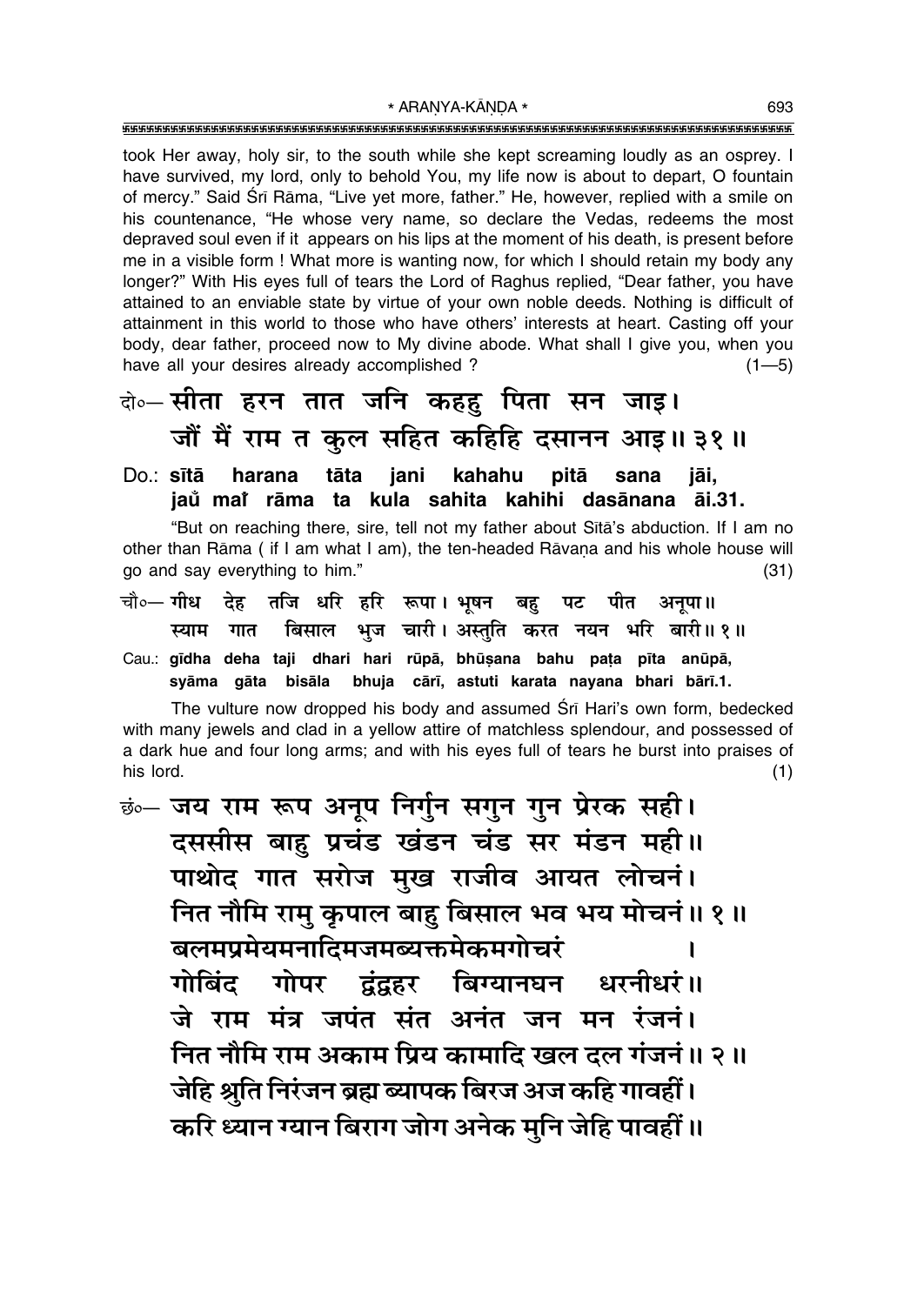took Her away, holy sir, to the south while she kept screaming loudly as an osprey. I have survived, my lord, only to behold You, my life now is about to depart, O fountain of mercy." Said Śrī Rāma, "Live yet more, father." He, however, replied with a smile on his countenance, "He whose very name, so declare the Vedas, redeems the most depraved soul even if it appears on his lips at the moment of his death, is present before me in a visible form ! What more is wanting now, for which I should retain my body any longer?" With His eyes full of tears the Lord of Raghus replied, "Dear father, you have attained to an enviable state by virtue of your own noble deeds. Nothing is difficult of attainment in this world to those who have others' interests at heart. Casting off your body, dear father, proceed now to My divine abode. What shall I give you, when you have all your desires already accomplished ? (1—5)

दो०— सीता हरन तात जनि कहहु पिता सन जाइ।
जौं मैं राम त कुल सहित कहिहि दसानन आइ॥ ३१॥

Do.: **sītā harana tāta jani kahahu pitā sana jāi,**
**jaů maĩ rāma ta kula sahita kahihi dasānana āi.31.**

"But on reaching there, sire, tell not my father about Sītā's abduction. If I am no other than Rāma ( if I am what I am), the ten-headed Rāvaṇa and his whole house will go and say everything to him." (31)

चौ०— गीध देह तजि धरि हरि रूपा। भूषन बहु पट पीत अनूपा॥
स्याम गात बिसाल भुज चारी। अस्तुति करत नयन भरि बारी॥ १॥

Cau.: **gīdha deha taji dhari hari rūpā, bhūṣana bahu paṭa pīta anūpā,**
**syāma gāta bisāla bhuja cārī, astuti karata nayana bhari bārī.1.**

The vulture now dropped his body and assumed Śrī Hari's own form, bedecked with many jewels and clad in a yellow attire of matchless splendour, and possessed of a dark hue and four long arms; and with his eyes full of tears he burst into praises of his lord. (1)

छं०— जय राम रूप अनूप निर्गुन सगुन गुन प्रेरक सही।
दससीस बाहु प्रचंड खंडन चंड सर मंडन मही॥
पाथोद गात सरोज मुख राजीव आयत लोचनं।
नित नौमि रामु कृपाल बाहु बिसाल भव भय मोचनं॥ १॥
बलमप्रमेयमनादिमजमब्यक्तमेकमगोचरं।
गोबिंद गोपर द्वंद्वहर बिग्यानघन धरनीधरं॥
जे राम मंत्र जपंत संत अनंत जन मन रंजनं।
नित नौमि राम अकाम प्रिय कामादि खल दल गंजनं॥ २॥
जेहि श्रुति निरंजन ब्रह्म ब्यापक बिरज अज कहि गावहीं।
करि ध्यान ग्यान बिराग जोग अनेक मुनि जेहि पावहीं॥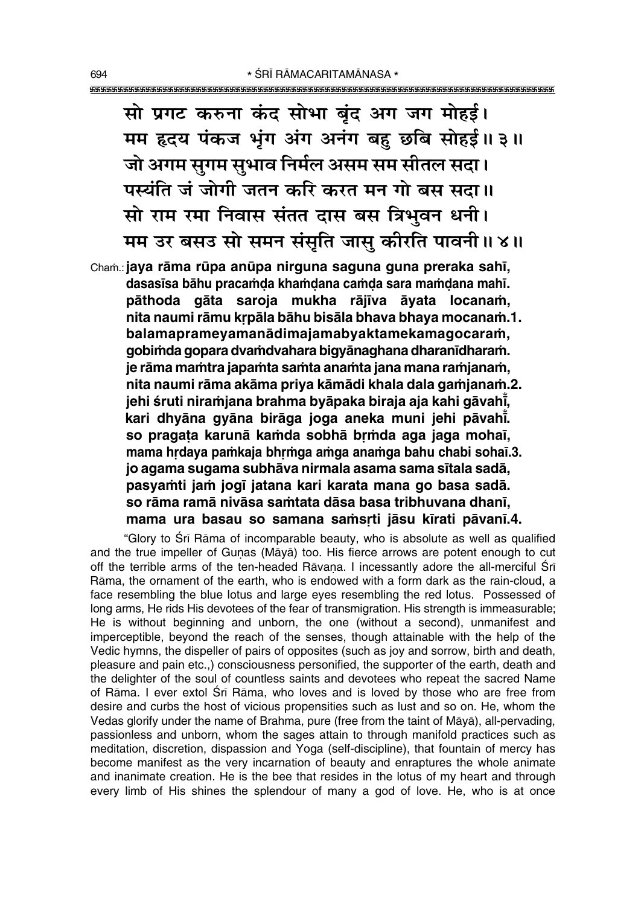सो प्रगट करुना कंद सोभा बृंद अग जग मोहई।
मम हृदय पंकज भृंग अंग अनंग बहु छबि सोहई॥ ३॥
जो अगम सुगम सुभाव निर्मल असम सम सीतल सदा।
पस्यंति जं जोगी जतन करि करत मन गो बस सदा॥
सो राम रमा निवास संतत दास बस त्रिभुवन धनी।
मम उर बसउ सो समन संसृति जासु कीरति पावनी॥ ४॥

Chaṁ.: **jaya rāma rūpa anūpa nirguna saguna guna preraka sahī,**
**dasasīsa bāhu pracaṁḍa khaṁḍana caṁḍa sara maṁḍana mahī.**
**pāthoda gāta saroja mukha rājīva āyata locanaṁ,**
**nita naumi rāmu kṛpāla bāhu bisāla bhava bhaya mocanaṁ.1.**
**balamaprameyamanādimajamabyaktamekamagocaraṁ,**
**gobiṁda gopara dvaṁdvahara bigyānaghana dharanīdharaṁ.**
**je rāma maṁtra japaṁta saṁta anaṁta jana mana raṁjanaṁ,**
**nita naumi rāma akāma priya kāmādi khala dala gaṁjanaṁ.2.**
**jehi śruti niraṁjana brahma byāpaka biraja aja kahi gāvahīँ,**
**kari dhyāna gyāna birāga joga aneka muni jehi pāvahīँ.**
**so pragaṭa karunā kaṁda sobhā bṛṁda aga jaga mohaī,**
**mama hṛdaya paṁkaja bhṛṁga aṁga anaṁga bahu chabi sohaī.3.**
**jo agama sugama subhāva nirmala asama sama sītala sadā,**
**pasyaṁti jaṁ jogī jatana kari karata mana go basa sadā.**
**so rāma ramā nivāsa saṁtata dāsa basa tribhuvana dhanī,**
**mama ura basau so samana saṁsṛti jāsu kīrati pāvanī.4.**

"Glory to Śrī Rāma of incomparable beauty, who is absolute as well as qualified and the true impeller of Guṇas (Māyā) too. His fierce arrows are potent enough to cut off the terrible arms of the ten-headed Rāvaṇa. I incessantly adore the all-merciful Śrī Rāma, the ornament of the earth, who is endowed with a form dark as the rain-cloud, a face resembling the blue lotus and large eyes resembling the red lotus. Possessed of long arms, He rids His devotees of the fear of transmigration. His strength is immeasurable; He is without beginning and unborn, the one (without a second), unmanifest and imperceptible, beyond the reach of the senses, though attainable with the help of the Vedic hymns, the dispeller of pairs of opposites (such as joy and sorrow, birth and death, pleasure and pain etc.,) consciousness personified, the supporter of the earth, death and the delighter of the soul of countless saints and devotees who repeat the sacred Name of Rāma. I ever extol Śrī Rāma, who loves and is loved by those who are free from desire and curbs the host of vicious propensities such as lust and so on. He, whom the Vedas glorify under the name of Brahma, pure (free from the taint of Māyā), all-pervading, passionless and unborn, whom the sages attain to through manifold practices such as meditation, discretion, dispassion and Yoga (self-discipline), that fountain of mercy has become manifest as the very incarnation of beauty and enraptures the whole animate and inanimate creation. He is the bee that resides in the lotus of my heart and through every limb of His shines the splendour of many a god of love. He, who is at once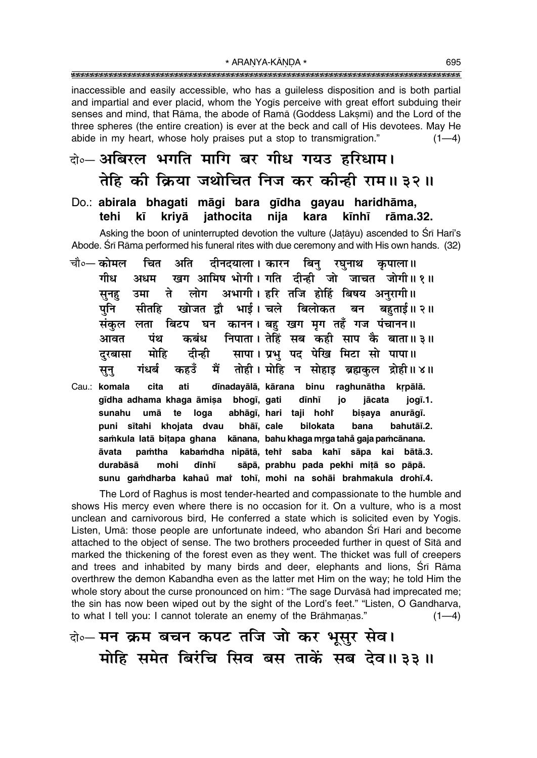inaccessible and easily accessible, who has a guileless disposition and is both partial and impartial and ever placid, whom the Yogīs perceive with great effort subduing their senses and mind, that Rāma, the abode of Ramā (Goddess Lakṣmī) and the Lord of the three spheres (the entire creation) is ever at the beck and call of His devotees. May He abide in my heart, whose holy praises put a stop to transmigration." (1—4)

दो०— **अबिरल भगति मागि बर गीध गयउ हरिधाम।**
**तेहि की क्रिया जथोचित निज कर कीन्ही राम॥ ३२॥**

Do.: **abirala bhagati māgi bara gīdha gayau haridhāma,**
**tehi kī kriyā jathocita nija kara kīnhī rāma.32.**

Asking the boon of uninterrupted devotion the vulture (Jaṭāyu) ascended to Śrī Hari's Abode. Śrī Rāma performed his funeral rites with due ceremony and with His own hands. (32)

चौ०— कोमल चित अति दीनदयाला। कारन बिनु रघुनाथ कृपाला॥
गीध अधम खग आमिष भोगी। गति दीन्ही जो जाचत जोगी॥ १॥
सुनहु उमा ते लोग अभागी। हरि तजि होहिं बिषय अनुरागी॥
पुनि सीतहि खोजत द्वौ भाई। चले बिलोकत बन बहुताई॥ २॥
संकुल लता बिटप घन कानन। बहु खग मृग तहँ गज पंचानन॥
आवत पंथ कबंध निपाता। तेहिं सब कही साप कै बाता॥ ३॥
दुरबासा मोहि दीन्ही सापा। प्रभु पद पेखि मिटा सो पापा॥
सुनु गंधर्ब कहउँ मैं तोही। मोहि न सोहाइ ब्रह्मकुल द्रोही॥ ४॥

Cau.: **komala cita ati dīnadayālā, kārana binu raghunātha kṛpālā.**
**gīdha adhama khaga āmiṣa bhogī, gati dīnhī jo jācata jogī.1.**
**sunahu umā te loga abhāgī, hari taji hohi̐ biṣaya anurāgī.**
**puni sītahi khojata dvau bhāī, cale bilokata bana bahutāī.2.**
**saṁkula latā biṭapa ghana kānana, bahu khaga mṛga taha̐ gaja paṁcānana.**
**āvata paṁtha kabaṁdha nipātā, tehi̐ saba kahī sāpa kai bātā.3.**
**durabāsā mohi dīnhī sāpā, prabhu pada pekhi miṭā so pāpā.**
**sunu gaṁdharba kahau̐ mai̐ tohī, mohi na sohāi brahmakula drohī.4.**

The Lord of Raghus is most tender-hearted and compassionate to the humble and shows His mercy even where there is no occasion for it. On a vulture, who is a most unclean and carnivorous bird, He conferred a state which is solicited even by Yogīs. Listen, Umā: those people are unfortunate indeed, who abandon Śrī Hari and become attached to the object of sense. The two brothers proceeded further in quest of Sītā and marked the thickening of the forest even as they went. The thicket was full of creepers and trees and inhabited by many birds and deer, elephants and lions, Śrī Rāma overthrew the demon Kabandha even as the latter met Him on the way; he told Him the whole story about the curse pronounced on him: "The sage Durvāsā had imprecated me; the sin has now been wiped out by the sight of the Lord's feet." "Listen, O Gandharva, to what I tell you: I cannot tolerate an enemy of the Brāhmaṇas." (1—4)

दो०— **मन क्रम बचन कपट तजि जो कर भूसुर सेव।**
**मोहि समेत बिरंचि सिव बस ताकें सब देव॥ ३३॥**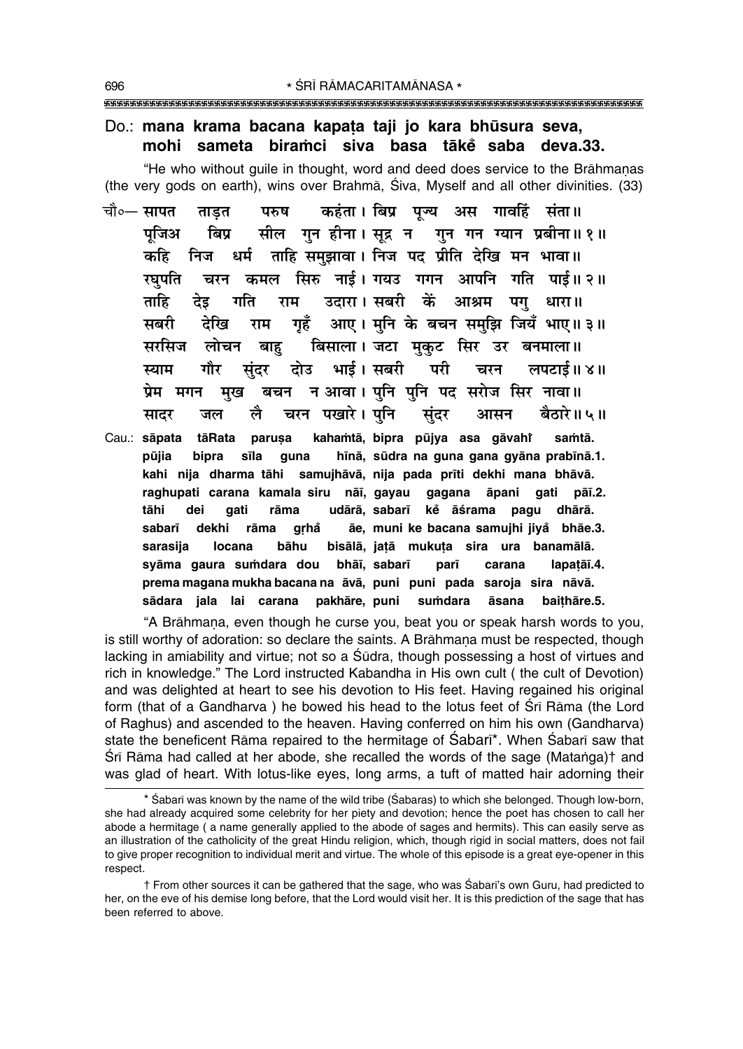**Do.: mana krama bacana kapaṭa taji jo kara bhūsura seva,**
**mohi sameta biraṁci siva basa tākeṁ saba deva.33.**

"He who without guile in thought, word and deed does service to the Brāhmaṇas (the very gods on earth), wins over Brahmā, Śiva, Myself and all other divinities. (33)

चौ०— सापत ताड़त परुष कहंता। बिप्र पूज्य अस गावहिं संता॥
पूजिअ बिप्र सील गुन हीना। सूद्र न गुन गन ग्यान प्रबीना॥१॥
कहि निज धर्म ताहि समुझावा। निज पद प्रीति देखि मन भावा॥
रघुपति चरन कमल सिरु नाई। गयउ गगन आपनि गति पाई॥२॥
ताहि देइ गति राम उदारा। सबरी कें आश्रम पगु धारा॥
सबरी देखि राम गृहँ आए। मुनि के बचन समुझि जियँ भाए॥३॥
सरसिज लोचन बाहु बिसाला। जटा मुकुट सिर उर बनमाला॥
स्याम गौर सुंदर दोउ भाई। सबरी परी चरन लपटाई॥४॥
प्रेम मगन मुख बचन न आवा। पुनि पुनि पद सरोज सिर नावा॥
सादर जल लै चरन पखारे। पुनि सुंदर आसन बैठारे॥५॥

Cau.: **sāpata tāRata paruṣa kahaṁtā, bipra pūjya asa gāvahiṁ saṁtā.**
**pūjia bipra sīla guna hīnā, sūdra na guna gana gyāna prabīnā.1.**
**kahi nija dharma tāhi samujhāvā, nija pada prīti dekhi mana bhāvā.**
**raghupati carana kamala siru nāī, gayau gagana āpani gati pāī.2.**
**tāhi dei gati rāma udārā, sabarī keṁ āśrama pagu dhārā.**
**sabarī dekhi rāma gṛhaṁ āe, muni ke bacana samujhi jiyaṁ bhāe.3.**
**sarasija locana bāhu bisālā, jaṭā mukuṭa sira ura banamālā.**
**syāma gaura suṁdara dou bhāī, sabarī parī carana lapaṭāī.4.**
**prema magana mukha bacana na āvā, puni puni pada saroja sira nāvā.**
**sādara jala lai carana pakhāre, puni suṁdara āsana baiṭhāre.5.**

"A Brāhmaṇa, even though he curse you, beat you or speak harsh words to you, is still worthy of adoration: so declare the saints. A Brāhmaṇa must be respected, though lacking in amiability and virtue; not so a Śūdra, though possessing a host of virtues and rich in knowledge." The Lord instructed Kabandha in His own cult ( the cult of Devotion) and was delighted at heart to see his devotion to His feet. Having regained his original form (that of a Gandharva ) he bowed his head to the lotus feet of Śrī Rāma (the Lord of Raghus) and ascended to the heaven. Having conferred on him his own (Gandharva) state the beneficent Rāma repaired to the hermitage of Śabarī*. When Śabarī saw that Śrī Rāma had called at her abode, she recalled the words of the sage (Mataṅga)† and was glad of heart. With lotus-like eyes, long arms, a tuft of matted hair adorning their

---

* Śabarī was known by the name of the wild tribe (Śabaras) to which she belonged. Though low-born, she had already acquired some celebrity for her piety and devotion; hence the poet has chosen to call her abode a hermitage ( a name generally applied to the abode of sages and hermits). This can easily serve as an illustration of the catholicity of the great Hindu religion, which, though rigid in social matters, does not fail to give proper recognition to individual merit and virtue. The whole of this episode is a great eye-opener in this respect.

† From other sources it can be gathered that the sage, who was Śabarī's own Guru, had predicted to her, on the eve of his demise long before, that the Lord would visit her. It is this prediction of the sage that has been referred to above.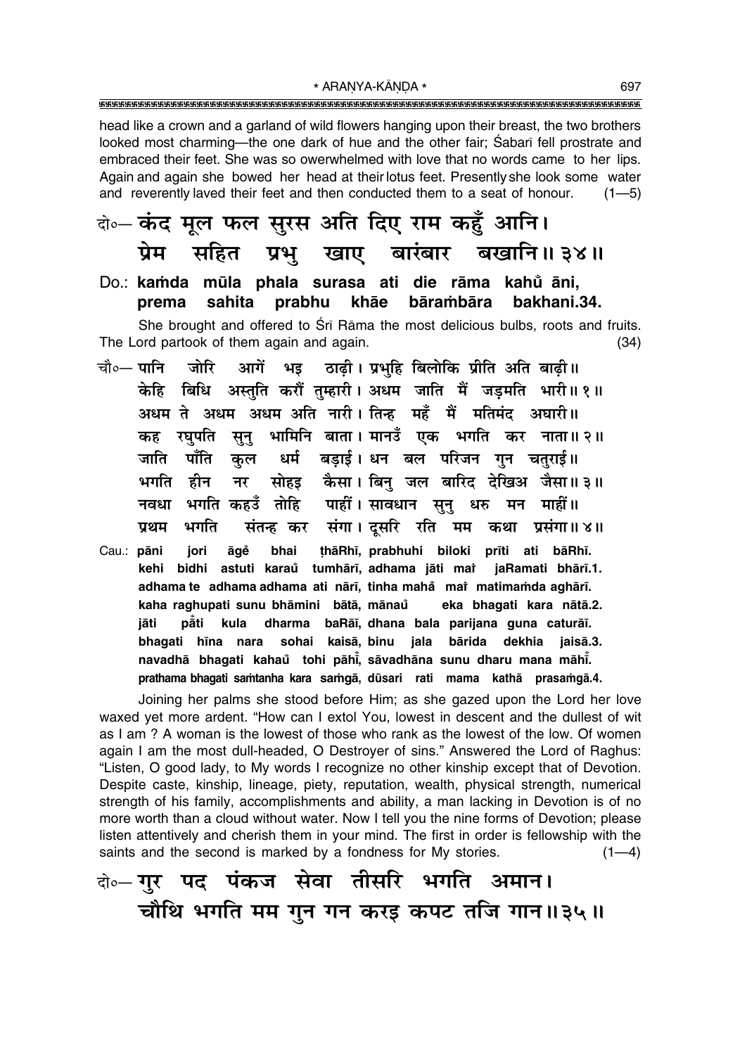head like a crown and a garland of wild flowers hanging upon their breast, the two brothers looked most charming—the one dark of hue and the other fair; Śabarī fell prostrate and embraced their feet. She was so owerwhelmed with love that no words came to her lips. Again and again she bowed her head at their lotus feet. Presently she look some water and reverently laved their feet and then conducted them to a seat of honour. (1—5)

**दो०— कंद मूल फल सुरस अति दिए राम कहुँ आनि।**
**प्रेम सहित प्रभु खाए बारंबार बखानि॥ ३४॥**

**Do.: kaṁda mūla phala surasa ati die rāma kahu̐ āni,**
**prema sahita prabhu khāe bāraṁbāra bakhani.34.**

She brought and offered to Śrī Rāma the most delicious bulbs, roots and fruits. The Lord partook of them again and again. (34)

**चौ०— पानि जोरि आगें भइ ठाढ़ी। प्रभुहि बिलोकि प्रीति अति बाढ़ी॥**
**केहि बिधि अस्तुति करौं तुम्हारी। अधम जाति मैं जड़मति भारी॥ १॥**
**अधम ते अधम अधम अति नारी। तिन्ह महँ मैं मतिमंद अघारी॥**
**कह रघुपति सुनु भामिनि बाता। मानउँ एक भगति कर नाता॥ २॥**
**जाति पाँति कुल धर्म बड़ाई। धन बल परिजन गुन चतुराई॥**
**भगति हीन नर सोहइ कैसा। बिनु जल बारिद देखिअ जैसा॥ ३॥**
**नवधा भगति कहउँ तोहि पाहीं। सावधान सुनु धरु मन माहीं॥**
**प्रथम भगति संतन्ह कर संगा। दूसरि रति मम कथा प्रसंगा॥ ४॥**

**Cau.: pāni jori āge̐ bhai ṭhāRhī, prabhuhi biloki prīti ati bāRhī.**
**kehi bidhi astuti karau̐ tumhārī, adhama jāti maiṁ jaRamati bhārī.1.**
**adhama te adhama adhama ati nārī, tinha maha̐ maiṁ matimaṁda aghārī.**
**kaha raghupati sunu bhāmini bātā, mānau̐ eka bhagati kara nātā.2.**
**jāti pā̐ti kula dharma baRāī, dhana bala parijana guna caturāī.**
**bhagati hīna nara sohai kaisā, binu jala bārida dekhia jaisā.3.**
**navadhā bhagati kahau̐ tohi pāhī̐, sāvadhāna sunu dharu mana māhī̐.**
**prathama bhagati saṁtanha kara saṁgā, dūsari rati mama kathā prasaṁgā.4.**

Joining her palms she stood before Him; as she gazed upon the Lord her love waxed yet more ardent. "How can I extol You, lowest in descent and the dullest of wit as I am ? A woman is the lowest of those who rank as the lowest of the low. Of women again I am the most dull-headed, O Destroyer of sins." Answered the Lord of Raghus: "Listen, O good lady, to My words I recognize no other kinship except that of Devotion. Despite caste, kinship, lineage, piety, reputation, wealth, physical strength, numerical strength of his family, accomplishments and ability, a man lacking in Devotion is of no more worth than a cloud without water. Now I tell you the nine forms of Devotion; please listen attentively and cherish them in your mind. The first in order is fellowship with the saints and the second is marked by a fondness for My stories. (1—4)

**दो०— गुर पद पंकज सेवा तीसरि भगति अमान।**
**चौथि भगति मम गुन गन करइ कपट तजि गान॥ ३५॥**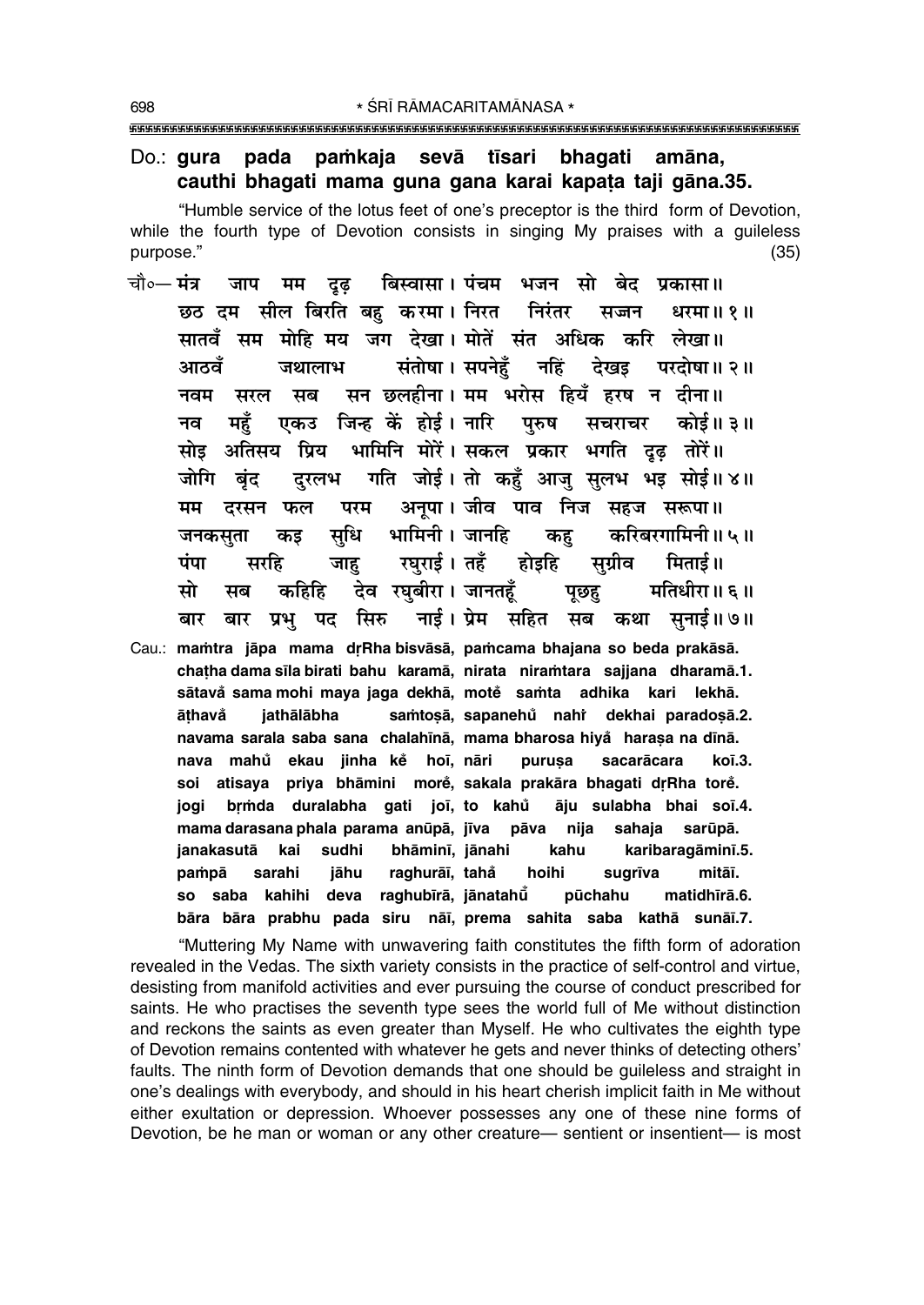Do.: **gura pada paṁkaja sevā tīsari bhagati amāna, cauthi bhagati mama guna gana karai kapaṭa taji gāna.35.**

"Humble service of the lotus feet of one's preceptor is the third form of Devotion, while the fourth type of Devotion consists in singing My praises with a guileless purpose." (35)

चौ०— मंत्र जाप मम दृढ़ बिस्वासा। पंचम भजन सो बेद प्रकासा॥
छठ दम सील बिरति बहु करमा। निरत निरंतर सज्जन धरमा॥ १॥
सातवँ सम मोहि मय जग देखा। मोतें संत अधिक करि लेखा॥
आठवँ जथालाभ संतोषा। सपनेहुँ नहिं देखइ परदोषा॥ २॥
नवम सरल सब सन छलहीना। मम भरोस हियँ हरष न दीना॥
नव महुँ एकउ जिन्ह कें होई। नारि पुरुष सचराचर कोई॥ ३॥
सोइ अतिसय प्रिय भामिनि मोरें। सकल प्रकार भगति दृढ़ तोरें॥
जोगि बृंद दुरलभ गति जोई। तो कहुँ आजु सुलभ भइ सोई॥ ४॥
मम दरसन फल परम अनूपा। जीव पाव निज सहज सरूपा॥
जनकसुता कइ सुधि भामिनी। जानहि कहु करिबरगामिनी॥ ५॥
पंपा सरहि जाहु रघुराई। तहँ होइहि सुग्रीव मिताई॥
सो सब कहिहि देव रघुबीरा। जानतहूँ पूछहु मतिधीरा॥ ६॥
बार बार प्रभु पद सिरु नाई। प्रेम सहित सब कथा सुनाई॥ ७॥

Cau.: **maṁtra jāpa mama dṛRha bisvāsā, paṁcama bhajana so beda prakāsā. chaṭha dama sīla birati bahu karamā, nirata niraṁtara sajjana dharamā.1. sātavȧ sama mohi maya jaga dekhā, motė̃ saṁta adhika kari lekhā. āṭhavȧ jathālābha saṁtoṣā, sapanehů̃ nahi̇̃ dekhai paradoṣā.2. navama sarala saba sana chalahīnā, mama bharosa hiyȧ haraṣa na dīnā. nava mahů̃ ekau jinha kė̃ hoī, nāri puruṣa sacarācara koī.3. soi atisaya priya bhāmini morė̃, sakala prakāra bhagati dṛRha torė̃. jogi bṛṁda duralabha gati joī, to kahů̃ āju sulabha bhai soī.4. mama darasana phala parama anūpā, jīva pāva nija sahaja sarūpā. janakasutā kai sudhi bhāminī, jānahi kahu karibaragāminī.5. paṁpā sarahi jāhu raghurāī, tahȧ hoihi sugrīva mitāī. so saba kahihi deva raghubīrā, jānatahů̃ pūchahu matidhīrā.6. bāra bāra prabhu pada siru nāī, prema sahita saba kathā sunāī.7.**

"Muttering My Name with unwavering faith constitutes the fifth form of adoration revealed in the Vedas. The sixth variety consists in the practice of self-control and virtue, desisting from manifold activities and ever pursuing the course of conduct prescribed for saints. He who practises the seventh type sees the world full of Me without distinction and reckons the saints as even greater than Myself. He who cultivates the eighth type of Devotion remains contented with whatever he gets and never thinks of detecting others' faults. The ninth form of Devotion demands that one should be guileless and straight in one's dealings with everybody, and should in his heart cherish implicit faith in Me without either exultation or depression. Whoever possesses any one of these nine forms of Devotion, be he man or woman or any other creature— sentient or insentient— is most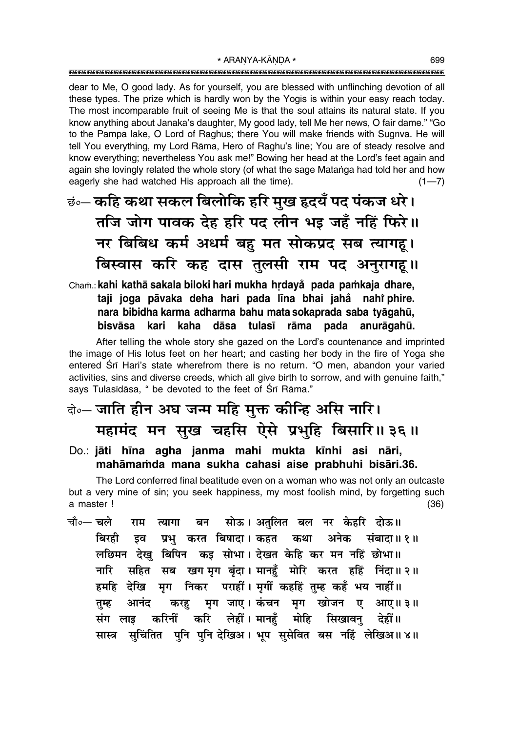dear to Me, O good lady. As for yourself, you are blessed with unflinching devotion of all these types. The prize which is hardly won by the Yogīs is within your easy reach today. The most incomparable fruit of seeing Me is that the soul attains its natural state. If you know anything about Janaka's daughter, My good lady, tell Me her news, O fair dame." "Go to the Pampā lake, O Lord of Raghus; there You will make friends with Sugrīva. He will tell You everything, my Lord Rāma, Hero of Raghu's line; You are of steady resolve and know everything; nevertheless You ask me!" Bowing her head at the Lord's feet again and again she lovingly related the whole story (of what the sage Mataṅga had told her and how eagerly she had watched His approach all the time). (1—7)

छं०— कहि कथा सकल बिलोकि हरि मुख हृदयँ पद पंकज धरे।
तजि जोग पावक देह हरि पद लीन भइ जहँ नहिं फिरे॥
नर बिबिध कर्म अधर्म बहु मत सोकप्रद सब त्यागहू।
बिस्वास करि कह दास तुलसी राम पद अनुरागहू॥

Chaṁ.: **kahi kathā sakala biloki hari mukha hṛdayaँ pada paṁkaja dhare,**
**taji joga pāvaka deha hari pada līna bhai jahaँ nahiँ phire.**
**nara bibidha karma adharma bahu mata sokaprada saba tyāgahū,**
**bisvāsa kari kaha dāsa tulasī rāma pada anurāgahū.**

After telling the whole story she gazed on the Lord's countenance and imprinted the image of His lotus feet on her heart; and casting her body in the fire of Yoga she entered Śrī Hari's state wherefrom there is no return. "O men, abandon your varied activities, sins and diverse creeds, which all give birth to sorrow, and with genuine faith," says Tulasīdāsa, " be devoted to the feet of Śrī Rāma."

दो०— जाति हीन अघ जन्म महि मुक्त कीन्हि असि नारि।
महामंद मन सुख चहसि ऐसे प्रभुहि बिसारि॥ ३६॥

Do.: **jāti hīna agha janma mahi mukta kīnhi asi nāri,**
**mahāmaṁda mana sukha cahasi aise prabhuhi bisāri.36.**

The Lord conferred final beatitude even on a woman who was not only an outcaste but a very mine of sin; you seek happiness, my most foolish mind, by forgetting such a master ! (36)

चौ०— चले राम त्यागा बन सोऊ। अतुलित बल नर केहरि दोऊ॥
बिरही इव प्रभु करत बिषादा। कहत कथा अनेक संबादा॥ १॥
लछिमन देखु बिपिन कइ सोभा। देखत केहि कर मन नहिं छोभा॥
नारि सहित सब खग मृग बृंदा। मानहुँ मोरि करत हहिं निंदा॥ २॥
हमहि देखि मृग निकर पराहीं। मृगीं कहहिं तुम्ह कहँ भय नाहीं॥
तुम्ह आनंद करहु मृग जाए। कंचन मृग खोजन ए आए॥ ३॥
संग लाइ करिनीं करि लेहीं। मानहुँ मोहि सिखावनु देहीं॥
सास्त्र सुचिंतित पुनि पुनि देखिअ। भूप सुसेवित बस नहिं लेखिअ॥ ४॥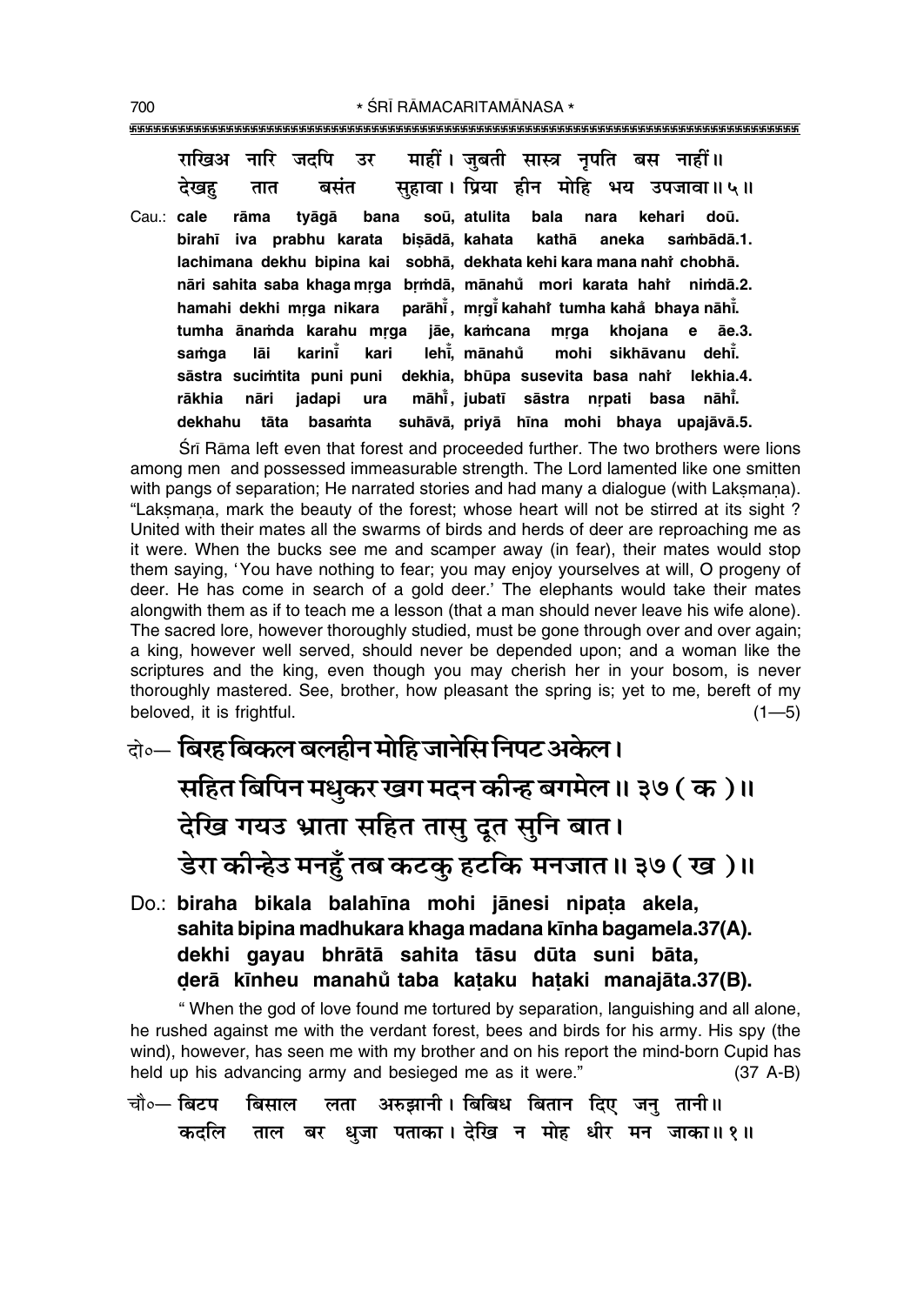राखिअ नारि जदपि उर माहीं। जुबती सास्त्र नृपति बस नाहीं॥
देखहु तात बसंत सुहावा। प्रिया हीन मोहि भय उपजावा॥५॥

Cau.: **cale rāma tyāgā bana soū, atulita bala nara kehari doū.**
**birahī iva prabhu karata biṣādā, kahata kathā aneka saṁbādā.1.**
**lachimana dekhu bipina kai sobhā, dekhata kehi kara mana nahiँ chobhā.**
**nāri sahita saba khaga mṛga bṛṁdā, mānahuँ mori karata hahiँ niṁdā.2.**
**hamahi dekhi mṛga nikara parāhīँ, mṛgīँ kahahiँ tumha kahaँ bhaya nāhīँ.**
**tumha ānaṁda karahu mṛga jāe, kaṁcana mṛga khojana e āe.3.**
**saṁga lāi karinīँ kari lehīँ, mānahuँ mohi sikhāvanu dehīँ.**
**sāstra suciṁtita puni puni dekhia, bhūpa susevita basa nahiँ lekhia.4.**
**rākhia nāri jadapi ura māhīँ, jubatī sāstra nṛpati basa nāhīँ.**
**dekhahu tāta basaṁta suhāvā, priyā hīna mohi bhaya upajāvā.5.**

Śrī Rāma left even that forest and proceeded further. The two brothers were lions among men and possessed immeasurable strength. The Lord lamented like one smitten with pangs of separation; He narrated stories and had many a dialogue (with Lakṣmaṇa). "Lakṣmaṇa, mark the beauty of the forest; whose heart will not be stirred at its sight ? United with their mates all the swarms of birds and herds of deer are reproaching me as it were. When the bucks see me and scamper away (in fear), their mates would stop them saying, 'You have nothing to fear; you may enjoy yourselves at will, O progeny of deer. He has come in search of a gold deer.' The elephants would take their mates alongwith them as if to teach me a lesson (that a man should never leave his wife alone). The sacred lore, however thoroughly studied, must be gone through over and over again; a king, however well served, should never be depended upon; and a woman like the scriptures and the king, even though you may cherish her in your bosom, is never thoroughly mastered. See, brother, how pleasant the spring is; yet to me, bereft of my beloved, it is frightful. (1—5)

दो०— **बिरह बिकल बलहीन मोहि जानेसि निपट अकेल।**
**सहित बिपिन मधुकर खग मदन कीन्ह बगमेल॥३७ (क)॥**
**देखि गयउ भ्राता सहित तासु दूत सुनि बात।**
**डेरा कीन्हेउ मनहुँ तब कटकु हटकि मनजात॥३७ (ख)॥**

Do.: **biraha bikala balahīna mohi jānesi nipaṭa akela,**
**sahita bipina madhukara khaga madana kīnha bagamela.37(A).**
**dekhi gayau bhrātā sahita tāsu dūta suni bāta,**
**ḍerā kīnheu manahuँ taba kaṭaku haṭaki manajāta.37(B).**

" When the god of love found me tortured by separation, languishing and all alone, he rushed against me with the verdant forest, bees and birds for his army. His spy (the wind), however, has seen me with my brother and on his report the mind-born Cupid has held up his advancing army and besieged me as it were." (37 A-B)

चौ०— बिटप बिसाल लता अरुझानी। बिबिध बितान दिए जनु तानी॥
कदलि ताल बर धुजा पताका। देखि न मोह धीर मन जाका॥१॥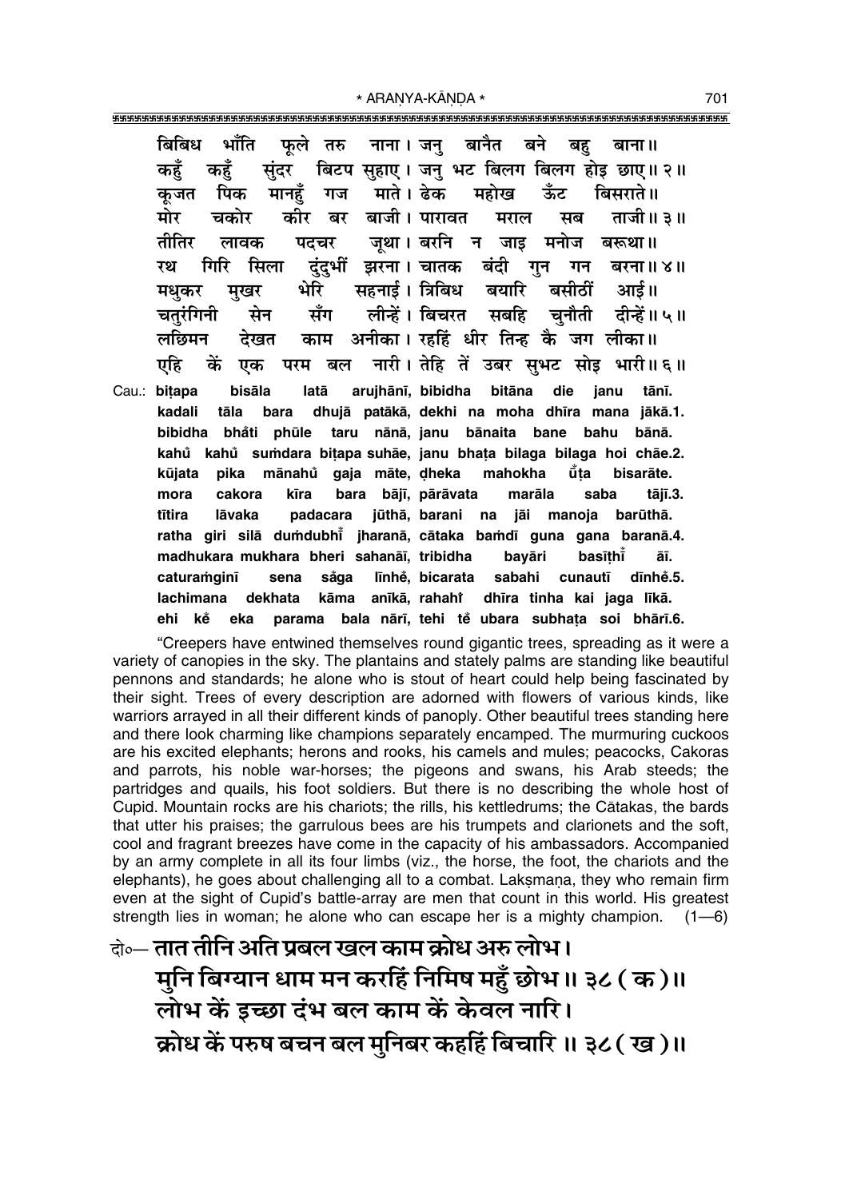बिबिध भाँति फूले तरु नाना। जनु बानैत बने बहु बाना॥
कहुँ कहुँ सुंदर बिटप सुहाए। जनु भट बिलग बिलग होइ छाए॥ २॥
कूजत पिक मानहुँ गज माते। ढेक महोख ऊँट बिसराते॥
मोर चकोर कीर बर बाजी। पारावत मराल सब ताजी॥ ३॥
तीतिर लावक पदचर जूथा। बरनि न जाइ मनोज बरूथा॥
रथ गिरि सिला दुंदुभीं झरना। चातक बंदी गुन गन बरना॥ ४॥
मधुकर मुखर भेरि सहनाई। त्रिबिध बयारि बसीठीं आई॥
चतुरंगिनी सेन सँग लीन्हें। बिचरत सबहि चुनौती दीन्हें॥ ५॥
लछिमन देखत काम अनीका। रहहिं धीर तिन्ह कै जग लीका॥
एहि कें एक परम बल नारी। तेहि तें उबर सुभट सोइ भारी॥ ६॥

Cau.: **biṭapa bisāla latā arujhānī, bibidha bitāna die janu tānī.**
**kadali tāla bara dhujā patākā, dekhi na moha dhīra mana jākā.1.**
**bibidha bhā̐ti phūle taru nānā, janu bānaita bane bahu bānā.**
**kahu̐ kahu̐ suṁdara biṭapa suhāe, janu bhaṭa bilaga bilaga hoi chāe.2.**
**kūjata pika mānahu̐ gaja māte, ḍheka mahokha ū̐ṭa bisarāte.**
**mora cakora kīra bara bājī, pārāvata marāla saba tājī.3.**
**tītira lāvaka padacara jūthā, barani na jāi manoja barūthā.**
**ratha giri silā duṁdubhī̐ jharanā, cātaka baṁdī guna gana baranā.4.**
**madhukara mukhara bheri sahanāī, tribidha bayāri basīṭhī̐ āī.**
**caturaṁginī sena sa̐ga līnhe̐, bicarata sabahi cunautī dīnhe̐.5.**
**lachimana dekhata kāma anīkā, rahahi̐ dhīra tinha kai jaga līkā.**
**ehi ke̐ eka parama bala nārī, tehi te̐ ubara subhaṭa soi bhārī.6.**

"Creepers have entwined themselves round gigantic trees, spreading as it were a variety of canopies in the sky. The plantains and stately palms are standing like beautiful pennons and standards; he alone who is stout of heart could help being fascinated by their sight. Trees of every description are adorned with flowers of various kinds, like warriors arrayed in all their different kinds of panoply. Other beautiful trees standing here and there look charming like champions separately encamped. The murmuring cuckoos are his excited elephants; herons and rooks, his camels and mules; peacocks, Cakoras and parrots, his noble war-horses; the pigeons and swans, his Arab steeds; the partridges and quails, his foot soldiers. But there is no describing the whole host of Cupid. Mountain rocks are his chariots; the rills, his kettledrums; the Cātakas, the bards that utter his praises; the garrulous bees are his trumpets and clarionets and the soft, cool and fragrant breezes have come in the capacity of his ambassadors. Accompanied by an army complete in all its four limbs (viz., the horse, the foot, the chariots and the elephants), he goes about challenging all to a combat. Lakṣmaṇa, they who remain firm even at the sight of Cupid's battle-array are men that count in this world. His greatest strength lies in woman; he alone who can escape her is a mighty champion. (1—6)

दो०— **तात तीनि अति प्रबल खल काम क्रोध अरु लोभ।**
**मुनि बिग्यान धाम मन करहिं निमिष महुँ छोभ॥ ३८ (क)॥**
**लोभ कें इच्छा दंभ बल काम कें केवल नारि।**
**क्रोध कें परुष बचन बल मुनिबर कहहिं बिचारि॥ ३८ (ख)॥**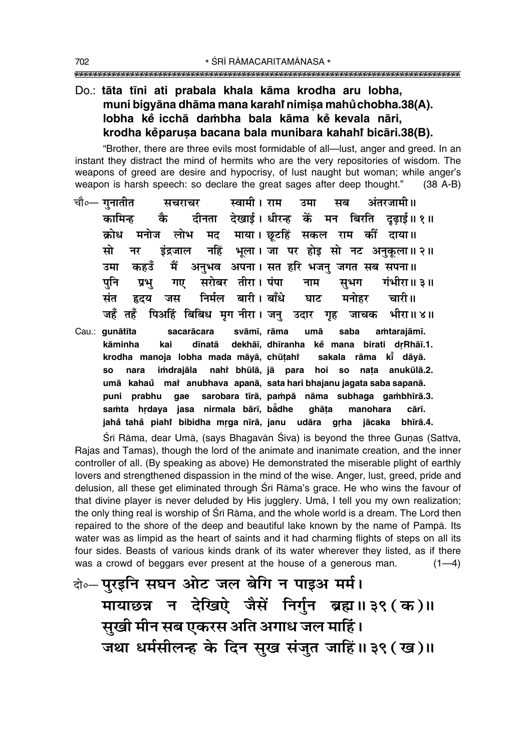Do.: **tāta tīni ati prabala khala kāma krodha aru lobha, muni bigyāna dhāma mana karahiँ nimiṣa mahuँ chobha.38(A). lobha keँ icchā daṁbha bala kāma keँ kevala nāri, krodha keँ paruṣa bacana bala munibara kahahiँ bicāri.38(B).**

"Brother, there are three evils most formidable of all—lust, anger and greed. In an instant they distract the mind of hermits who are the very repositories of wisdom. The weapons of greed are desire and hypocrisy, of lust naught but woman; while anger's weapon is harsh speech: so declare the great sages after deep thought." (38 A-B)

चौ०— गुनातीत सचराचर स्वामी। राम उमा सब अंतरजामी॥
कामिन्ह कै दीनता देखाई। धीरन्ह कें मन बिरति दृढ़ाई॥ १॥
क्रोध मनोज लोभ मद माया। छूटहिं सकल राम कीं दाया॥
सो नर इंद्रजाल नहिं भूला। जा पर होइ सो नट अनुकूला॥ २॥
उमा कहउँ मैं अनुभव अपना। सत हरि भजनु जगत सब सपना॥
पुनि प्रभु गए सरोबर तीरा। पंपा नाम सुभग गंभीरा॥ ३॥
संत हृदय जस निर्मल बारी। बाँधे घाट मनोहर चारी॥
जहँ तहँ पिअहिं बिबिध मृग नीरा। जनु उदार गृह जाचक भीरा॥ ४॥

Cau.: **gunātīta sacarācara svāmī, rāma umā saba aṁtarajāmī. kāminha kai dīnatā dekhāī, dhīranha keँ mana birati dṛṛhāī.1. krodha manoja lobha mada māyā, chūṭahiँ sakala rāma kiँ dāyā. so nara iṁdrajāla nahiँ bhūlā, jā para hoi so naṭa anukūlā.2. umā kahauँ maiँ anubhava apanā, sata hari bhajanu jagata saba sapanā. puni prabhu gae sarobara tīrā, paṁpā nāma subhaga gaṁbhīrā.3. saṁta hṛdaya jasa nirmala bārī, baँdhe ghāṭa manohara cārī. jahaँ tahaँ piahiँ bibidha mṛga nīrā, janu udāra gṛha jācaka bhīrā.4.**

Śrī Rāma, dear Umā, (says Bhagavān Śiva) is beyond the three Guṇas (Sattva, Rajas and Tamas), though the lord of the animate and inanimate creation, and the inner controller of all. (By speaking as above) He demonstrated the miserable plight of earthly lovers and strengthened dispassion in the mind of the wise. Anger, lust, greed, pride and delusion, all these get eliminated through Śrī Rāma's grace. He who wins the favour of that divine player is never deluded by His jugglery. Umā, I tell you my own realization; the only thing real is worship of Śrī Rāma, and the whole world is a dream. The Lord then repaired to the shore of the deep and beautiful lake known by the name of Pampā. Its water was as limpid as the heart of saints and it had charming flights of steps on all its four sides. Beasts of various kinds drank of its water wherever they listed, as if there was a crowd of beggars ever present at the house of a generous man. (1—4)

दो०— पुरइनि सघन ओट जल बेगि न पाइअ मर्म।
मायाछन्न न देखिऐ जैसें निर्गुन ब्रह्म॥ ३९ (क)॥
सुखी मीन सब एकरस अति अगाध जल माहिं।
जथा धर्मसीलन्ह के दिन सुख संजुत जाहिं॥ ३९ (ख)॥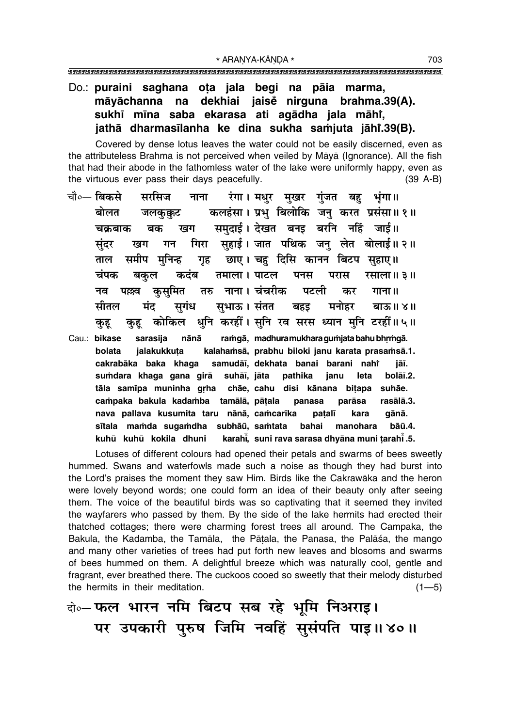**Do.: puraini saghana oṭa jala begi na pāia marma,**
**māyāchanna na dekhiai jaiseṁ nirguna brahma.39(A).**
**sukhī mīna saba ekarasa ati agādha jala māhīṁ,**
**jathā dharmasīlanha ke dina sukha saṁjuta jāhīṁ.39(B).**

Covered by dense lotus leaves the water could not be easily discerned, even as the attributeless Brahma is not perceived when veiled by Māyā (Ignorance). All the fish that had their abode in the fathomless water of the lake were uniformly happy, even as the virtuous ever pass their days peacefully. (39 A-B)

चौ०— बिकसे सरसिज नाना रंगा। मधुर मुखर गुंजत बहु भृंगा॥
बोलत जलकुक्कुट कलहंसा। प्रभु बिलोकि जनु करत प्रसंसा॥ १॥
चक्रबाक बक खग समुदाई। देखत बनइ बरनि नहिं जाई॥
सुंदर खग गन गिरा सुहाई। जात पथिक जनु लेत बोलाई॥ २॥
ताल समीप मुनिन्ह गृह छाए। चहु दिसि कानन बिटप सुहाए॥
चंपक बकुल कदंब तमाला। पाटल पनस परास रसाला॥ ३॥
नव पल्लव कुसुमित तरु नाना। चंचरीक पटली कर गाना॥
सीतल मंद सुगंध सुभाऊ। संतत बहइ मनोहर बाऊ॥ ४॥
कुहू कुहू कोकिल धुनि करहीं। सुनि रव सरस ध्यान मुनि टरहीं॥ ५॥

Cau.: **bikase sarasija nānā raṁgā, madhura mukhara guṁjata bahu bhṛṁgā.**
**bolata jalakukkuṭa kalahaṁsā, prabhu biloki janu karata prasaṁsā.1.**
**cakrabāka baka khaga samudāī, dekhata banai barani nahīṁ jāī.**
**suṁdara khaga gana girā suhāī, jāta pathika janu leta bolāī.2.**
**tāla samīpa muninha gṛha chāe, cahu disi kānana biṭapa suhāe.**
**caṁpaka bakula kadaṁba tamālā, pāṭala panasa parāsa rasālā.3.**
**nava pallava kusumita taru nānā, caṁcarīka paṭalī kara gānā.**
**sītala maṁda sugaṁdha subhāū, saṁtata bahai manohara bāū.4.**
**kuhū kuhū kokila dhuni karahīṁ, suni rava sarasa dhyāna muni ṭarahīṁ.5.**

Lotuses of different colours had opened their petals and swarms of bees sweetly hummed. Swans and waterfowls made such a noise as though they had burst into the Lord's praises the moment they saw Him. Birds like the Cakrawāka and the heron were lovely beyond words; one could form an idea of their beauty only after seeing them. The voice of the beautiful birds was so captivating that it seemed they invited the wayfarers who passed by them. By the side of the lake hermits had erected their thatched cottages; there were charming forest trees all around. The Campaka, the Bakula, the Kadamba, the Tamāla, the Pāṭala, the Panasa, the Palāśa, the mango and many other varieties of trees had put forth new leaves and blosoms and swarms of bees hummed on them. A delightful breeze which was naturally cool, gentle and fragrant, ever breathed there. The cuckoos cooed so sweetly that their melody disturbed the hermits in their meditation. (1—5)

दो०— फल भारन नमि बिटप सब रहे भूमि निअराइ।
पर उपकारी पुरुष जिमि नवहिं सुसंपति पाइ॥ ४०॥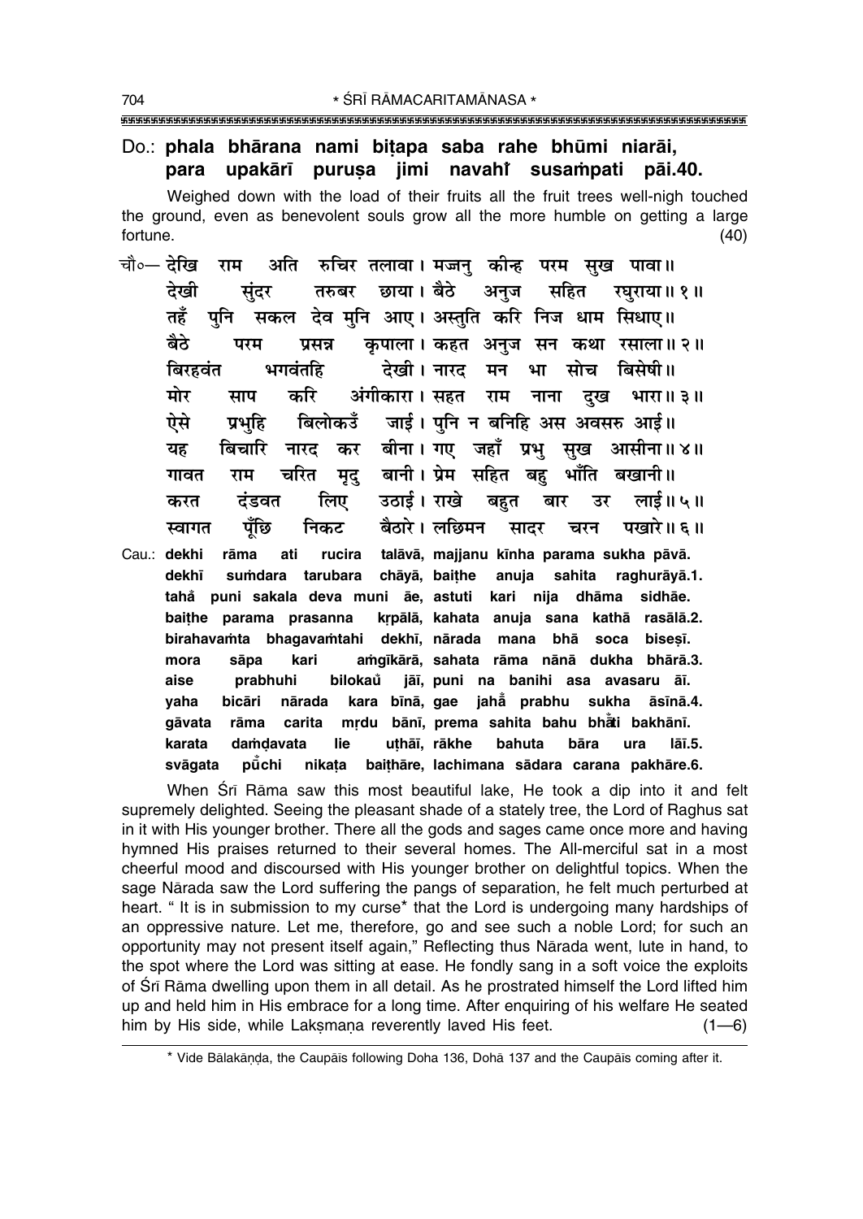Do.: **phala bhārana nami biṭapa saba rahe bhūmi niarāi,**
**para upakārī puruṣa jimi navahiṁ susaṁpati pāi.40.**

Weighed down with the load of their fruits all the fruit trees well-nigh touched the ground, even as benevolent souls grow all the more humble on getting a large fortune. (40)

चौ०— देखि राम अति रुचिर तलावा। मज्जनु कीन्ह परम सुख पावा॥
देखी सुंदर तरुबर छाया। बैठे अनुज सहित रघुराया॥ १॥
तहँ पुनि सकल देव मुनि आए। अस्तुति करि निज धाम सिधाए॥
बैठे परम प्रसन्न कृपाला। कहत अनुज सन कथा रसाला॥ २॥
बिरहवंत भगवंतहि देखी। नारद मन भा सोच बिसेषी॥
मोर साप करि अंगीकारा। सहत राम नाना दुख भारा॥ ३॥
ऐसे प्रभुहि बिलोकउँ जाई। पुनि न बनिहि अस अवसरु आई॥
यह बिचारि नारद कर बीना। गए जहाँ प्रभु सुख आसीना॥ ४॥
गावत राम चरित मृदु बानी। प्रेम सहित बहु भाँति बखानी॥
करत दंडवत लिए उठाई। राखे बहुत बार उर लाई॥ ५॥
स्वागत पूँछि निकट बैठारे। लछिमन सादर चरन पखारे॥ ६॥

Cau.: **dekhi rāma ati rucira talāvā, majjanu kīnha parama sukha pāvā.**
**dekhī suṁdara tarubara chāyā, baiṭhe anuja sahita raghurāyā.1.**
**tahaṁ puni sakala deva muni āe, astuti kari nija dhāma sidhāe.**
**baiṭhe parama prasanna kṛpālā, kahata anuja sana kathā rasālā.2.**
**birahavaṁta bhagavaṁtahi dekhī, nārada mana bhā soca biseṣī.**
**mora sāpa kari aṁgīkārā, sahata rāma nānā dukha bhārā.3.**
**aise prabhuhi bilokauṁ jāī, puni na banihi asa avasaru āī.**
**yaha bicāri nārada kara bīnā, gae jahaṁ prabhu sukha āsīnā.4.**
**gāvata rāma carita mṛdu bānī, prema sahita bahu bhāṁti bakhānī.**
**karata daṁḍavata lie uṭhāī, rākhe bahuta bāra ura lāī.5.**
**svāgata pūṁchi nikaṭa baiṭhāre, lachimana sādara carana pakhāre.6.**

When Śrī Rāma saw this most beautiful lake, He took a dip into it and felt supremely delighted. Seeing the pleasant shade of a stately tree, the Lord of Raghus sat in it with His younger brother. There all the gods and sages came once more and having hymned His praises returned to their several homes. The All-merciful sat in a most cheerful mood and discoursed with His younger brother on delightful topics. When the sage Nārada saw the Lord suffering the pangs of separation, he felt much perturbed at heart. " It is in submission to my curse* that the Lord is undergoing many hardships of an oppressive nature. Let me, therefore, go and see such a noble Lord; for such an opportunity may not present itself again," Reflecting thus Nārada went, lute in hand, to the spot where the Lord was sitting at ease. He fondly sang in a soft voice the exploits of Śrī Rāma dwelling upon them in all detail. As he prostrated himself the Lord lifted him up and held him in His embrace for a long time. After enquiring of his welfare He seated him by His side, while Lakṣmaṇa reverently laved His feet. (1—6)

* Vide Bālakāṇḍa, the Caupāīs following Doha 136, Dohā 137 and the Caupāīs coming after it.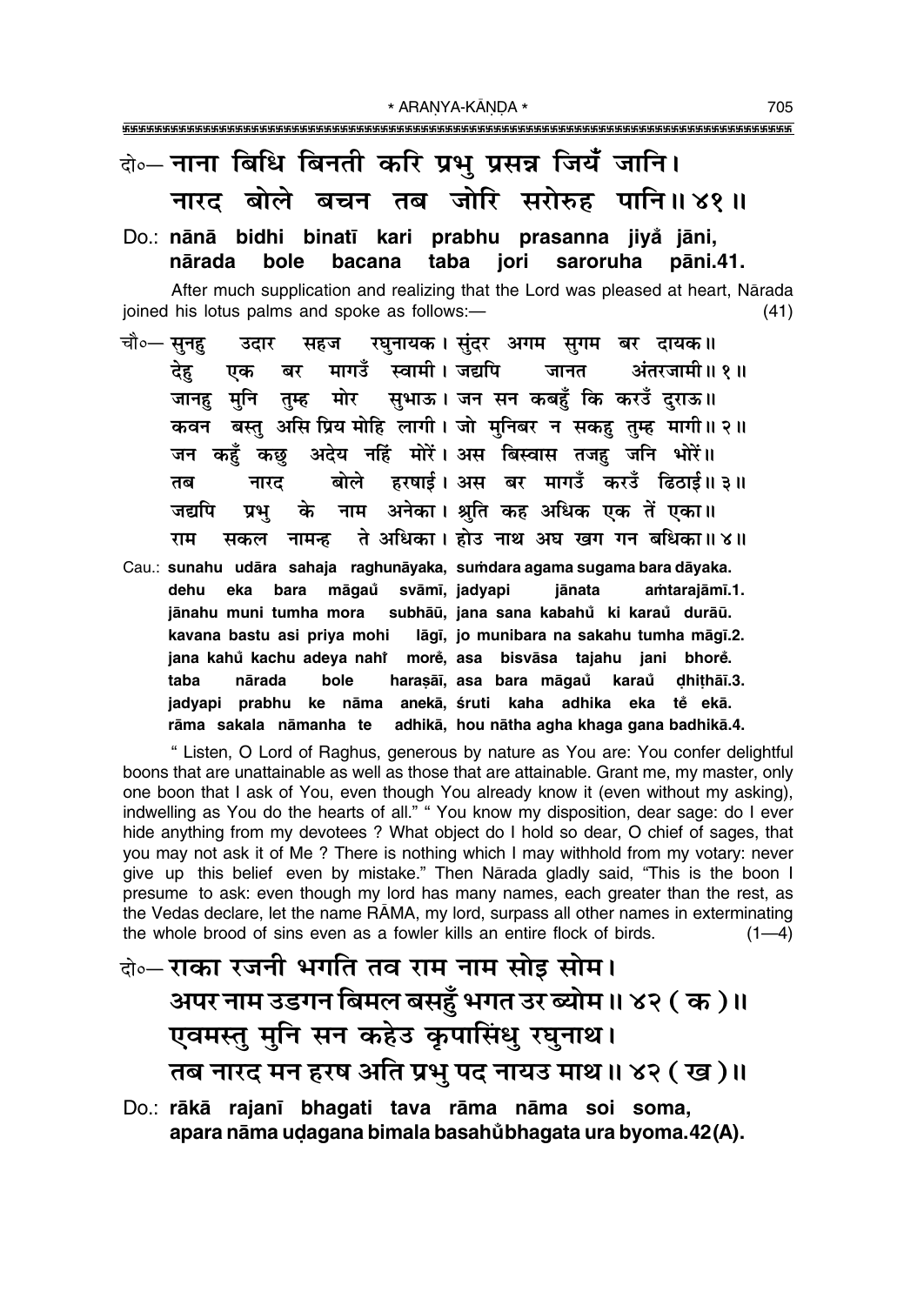दो०— नाना बिधि बिनती करि प्रभु प्रसन्न जियँ जानि।
नारद बोले बचन तब जोरि सरोरुह पानि॥ ४१॥

Do.: **nānā bidhi binatī kari prabhu prasanna jiyå̐ jāni,**
**nārada bole bacana taba jori saroruha pāni.41.**

After much supplication and realizing that the Lord was pleased at heart, Nārada joined his lotus palms and spoke as follows:— (41)

चौ०— सुनहु उदार सहज रघुनायक। सुंदर अगम सुगम बर दायक॥
देहु एक बर मागउँ स्वामी। जद्यपि जानत अंतरजामी॥ १॥
जानहु मुनि तुम्ह मोर सुभाऊ। जन सन कबहुँ कि करउँ दुराऊ॥
कवन बस्तु असि प्रिय मोहि लागी। जो मुनिबर न सकहु तुम्ह मागी॥ २॥
जन कहुँ कछु अदेय नहिं मोरें। अस बिस्वास तजहु जनि भोरें॥
तब नारद बोले हरषाई। अस बर मागउँ करउँ ढिठाई॥ ३॥
जद्यपि प्रभु के नाम अनेका। श्रुति कह अधिक एक तें एका॥
राम सकल नामन्ह ते अधिका। होउ नाथ अघ खग गन बधिका॥ ४॥

Cau.: **sunahu udāra sahaja raghunāyaka, suṁdara agama sugama bara dāyaka.**
**dehu eka bara māgau̐ svāmī, jadyapi jānata aṁtarajāmī.1.**
**jānahu muni tumha mora subhāū, jana sana kabahu̐ ki karau̐ durāū.**
**kavana bastu asi priya mohi lāgī, jo munibara na sakahu tumha māgī.2.**
**jana kahu̐ kachu adeya nahi̐ more̐, asa bisvāsa tajahu jani bhore̐.**
**taba nārada bole haraṣāī, asa bara māgau̐ karau̐ ḍhiṭhāī.3.**
**jadyapi prabhu ke nāma anekā, śruti kaha adhika eka te̐ ekā.**
**rāma sakala nāmanha te adhikā, hou nātha agha khaga gana badhikā.4.**

" Listen, O Lord of Raghus, generous by nature as You are: You confer delightful boons that are unattainable as well as those that are attainable. Grant me, my master, only one boon that I ask of You, even though You already know it (even without my asking), indwelling as You do the hearts of all." " You know my disposition, dear sage: do I ever hide anything from my devotees ? What object do I hold so dear, O chief of sages, that you may not ask it of Me ? There is nothing which I may withhold from my votary: never give up this belief even by mistake." Then Nārada gladly said, "This is the boon I presume to ask: even though my lord has many names, each greater than the rest, as the Vedas declare, let the name RĀMA, my lord, surpass all other names in exterminating the whole brood of sins even as a fowler kills an entire flock of birds. (1—4)

दो०— राका रजनी भगति तव राम नाम सोइ सोम।
अपर नाम उडगन बिमल बसहुँ भगत उर ब्योम॥ ४२ ( क )॥
एवमस्तु मुनि सन कहेउ कृपासिंधु रघुनाथ।
तब नारद मन हरष अति प्रभु पद नायउ माथ॥ ४२ ( ख )॥

Do.: **rākā rajanī bhagati tava rāma nāma soi soma,**
**apara nāma uḍagana bimala basahu̐bhagata ura byoma.42(A).**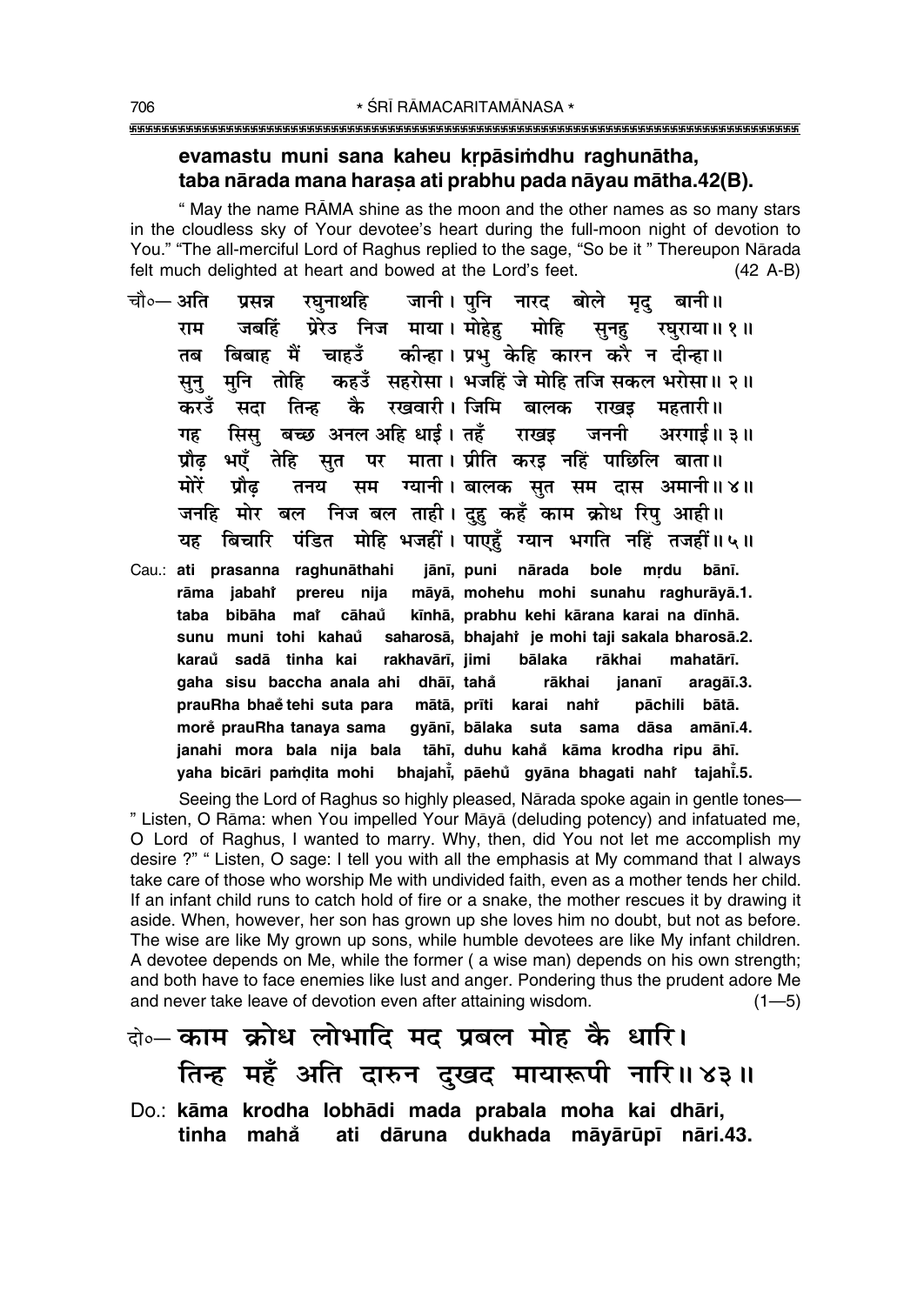**evamastu muni sana kaheu kṛpāsiṁdhu raghunātha,**
**taba nārada mana haraṣa ati prabhu pada nāyau mātha.42(B).**

" May the name RĀMA shine as the moon and the other names as so many stars in the cloudless sky of Your devotee's heart during the full-moon night of devotion to You." "The all-merciful Lord of Raghus replied to the sage, "So be it " Thereupon Nārada felt much delighted at heart and bowed at the Lord's feet. (42 A-B)

चौ०— अति प्रसन्न रघुनाथहि जानी। पुनि नारद बोले मृदु बानी॥
राम जबहिं प्रेरेउ निज माया। मोहेहु मोहि सुनहु रघुराया॥ १॥
तब बिबाह मैं चाहउँ कीन्हा। प्रभु केहि कारन करै न दीन्हा॥
सुनु मुनि तोहि कहउँ सहरोसा। भजहिं जे मोहि तजि सकल भरोसा॥ २॥
करउँ सदा तिन्ह कै रखवारी। जिमि बालक राखइ महतारी॥
गह सिसु बच्छ अनल अहि धाई। तहँ राखइ जननी अरगाई॥ ३॥
प्रौढ़ भएँ तेहि सुत पर माता। प्रीति करइ नहिं पाछिलि बाता॥
मोरें प्रौढ़ तनय सम ग्यानी। बालक सुत सम दास अमानी॥ ४॥
जनहि मोर बल निज बल ताही। दुहु कहँ काम क्रोध रिपु आही॥
यह बिचारि पंडित मोहि भजहीं। पाएहुँ ग्यान भगति नहिं तजहीं॥ ५॥

Cau.: **ati prasanna raghunāthahi jānī, puni nārada bole mṛdu bānī.**
**rāma jabahiṁ prereu nija māyā, mohehu mohi sunahu raghurāyā.1.**
**taba bibāha maiṁ cāhaũ kīnhā, prabhu kehi kārana karai na dīnhā.**
**sunu muni tohi kahaũ saharosā, bhajahiṁ je mohi taji sakala bharosā.2.**
**karaũ sadā tinha kai rakhavārī, jimi bālaka rākhai mahatārī.**
**gaha sisu baccha anala ahi dhāī, tahå̃ rākhai jananī aragāī.3.**
**prauRha bhaẽ tehi suta para mātā, prīti karai nahiṁ pāchili bātā.**
**morẽ prauRha tanaya sama gyānī, bālaka suta sama dāsa amānī.4.**
**janahi mora bala nija bala tāhī, duhu kahå̃ kāma krodha ripu āhī.**
**yaha bicāri paṁḍita mohi bhajahī̃, pāehũ gyāna bhagati nahiṁ tajahī̃.5.**

Seeing the Lord of Raghus so highly pleased, Nārada spoke again in gentle tones— " Listen, O Rāma: when You impelled Your Māyā (deluding potency) and infatuated me, O Lord of Raghus, I wanted to marry. Why, then, did You not let me accomplish my desire ?" " Listen, O sage: I tell you with all the emphasis at My command that I always take care of those who worship Me with undivided faith, even as a mother tends her child. If an infant child runs to catch hold of fire or a snake, the mother rescues it by drawing it aside. When, however, her son has grown up she loves him no doubt, but not as before. The wise are like My grown up sons, while humble devotees are like My infant children. A devotee depends on Me, while the former ( a wise man) depends on his own strength; and both have to face enemies like lust and anger. Pondering thus the prudent adore Me and never take leave of devotion even after attaining wisdom. (1—5)

दो०— काम क्रोध लोभादि मद प्रबल मोह कै धारि।
तिन्ह महँ अति दारुन दुखद मायारूपी नारि॥ ४३॥

Do.: **kāma krodha lobhādi mada prabala moha kai dhāri,**
**tinha mahå̃ ati dāruna dukhada māyārūpī nāri.43.**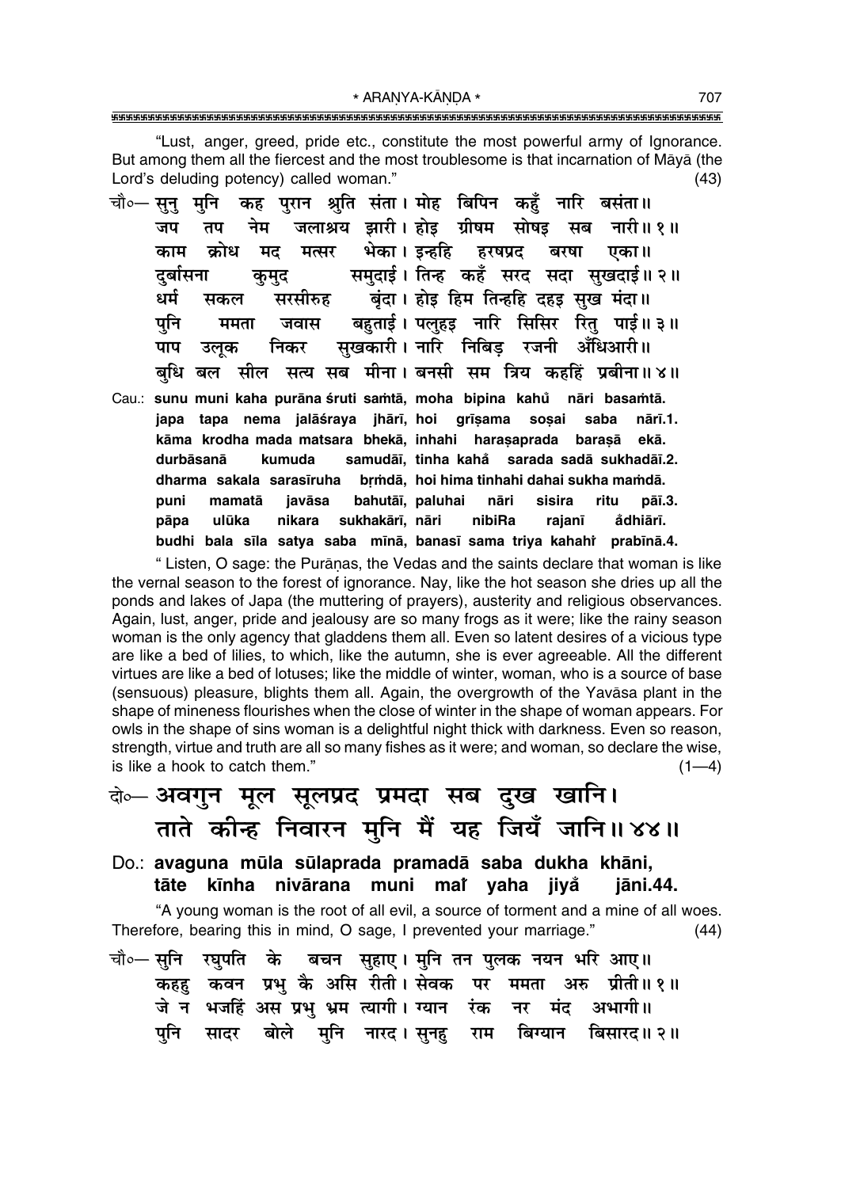"Lust, anger, greed, pride etc., constitute the most powerful army of Ignorance. But among them all the fiercest and the most troublesome is that incarnation of Māyā (the Lord's deluding potency) called woman." (43)

चौ०— सुनु मुनि कह पुरान श्रुति संता। मोह बिपिन कहुँ नारि बसंता॥
जप तप नेम जलाश्रय झारी। होइ ग्रीषम सोषइ सब नारी॥ १॥
काम क्रोध मद मत्सर भेका। इन्हहि हरषप्रद बरषा एका॥
दुर्बासना कुमुद समुदाई। तिन्ह कहँ सरद सदा सुखदाई॥ २॥
धर्म सकल सरसीरुह बृंदा। होइ हिम तिन्हहि दहइ सुख मंदा॥
पुनि ममता जवास बहुताई। पलुहइ नारि सिसिर रितु पाई॥ ३॥
पाप उलूक निकर सुखकारी। नारि निबिड़ रजनी अँधिआरी॥
बुधि बल सील सत्य सब मीना। बनसी सम त्रिय कहहिं प्रबीना॥ ४॥

Cau.: **sunu muni kaha purāna śruti saṁtā, moha bipina kahů nāri basaṁtā.**
**japa tapa nema jalāśraya jhārī, hoi grīṣama soṣai saba nārī.1.**
**kāma krodha mada matsara bhekā, inhahi haraṣaprada baraṣā ekā.**
**durbāsanā kumuda samudāī, tinha kahå sarada sadā sukhadāī.2.**
**dharma sakala sarasīruha bṛṁdā, hoi hima tinhahi dahai sukha maṁdā.**
**puni mamatā javāsa bahutāī, paluhai nāri sisira ritu pāī.3.**
**pāpa ulūka nikara sukhakārī, nāri nibiRa rajanī ådhiārī.**
**budhi bala sīla satya saba mīnā, banasī sama triya kahahiṁ prabīnā.4.**

" Listen, O sage: the Purāṇas, the Vedas and the saints declare that woman is like the vernal season to the forest of ignorance. Nay, like the hot season she dries up all the ponds and lakes of Japa (the muttering of prayers), austerity and religious observances. Again, lust, anger, pride and jealousy are so many frogs as it were; like the rainy season woman is the only agency that gladdens them all. Even so latent desires of a vicious type are like a bed of lilies, to which, like the autumn, she is ever agreeable. All the different virtues are like a bed of lotuses; like the middle of winter, woman, who is a source of base (sensuous) pleasure, blights them all. Again, the overgrowth of the Yavāsa plant in the shape of mineness flourishes when the close of winter in the shape of woman appears. For owls in the shape of sins woman is a delightful night thick with darkness. Even so reason, strength, virtue and truth are all so many fishes as it were; and woman, so declare the wise, is like a hook to catch them." (1—4)

दो०— अवगुन मूल सूलप्रद प्रमदा सब दुख खानि।
ताते कीन्ह निवारन मुनि मैं यह जियँ जानि॥ ४४॥

Do.: **avaguna mūla sūlaprada pramadā saba dukha khāni,**
**tāte kīnha nivārana muni maiṁ yaha jiyå jāni.44.**

"A young woman is the root of all evil, a source of torment and a mine of all woes. Therefore, bearing this in mind, O sage, I prevented your marriage." (44)

चौ०— सुनि रघुपति के बचन सुहाए। मुनि तन पुलक नयन भरि आए॥
कहहु कवन प्रभु कै असि रीती। सेवक पर ममता अरु प्रीती॥ १॥
जे न भजहिं अस प्रभु भ्रम त्यागी। ग्यान रंक नर मंद अभागी॥
पुनि सादर बोले मुनि नारद। सुनहु राम बिग्यान बिसारद॥ २॥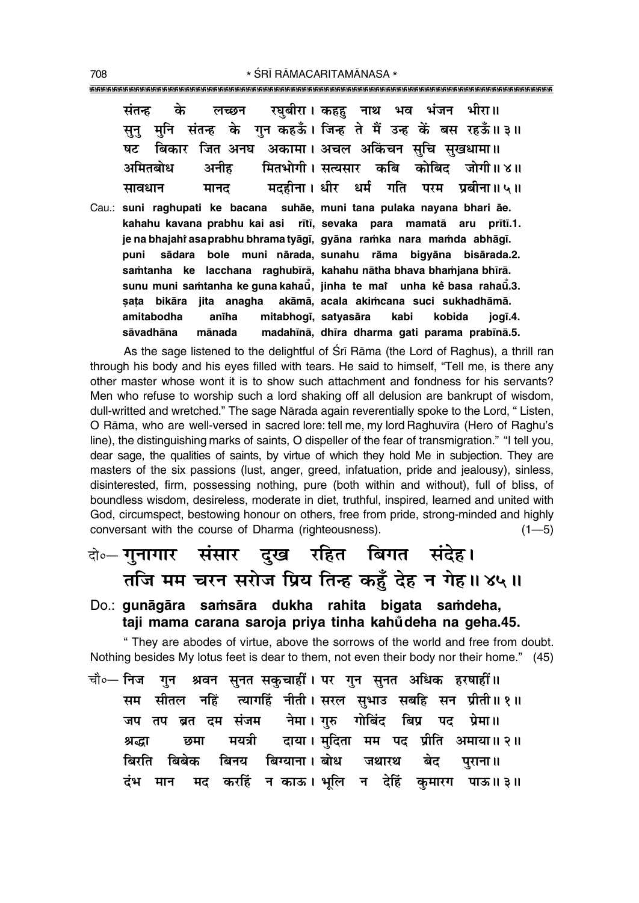संतन्ह के लच्छन रघुबीरा। कहहु नाथ भव भंजन भीरा॥
सुनु मुनि संतन्ह के गुन कहऊँ। जिन्ह ते मैं उन्ह कें बस रहऊँ॥ ३॥
षट बिकार जित अनघ अकामा। अचल अकिंचन सुचि सुखधामा॥
अमितबोध अनीह मितभोगी। सत्यसार कबि कोबिद जोगी॥ ४॥
सावधान मानद मदहीना। धीर धर्म गति परम प्रबीना॥ ५॥

Cau.: **suni raghupati ke bacana suhāe, muni tana pulaka nayana bhari āe.**
**kahahu kavana prabhu kai asi rīti, sevaka para mamatā aru prītī.1.**
**je na bhajahiṁ asa prabhu bhrama tyāgī, gyāna raṁka nara maṁda abhāgī.**
**puni sādara bole muni nārada, sunahu rāma bigyāna bisārada.2.**
**saṁtanha ke lacchana raghubīrā, kahahu nātha bhava bhaṁjana bhīrā.**
**sunu muni saṁtanha ke guna kahaū̐, jinha te maiṁ unha keṁ basa rahaū̐.3.**
**ṣaṭa bikāra jita anagha akāmā, acala akiṁcana suci sukhadhāmā.**
**amitabodha anīha mitabhogī, satyasāra kabi kobida jogī.4.**
**sāvadhāna mānada madahīnā, dhīra dharma gati parama prabīnā.5.**

As the sage listened to the delightful of Śrī Rāma (the Lord of Raghus), a thrill ran through his body and his eyes filled with tears. He said to himself, "Tell me, is there any other master whose wont it is to show such attachment and fondness for his servants? Men who refuse to worship such a lord shaking off all delusion are bankrupt of wisdom, dull-writted and wretched." The sage Nārada again reverentially spoke to the Lord, " Listen, O Rāma, who are well-versed in sacred lore: tell me, my lord Raghuvīra (Hero of Raghu's line), the distinguishing marks of saints, O dispeller of the fear of transmigration." "I tell you, dear sage, the qualities of saints, by virtue of which they hold Me in subjection. They are masters of the six passions (lust, anger, greed, infatuation, pride and jealousy), sinless, disinterested, firm, possessing nothing, pure (both within and without), full of bliss, of boundless wisdom, desireless, moderate in diet, truthful, inspired, learned and united with God, circumspect, bestowing honour on others, free from pride, strong-minded and highly conversant with the course of Dharma (righteousness). (1—5)

दो०— गुनागार संसार दुख रहित बिगत संदेह।
तजि मम चरन सरोज प्रिय तिन्ह कहुँ देह न गेह॥ ४५॥

Do.: **gunāgāra saṁsāra dukha rahita bigata saṁdeha,**
**taji mama carana saroja priya tinha kahu̐ deha na geha.45.**

" They are abodes of virtue, above the sorrows of the world and free from doubt. Nothing besides My lotus feet is dear to them, not even their body nor their home." (45)

चौ०— निज गुन श्रवन सुनत सकुचाहीं। पर गुन सुनत अधिक हरषाहीं॥
सम सीतल नहिं त्यागहिं नीती। सरल सुभाउ सबहि सन प्रीती॥ १॥
जप तप ब्रत दम संजम नेमा। गुरु गोबिंद बिप्र पद प्रेमा॥
श्रद्धा छमा मयत्री दाया। मुदिता मम पद प्रीति अमाया॥ २॥
बिरति बिबेक बिनय बिग्याना। बोध जथारथ बेद पुराना॥
दंभ मान मद करहिं न काऊ। भूलि न देहिं कुमारग पाऊ॥ ३॥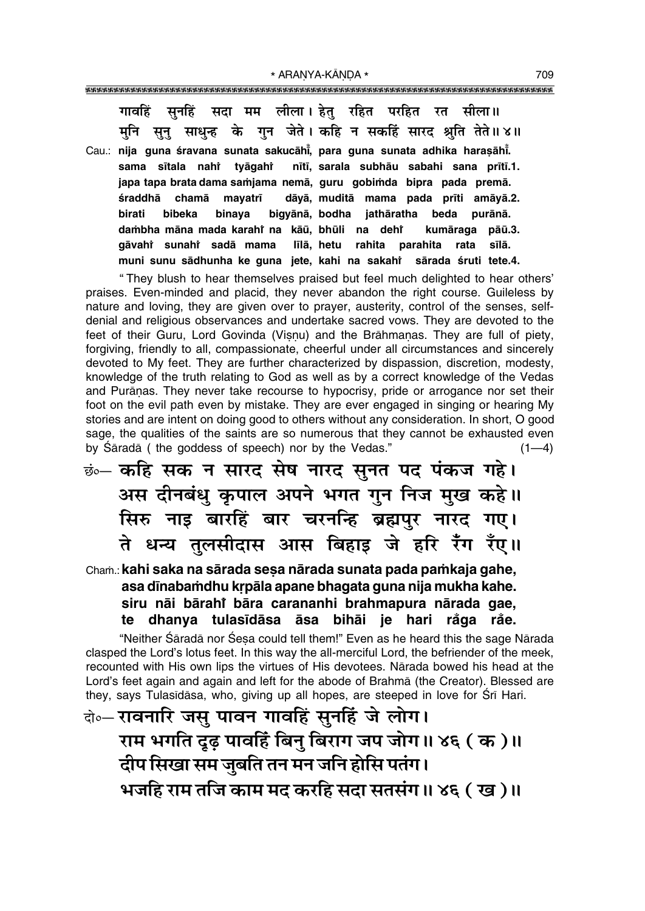गावहिं सुनहिं सदा मम लीला। हेतु रहित परहित रत सीला॥
मुनि सुनु साधुन्ह के गुन जेते। कहि न सकहिं सारद श्रुति तेते॥ ४॥

Cau.: **nija guna śravana sunata sakucāhī̆, para guna sunata adhika haraṣāhī̆.**
**sama sītala nahi̐ tyāgahi̐ nītī, sarala subhāu sabahi sana prītī.1.**
**japa tapa brata dama saṁjama nemā, guru gobiṁda bipra pada premā.**
**śraddhā chamā mayatrī dāyā, muditā mama pada prīti amāyā.2.**
**birati bibeka binaya bigyānā, bodha jathāratha beda purānā.**
**daṁbha māna mada karahi̐ na kāū, bhūli na dehi̐ kumāraga pāū.3.**
**gāvahi̐ sunahi̐ sadā mama līlā, hetu rahita parahita rata sīlā.**
**muni sunu sādhunha ke guna jete, kahi na sakahi̐ sārada śruti tete.4.**

"They blush to hear themselves praised but feel much delighted to hear others' praises. Even-minded and placid, they never abandon the right course. Guileless by nature and loving, they are given over to prayer, austerity, control of the senses, self-denial and religious observances and undertake sacred vows. They are devoted to the feet of their Guru, Lord Govinda (Viṣṇu) and the Brāhmaṇas. They are full of piety, forgiving, friendly to all, compassionate, cheerful under all circumstances and sincerely devoted to My feet. They are further characterized by dispassion, discretion, modesty, knowledge of the truth relating to God as well as by a correct knowledge of the Vedas and Purāṇas. They never take recourse to hypocrisy, pride or arrogance nor set their foot on the evil path even by mistake. They are ever engaged in singing or hearing My stories and are intent on doing good to others without any consideration. In short, O good sage, the qualities of the saints are so numerous that they cannot be exhausted even by Śāradā ( the goddess of speech) nor by the Vedas." (1—4)

छं०— कहि सक न सारद सेष नारद सुनत पद पंकज गहे।
अस दीनबंधु कृपाल अपने भगत गुन निज मुख कहे॥
सिरु नाइ बारहिं बार चरनन्हि ब्रह्मपुर नारद गए।
ते धन्य तुलसीदास आस बिहाइ जे हरि रँग रँए॥

Chaṁ.: **kahi saka na sārada seṣa nārada sunata pada paṁkaja gahe,**
**asa dīnabaṁdhu kṛpāla apane bhagata guna nija mukha kahe.**
**siru nāi bārahi̐ bāra carananhi brahmapura nārada gae,**
**te dhanya tulasīdāsa āsa bihāi je hari ra̐ga ra̐e.**

"Neither Śāradā nor Śeṣa could tell them!" Even as he heard this the sage Nārada clasped the Lord's lotus feet. In this way the all-merciful Lord, the befriender of the meek, recounted with His own lips the virtues of His devotees. Nārada bowed his head at the Lord's feet again and again and left for the abode of Brahmā (the Creator). Blessed are they, says Tulasīdāsa, who, giving up all hopes, are steeped in love for Śrī Hari.

दो०— रावनारि जसु पावन गावहिं सुनहिं जे लोग।
राम भगति दृढ़ पावहिं बिनु बिराग जप जोग॥ ४६ ( क )॥
दीप सिखा सम जुबति तन मन जनि होसि पतंग।
भजहि राम तजि काम मद करहि सदा सतसंग॥ ४६ ( ख )॥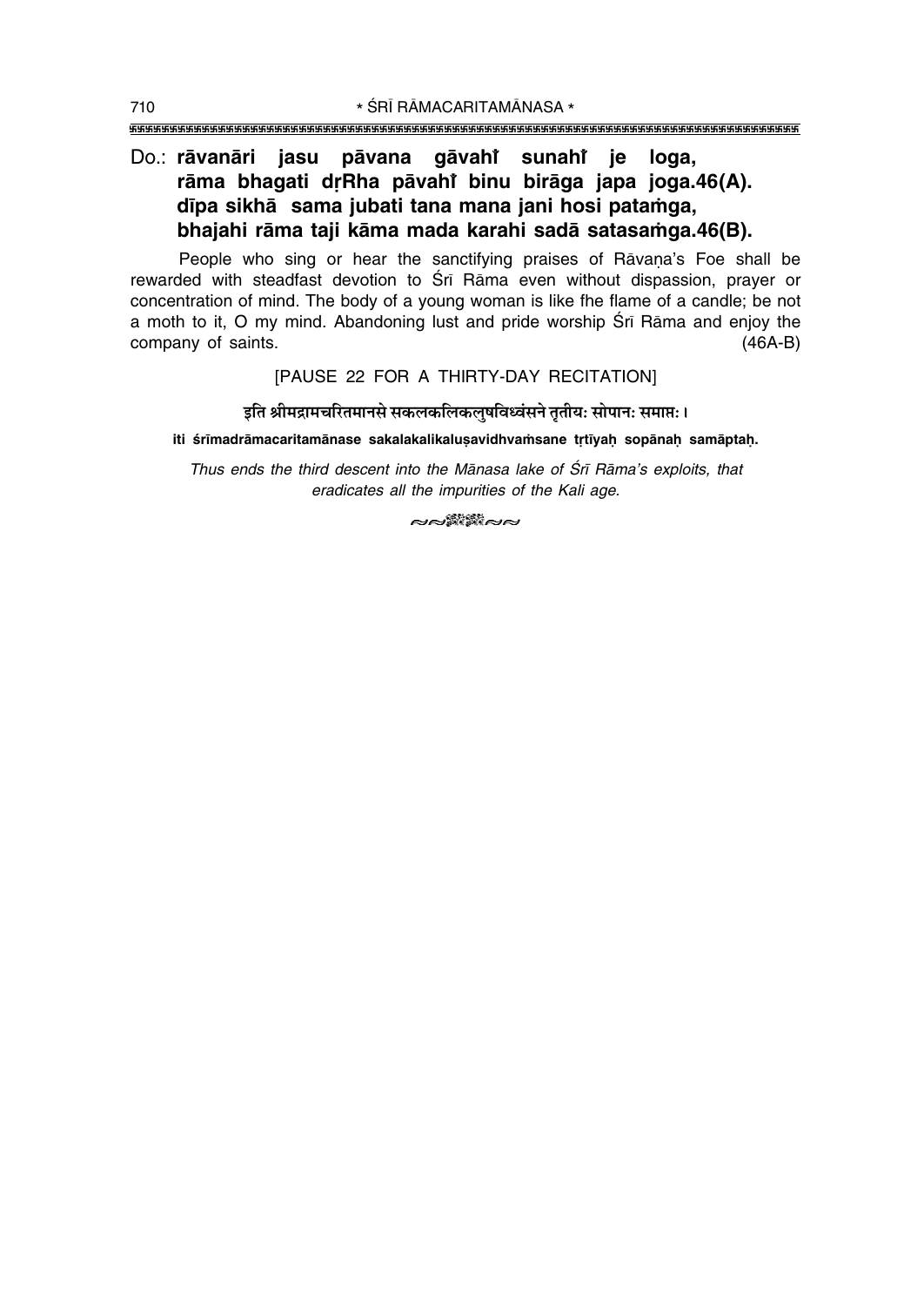Do.: **rāvanāri jasu pāvana gāvahi̐ sunahi̐ je loga,**
**rāma bhagati dṛRha pāvahi̐ binu birāga japa joga.46(A).**
**dīpa sikhā sama jubati tana mana jani hosi pataṁga,**
**bhajahi rāma taji kāma mada karahi sadā satasaṁga.46(B).**

People who sing or hear the sanctifying praises of Rāvaṇa's Foe shall be rewarded with steadfast devotion to Śrī Rāma even without dispassion, prayer or concentration of mind. The body of a young woman is like fhe flame of a candle; be not a moth to it, O my mind. Abandoning lust and pride worship Śrī Rāma and enjoy the company of saints. (46A-B)

[PAUSE 22 FOR A THIRTY-DAY RECITATION]

इति श्रीमद्रामचरितमानसे सकलकलिकलुषविध्वंसने तृतीयः सोपानः समाप्तः।

**iti śrīmadrāmacaritamānase sakalakalikaluṣavidhvaṁsane tṛtīyaḥ sopānaḥ samāptaḥ.**

*Thus ends the third descent into the Mānasa lake of Śrī Rāma's exploits, that eradicates all the impurities of the Kali age.*